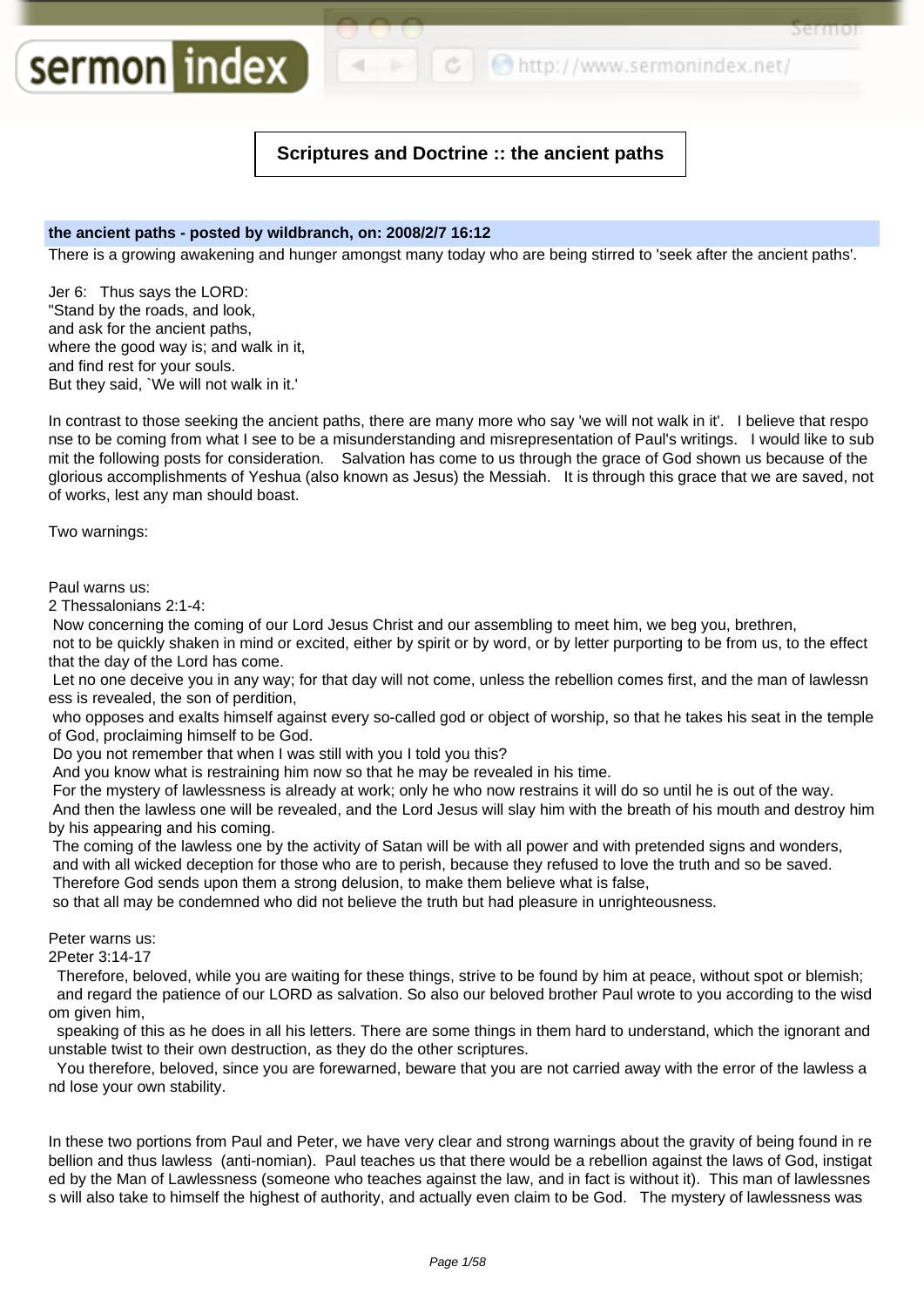# Scriptures and Doctrine :: the ancient paths

**the ancient paths - posted by wildbranch, on: 2008/2/7 16:12**

There is a growing awakening and hunger amongst many today who are being stirred to 'seek after the ancient paths'.

Jer 6: Thus says the LORD:
"Stand by the roads, and look,
and ask for the ancient paths,
where the good way is; and walk in it,
and find rest for your souls.
But they said, `We will not walk in it.'

In contrast to those seeking the ancient paths, there are many more who say 'we will not walk in it'. I believe that response to be coming from what I see to be a misunderstanding and misrepresentation of Paul's writings. I would like to submit the following posts for consideration. Salvation has come to us through the grace of God shown us because of the glorious accomplishments of Yeshua (also known as Jesus) the Messiah. It is through this grace that we are saved, not of works, lest any man should boast.

Two warnings:

Paul warns us:
2 Thessalonians 2:1-4:
Now concerning the coming of our Lord Jesus Christ and our assembling to meet him, we beg you, brethren,
not to be quickly shaken in mind or excited, either by spirit or by word, or by letter purporting to be from us, to the effect that the day of the Lord has come.
Let no one deceive you in any way; for that day will not come, unless the rebellion comes first, and the man of lawlessness is revealed, the son of perdition,
who opposes and exalts himself against every so-called god or object of worship, so that he takes his seat in the temple of God, proclaiming himself to be God.
Do you not remember that when I was still with you I told you this?
And you know what is restraining him now so that he may be revealed in his time.
For the mystery of lawlessness is already at work; only he who now restrains it will do so until he is out of the way.
And then the lawless one will be revealed, and the Lord Jesus will slay him with the breath of his mouth and destroy him by his appearing and his coming.
The coming of the lawless one by the activity of Satan will be with all power and with pretended signs and wonders,
and with all wicked deception for those who are to perish, because they refused to love the truth and so be saved.
Therefore God sends upon them a strong delusion, to make them believe what is false,
so that all may be condemned who did not believe the truth but had pleasure in unrighteousness.

Peter warns us:
2Peter 3:14-17
Therefore, beloved, while you are waiting for these things, strive to be found by him at peace, without spot or blemish;
and regard the patience of our LORD as salvation. So also our beloved brother Paul wrote to you according to the wisdom given him,
speaking of this as he does in all his letters. There are some things in them hard to understand, which the ignorant and unstable twist to their own destruction, as they do the other scriptures.
You therefore, beloved, since you are forewarned, beware that you are not carried away with the error of the lawless and lose your own stability.

In these two portions from Paul and Peter, we have very clear and strong warnings about the gravity of being found in rebellion and thus lawless (anti-nomian). Paul teaches us that there would be a rebellion against the laws of God, instigated by the Man of Lawlessness (someone who teaches against the law, and in fact is without it). This man of lawlessness will also take to himself the highest of authority, and actually even claim to be God. The mystery of lawlessness was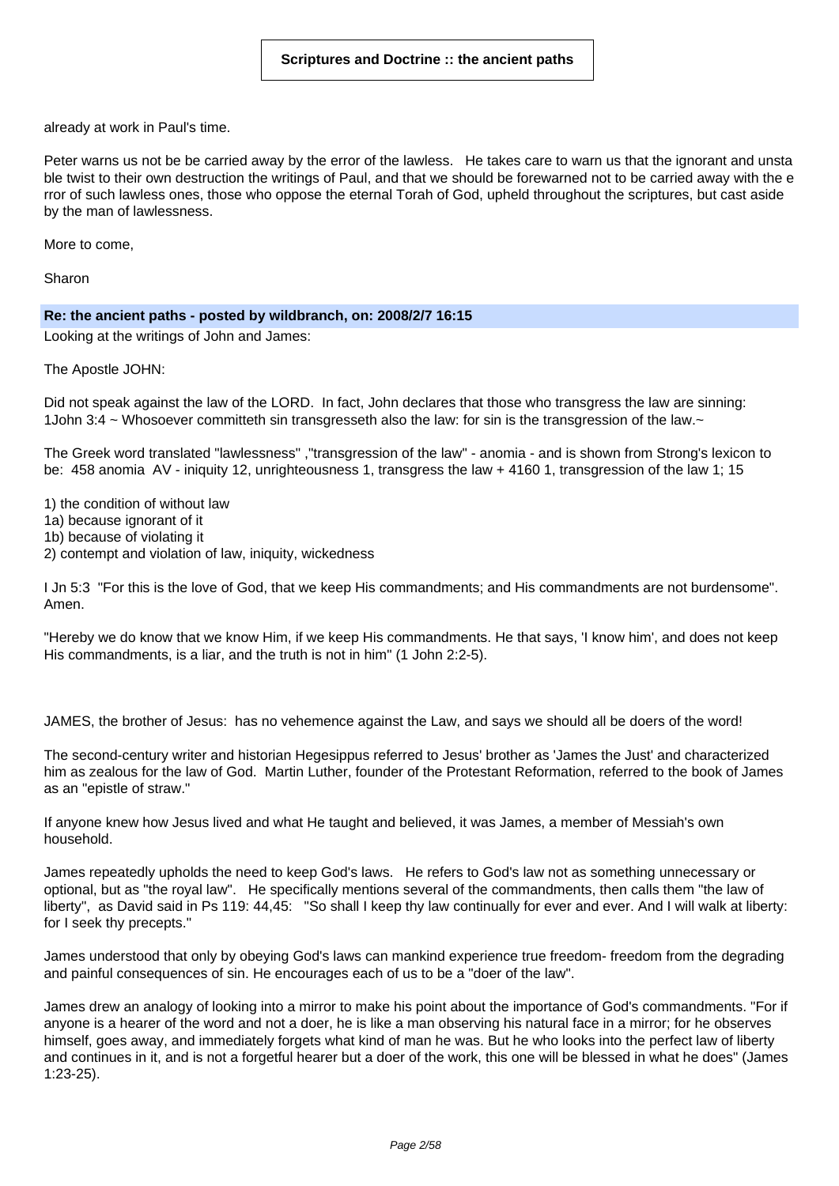already at work in Paul's time.

Peter warns us not be be carried away by the error of the lawless. He takes care to warn us that the ignorant and unstable twist to their own destruction the writings of Paul, and that we should be forewarned not to be carried away with the error of such lawless ones, those who oppose the eternal Torah of God, upheld throughout the scriptures, but cast aside by the man of lawlessness.

More to come,

Sharon

**Re: the ancient paths - posted by wildbranch, on: 2008/2/7 16:15**

Looking at the writings of John and James:

The Apostle JOHN:

Did not speak against the law of the LORD. In fact, John declares that those who transgress the law are sinning: 1John 3:4 ~ Whosoever committeth sin transgresseth also the law: for sin is the transgression of the law.~

The Greek word translated "lawlessness" ,"transgression of the law" - anomia - and is shown from Strong's lexicon to be: 458 anomia AV - iniquity 12, unrighteousness 1, transgress the law + 4160 1, transgression of the law 1; 15

1) the condition of without law
1a) because ignorant of it
1b) because of violating it
2) contempt and violation of law, iniquity, wickedness

I Jn 5:3 "For this is the love of God, that we keep His commandments; and His commandments are not burdensome". Amen.

"Hereby we do know that we know Him, if we keep His commandments. He that says, 'I know him', and does not keep His commandments, is a liar, and the truth is not in him" (1 John 2:2-5).

JAMES, the brother of Jesus: has no vehemence against the Law, and says we should all be doers of the word!

The second-century writer and historian Hegesippus referred to Jesus' brother as 'James the Just' and characterized him as zealous for the law of God. Martin Luther, founder of the Protestant Reformation, referred to the book of James as an "epistle of straw."

If anyone knew how Jesus lived and what He taught and believed, it was James, a member of Messiah's own household.

James repeatedly upholds the need to keep God's laws. He refers to God's law not as something unnecessary or optional, but as "the royal law". He specifically mentions several of the commandments, then calls them "the law of liberty", as David said in Ps 119: 44,45: "So shall I keep thy law continually for ever and ever. And I will walk at liberty: for I seek thy precepts."

James understood that only by obeying God's laws can mankind experience true freedom- freedom from the degrading and painful consequences of sin. He encourages each of us to be a "doer of the law".

James drew an analogy of looking into a mirror to make his point about the importance of God's commandments. "For if anyone is a hearer of the word and not a doer, he is like a man observing his natural face in a mirror; for he observes himself, goes away, and immediately forgets what kind of man he was. But he who looks into the perfect law of liberty and continues in it, and is not a forgetful hearer but a doer of the work, this one will be blessed in what he does" (James 1:23-25).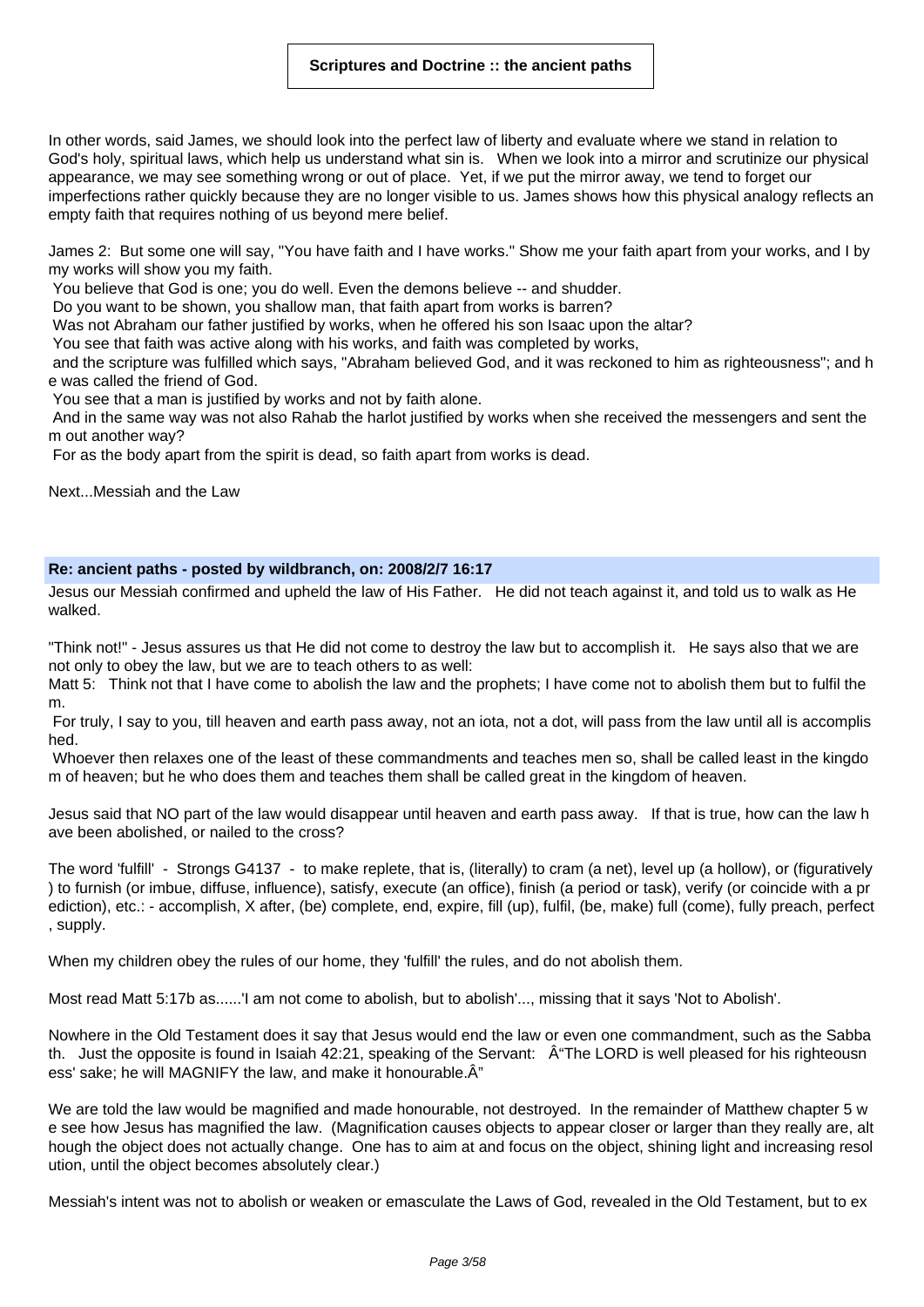In other words, said James, we should look into the perfect law of liberty and evaluate where we stand in relation to God's holy, spiritual laws, which help us understand what sin is. When we look into a mirror and scrutinize our physical appearance, we may see something wrong or out of place. Yet, if we put the mirror away, we tend to forget our imperfections rather quickly because they are no longer visible to us. James shows how this physical analogy reflects an empty faith that requires nothing of us beyond mere belief.

James 2: But some one will say, "You have faith and I have works." Show me your faith apart from your works, and I by my works will show you my faith.
You believe that God is one; you do well. Even the demons believe -- and shudder.
Do you want to be shown, you shallow man, that faith apart from works is barren?
Was not Abraham our father justified by works, when he offered his son Isaac upon the altar?
You see that faith was active along with his works, and faith was completed by works,
and the scripture was fulfilled which says, "Abraham believed God, and it was reckoned to him as righteousness"; and he was called the friend of God.
You see that a man is justified by works and not by faith alone.
And in the same way was not also Rahab the harlot justified by works when she received the messengers and sent them out another way?
For as the body apart from the spirit is dead, so faith apart from works is dead.

Next...Messiah and the Law

### Re: ancient paths - posted by wildbranch, on: 2008/2/7 16:17

Jesus our Messiah confirmed and upheld the law of His Father. He did not teach against it, and told us to walk as He walked.

"Think not!" - Jesus assures us that He did not come to destroy the law but to accomplish it. He says also that we are not only to obey the law, but we are to teach others to as well:
Matt 5: Think not that I have come to abolish the law and the prophets; I have come not to abolish them but to fulfil them.
For truly, I say to you, till heaven and earth pass away, not an iota, not a dot, will pass from the law until all is accomplished.
Whoever then relaxes one of the least of these commandments and teaches men so, shall be called least in the kingdom of heaven; but he who does them and teaches them shall be called great in the kingdom of heaven.

Jesus said that NO part of the law would disappear until heaven and earth pass away. If that is true, how can the law have been abolished, or nailed to the cross?

The word 'fulfill' - Strongs G4137 - to make replete, that is, (literally) to cram (a net), level up (a hollow), or (figuratively) to furnish (or imbue, diffuse, influence), satisfy, execute (an office), finish (a period or task), verify (or coincide with a prediction), etc.: - accomplish, X after, (be) complete, end, expire, fill (up), fulfil, (be, make) full (come), fully preach, perfect, supply.

When my children obey the rules of our home, they 'fulfill' the rules, and do not abolish them.

Most read Matt 5:17b as......'I am not come to abolish, but to abolish'..., missing that it says 'Not to Abolish'.

Nowhere in the Old Testament does it say that Jesus would end the law or even one commandment, such as the Sabbath. Just the opposite is found in Isaiah 42:21, speaking of the Servant: Â“The LORD is well pleased for his righteousness' sake; he will MAGNIFY the law, and make it honourable.Â”

We are told the law would be magnified and made honourable, not destroyed. In the remainder of Matthew chapter 5 we see how Jesus has magnified the law. (Magnification causes objects to appear closer or larger than they really are, although the object does not actually change. One has to aim at and focus on the object, shining light and increasing resolution, until the object becomes absolutely clear.)

Messiah's intent was not to abolish or weaken or emasculate the Laws of God, revealed in the Old Testament, but to ex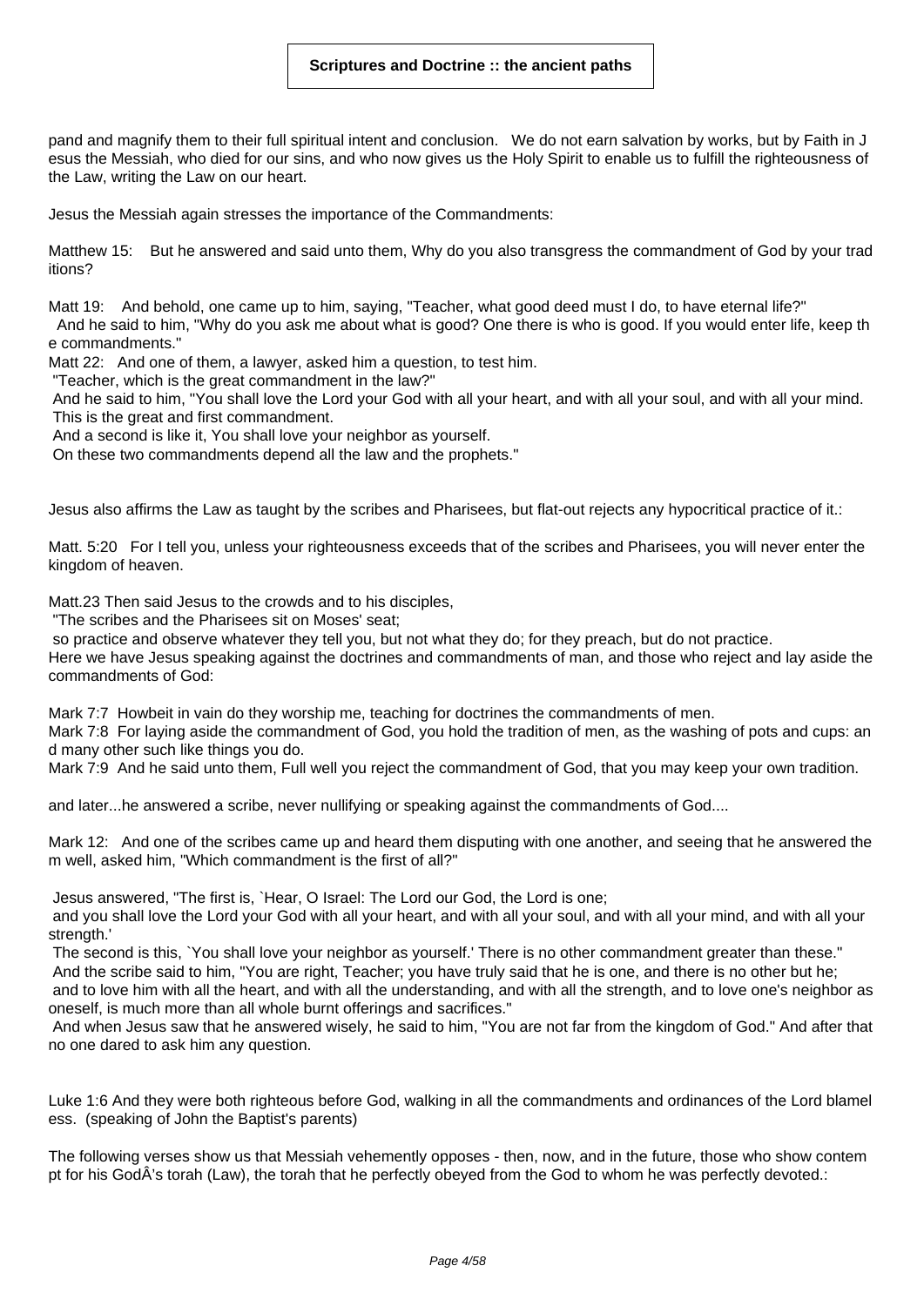pand and magnify them to their full spiritual intent and conclusion.   We do not earn salvation by works, but by Faith in Jesus the Messiah, who died for our sins, and who now gives us the Holy Spirit to enable us to fulfill the righteousness of the Law, writing the Law on our heart.

Jesus the Messiah again stresses the importance of the Commandments:

Matthew 15:    But he answered and said unto them, Why do you also transgress the commandment of God by your traditions?

Matt 19:    And behold, one came up to him, saying, "Teacher, what good deed must I do, to have eternal life?"
And he said to him, "Why do you ask me about what is good? One there is who is good. If you would enter life, keep the commandments."
Matt 22:   And one of them, a lawyer, asked him a question, to test him.
"Teacher, which is the great commandment in the law?"
And he said to him, "You shall love the Lord your God with all your heart, and with all your soul, and with all your mind.
This is the great and first commandment.
And a second is like it, You shall love your neighbor as yourself.
On these two commandments depend all the law and the prophets."

Jesus also affirms the Law as taught by the scribes and Pharisees, but flat-out rejects any hypocritical practice of it.:

Matt. 5:20   For I tell you, unless your righteousness exceeds that of the scribes and Pharisees, you will never enter the kingdom of heaven.

Matt.23 Then said Jesus to the crowds and to his disciples,
"The scribes and the Pharisees sit on Moses' seat;
so practice and observe whatever they tell you, but not what they do; for they preach, but do not practice.
Here we have Jesus speaking against the doctrines and commandments of man, and those who reject and lay aside the commandments of God:

Mark 7:7  Howbeit in vain do they worship me, teaching for doctrines the commandments of men.
Mark 7:8  For laying aside the commandment of God, you hold the tradition of men, as the washing of pots and cups: and many other such like things you do.
Mark 7:9  And he said unto them, Full well you reject the commandment of God, that you may keep your own tradition.

and later...he answered a scribe, never nullifying or speaking against the commandments of God....

Mark 12:   And one of the scribes came up and heard them disputing with one another, and seeing that he answered them well, asked him, "Which commandment is the first of all?"

Jesus answered, "The first is, `Hear, O Israel: The Lord our God, the Lord is one;
and you shall love the Lord your God with all your heart, and with all your soul, and with all your mind, and with all your strength.'
The second is this, `You shall love your neighbor as yourself.' There is no other commandment greater than these."
And the scribe said to him, "You are right, Teacher; you have truly said that he is one, and there is no other but he;
and to love him with all the heart, and with all the understanding, and with all the strength, and to love one's neighbor as oneself, is much more than all whole burnt offerings and sacrifices."
And when Jesus saw that he answered wisely, he said to him, "You are not far from the kingdom of God." And after that no one dared to ask him any question.

Luke 1:6 And they were both righteous before God, walking in all the commandments and ordinances of the Lord blameless.  (speaking of John the Baptist's parents)

The following verses show us that Messiah vehemently opposes - then, now, and in the future, those who show contempt for his GodÂ's torah (Law), the torah that he perfectly obeyed from the God to whom he was perfectly devoted.: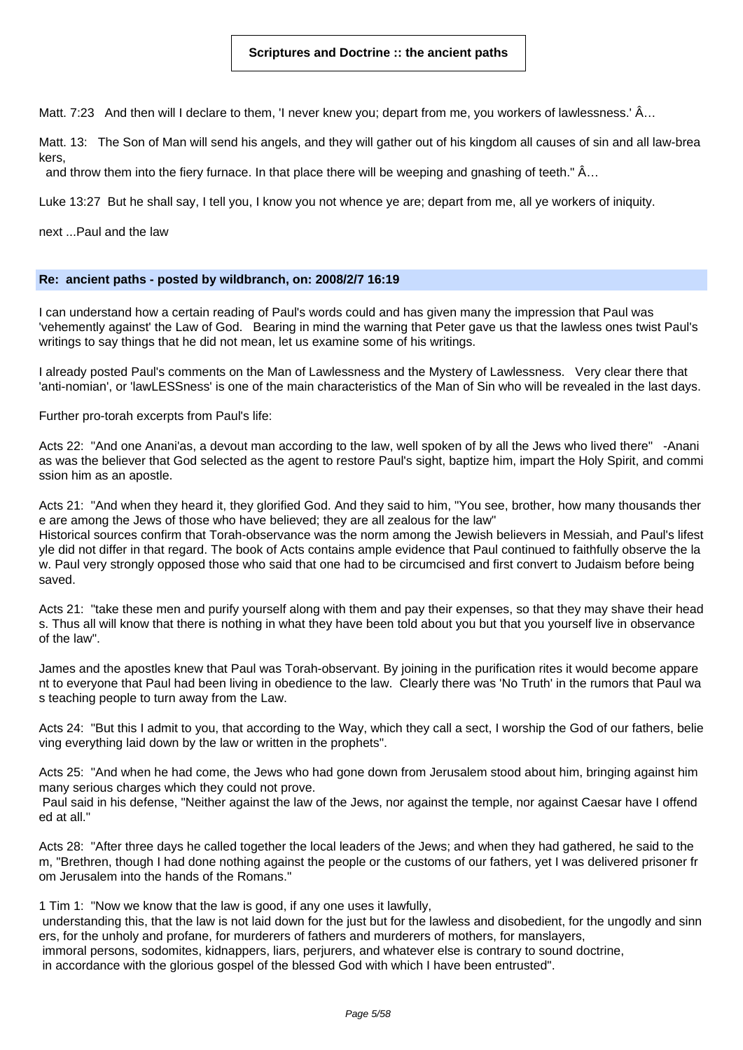Matt. 7:23 And then will I declare to them, 'I never knew you; depart from me, you workers of lawlessness.' Â…

Matt. 13: The Son of Man will send his angels, and they will gather out of his kingdom all causes of sin and all law-breakers,
and throw them into the fiery furnace. In that place there will be weeping and gnashing of teeth." Â…

Luke 13:27 But he shall say, I tell you, I know you not whence ye are; depart from me, all ye workers of iniquity.

next ...Paul and the law

**Re: ancient paths - posted by wildbranch, on: 2008/2/7 16:19**

I can understand how a certain reading of Paul's words could and has given many the impression that Paul was 'vehemently against' the Law of God. Bearing in mind the warning that Peter gave us that the lawless ones twist Paul's writings to say things that he did not mean, let us examine some of his writings.

I already posted Paul's comments on the Man of Lawlessness and the Mystery of Lawlessness. Very clear there that 'anti-nomian', or 'lawLESSness' is one of the main characteristics of the Man of Sin who will be revealed in the last days.

Further pro-torah excerpts from Paul's life:

Acts 22: "And one Anani'as, a devout man according to the law, well spoken of by all the Jews who lived there" -Anani as was the believer that God selected as the agent to restore Paul's sight, baptize him, impart the Holy Spirit, and commission him as an apostle.

Acts 21: "And when they heard it, they glorified God. And they said to him, "You see, brother, how many thousands there are among the Jews of those who have believed; they are all zealous for the law"
Historical sources confirm that Torah-observance was the norm among the Jewish believers in Messiah, and Paul's lifestyle did not differ in that regard. The book of Acts contains ample evidence that Paul continued to faithfully observe the law. Paul very strongly opposed those who said that one had to be circumcised and first convert to Judaism before being saved.

Acts 21: "take these men and purify yourself along with them and pay their expenses, so that they may shave their heads. Thus all will know that there is nothing in what they have been told about you but that you yourself live in observance of the law".

James and the apostles knew that Paul was Torah-observant. By joining in the purification rites it would become apparent to everyone that Paul had been living in obedience to the law. Clearly there was 'No Truth' in the rumors that Paul was teaching people to turn away from the Law.

Acts 24: "But this I admit to you, that according to the Way, which they call a sect, I worship the God of our fathers, believing everything laid down by the law or written in the prophets".

Acts 25: "And when he had come, the Jews who had gone down from Jerusalem stood about him, bringing against him many serious charges which they could not prove.
Paul said in his defense, "Neither against the law of the Jews, nor against the temple, nor against Caesar have I offended at all."

Acts 28: "After three days he called together the local leaders of the Jews; and when they had gathered, he said to them, "Brethren, though I had done nothing against the people or the customs of our fathers, yet I was delivered prisoner from Jerusalem into the hands of the Romans."

1 Tim 1: "Now we know that the law is good, if any one uses it lawfully,
understanding this, that the law is not laid down for the just but for the lawless and disobedient, for the ungodly and sinners, for the unholy and profane, for murderers of fathers and murderers of mothers, for manslayers,
immoral persons, sodomites, kidnappers, liars, perjurers, and whatever else is contrary to sound doctrine,
in accordance with the glorious gospel of the blessed God with which I have been entrusted".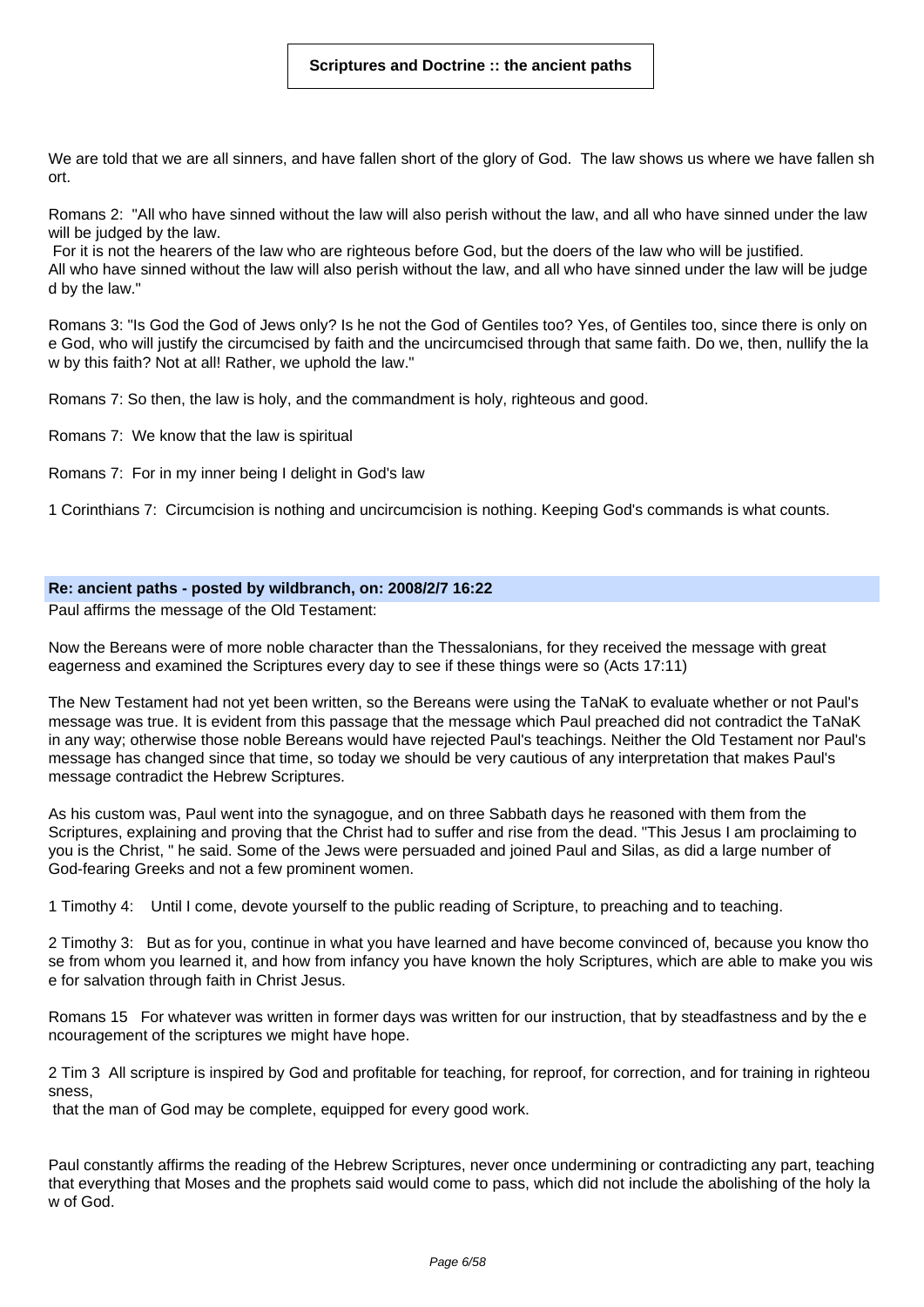**Scriptures and Doctrine :: the ancient paths**

We are told that we are all sinners, and have fallen short of the glory of God. The law shows us where we have fallen short.

Romans 2: "All who have sinned without the law will also perish without the law, and all who have sinned under the law will be judged by the law.
For it is not the hearers of the law who are righteous before God, but the doers of the law who will be justified.
All who have sinned without the law will also perish without the law, and all who have sinned under the law will be judged by the law."

Romans 3: "Is God the God of Jews only? Is he not the God of Gentiles too? Yes, of Gentiles too, since there is only one God, who will justify the circumcised by faith and the uncircumcised through that same faith. Do we, then, nullify the law by this faith? Not at all! Rather, we uphold the law."

Romans 7: So then, the law is holy, and the commandment is holy, righteous and good.

Romans 7: We know that the law is spiritual

Romans 7: For in my inner being I delight in God's law

1 Corinthians 7: Circumcision is nothing and uncircumcision is nothing. Keeping God's commands is what counts.

**Re: ancient paths - posted by wildbranch, on: 2008/2/7 16:22**

Paul affirms the message of the Old Testament:

Now the Bereans were of more noble character than the Thessalonians, for they received the message with great eagerness and examined the Scriptures every day to see if these things were so (Acts 17:11)

The New Testament had not yet been written, so the Bereans were using the TaNaK to evaluate whether or not Paul's message was true. It is evident from this passage that the message which Paul preached did not contradict the TaNaK in any way; otherwise those noble Bereans would have rejected Paul's teachings. Neither the Old Testament nor Paul's message has changed since that time, so today we should be very cautious of any interpretation that makes Paul's message contradict the Hebrew Scriptures.

As his custom was, Paul went into the synagogue, and on three Sabbath days he reasoned with them from the Scriptures, explaining and proving that the Christ had to suffer and rise from the dead. "This Jesus I am proclaiming to you is the Christ, " he said. Some of the Jews were persuaded and joined Paul and Silas, as did a large number of God-fearing Greeks and not a few prominent women.

1 Timothy 4: Until I come, devote yourself to the public reading of Scripture, to preaching and to teaching.

2 Timothy 3: But as for you, continue in what you have learned and have become convinced of, because you know those from whom you learned it, and how from infancy you have known the holy Scriptures, which are able to make you wise for salvation through faith in Christ Jesus.

Romans 15 For whatever was written in former days was written for our instruction, that by steadfastness and by the encouragement of the scriptures we might have hope.

2 Tim 3 All scripture is inspired by God and profitable for teaching, for reproof, for correction, and for training in righteousness,
that the man of God may be complete, equipped for every good work.

Paul constantly affirms the reading of the Hebrew Scriptures, never once undermining or contradicting any part, teaching that everything that Moses and the prophets said would come to pass, which did not include the abolishing of the holy law of God.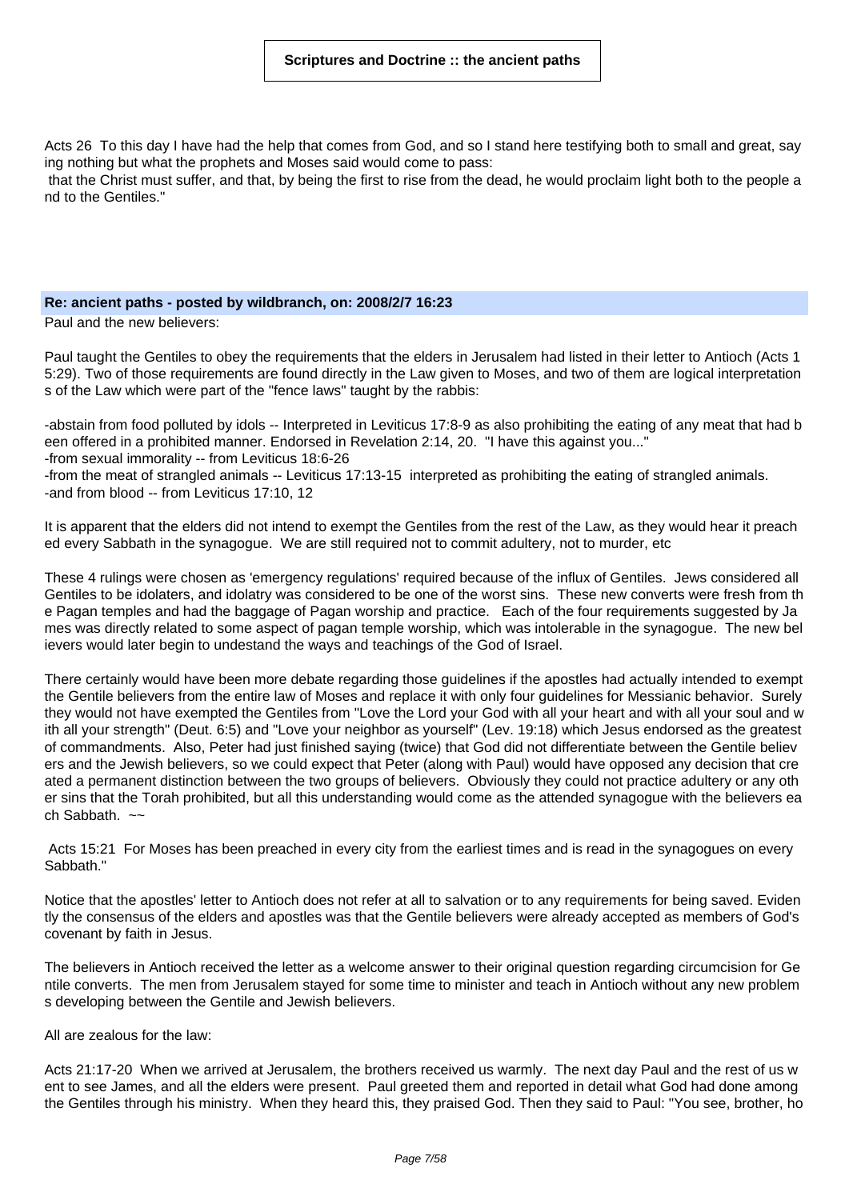Acts 26 To this day I have had the help that comes from God, and so I stand here testifying both to small and great, saying nothing but what the prophets and Moses said would come to pass:
that the Christ must suffer, and that, by being the first to rise from the dead, he would proclaim light both to the people and to the Gentiles."

**Re: ancient paths - posted by wildbranch, on: 2008/2/7 16:23**

Paul and the new believers:

Paul taught the Gentiles to obey the requirements that the elders in Jerusalem had listed in their letter to Antioch (Acts 15:29). Two of those requirements are found directly in the Law given to Moses, and two of them are logical interpretations of the Law which were part of the "fence laws" taught by the rabbis:

-abstain from food polluted by idols -- Interpreted in Leviticus 17:8-9 as also prohibiting the eating of any meat that had been offered in a prohibited manner. Endorsed in Revelation 2:14, 20. "I have this against you..."
-from sexual immorality -- from Leviticus 18:6-26
-from the meat of strangled animals -- Leviticus 17:13-15 interpreted as prohibiting the eating of strangled animals.
-and from blood -- from Leviticus 17:10, 12

It is apparent that the elders did not intend to exempt the Gentiles from the rest of the Law, as they would hear it preached every Sabbath in the synagogue. We are still required not to commit adultery, not to murder, etc

These 4 rulings were chosen as 'emergency regulations' required because of the influx of Gentiles. Jews considered all Gentiles to be idolaters, and idolatry was considered to be one of the worst sins. These new converts were fresh from the Pagan temples and had the baggage of Pagan worship and practice. Each of the four requirements suggested by James was directly related to some aspect of pagan temple worship, which was intolerable in the synagogue. The new believers would later begin to undestand the ways and teachings of the God of Israel.

There certainly would have been more debate regarding those guidelines if the apostles had actually intended to exempt the Gentile believers from the entire law of Moses and replace it with only four guidelines for Messianic behavior. Surely they would not have exempted the Gentiles from "Love the Lord your God with all your heart and with all your soul and with all your strength" (Deut. 6:5) and "Love your neighbor as yourself" (Lev. 19:18) which Jesus endorsed as the greatest of commandments. Also, Peter had just finished saying (twice) that God did not differentiate between the Gentile believers and the Jewish believers, so we could expect that Peter (along with Paul) would have opposed any decision that created a permanent distinction between the two groups of believers. Obviously they could not practice adultery or any other sins that the Torah prohibited, but all this understanding would come as the attended synagogue with the believers each Sabbath. ~~

Acts 15:21 For Moses has been preached in every city from the earliest times and is read in the synagogues on every Sabbath."

Notice that the apostles' letter to Antioch does not refer at all to salvation or to any requirements for being saved. Evidently the consensus of the elders and apostles was that the Gentile believers were already accepted as members of God's covenant by faith in Jesus.

The believers in Antioch received the letter as a welcome answer to their original question regarding circumcision for Gentile converts. The men from Jerusalem stayed for some time to minister and teach in Antioch without any new problems developing between the Gentile and Jewish believers.

All are zealous for the law:

Acts 21:17-20 When we arrived at Jerusalem, the brothers received us warmly. The next day Paul and the rest of us went to see James, and all the elders were present. Paul greeted them and reported in detail what God had done among the Gentiles through his ministry. When they heard this, they praised God. Then they said to Paul: "You see, brother, ho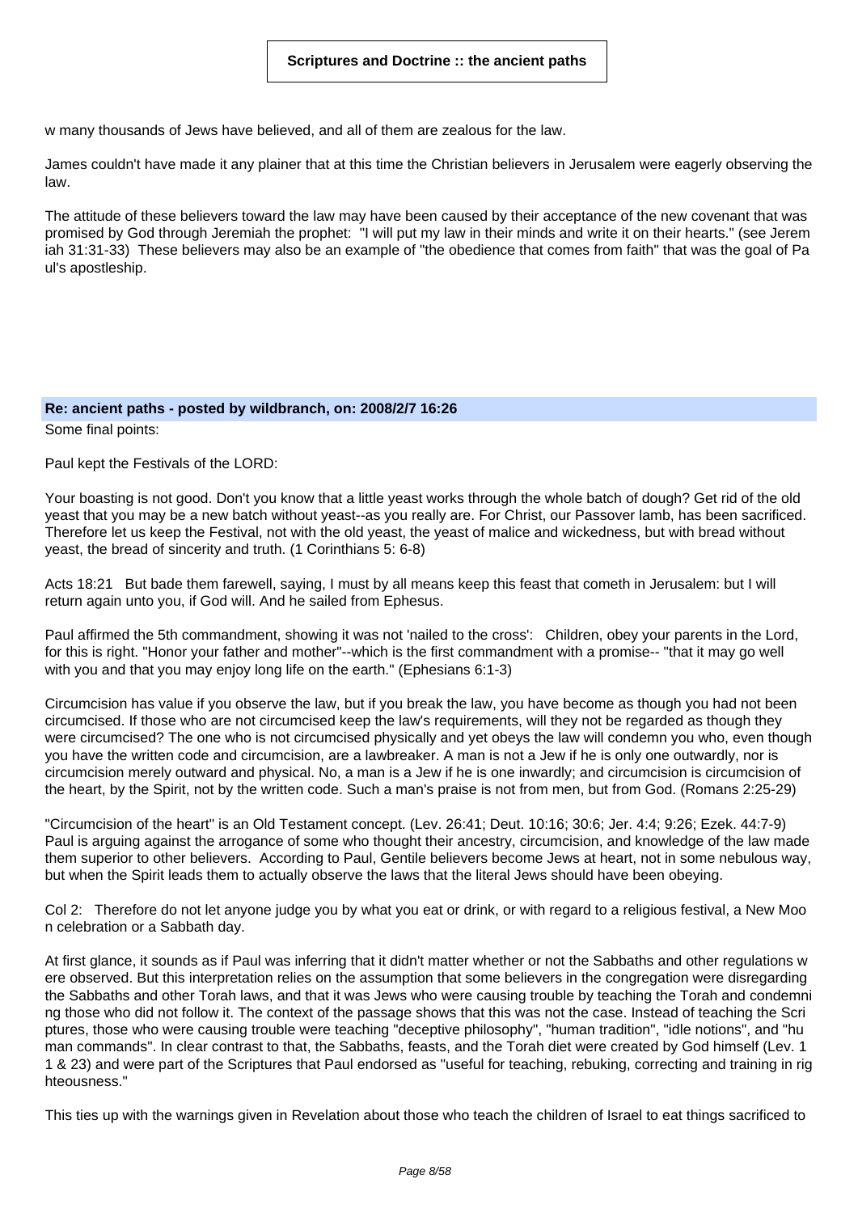w many thousands of Jews have believed, and all of them are zealous for the law.

James couldn't have made it any plainer that at this time the Christian believers in Jerusalem were eagerly observing the law.

The attitude of these believers toward the law may have been caused by their acceptance of the new covenant that was promised by God through Jeremiah the prophet: "I will put my law in their minds and write it on their hearts." (see Jeremiah 31:31-33) These believers may also be an example of "the obedience that comes from faith" that was the goal of Paul's apostleship.

**Re: ancient paths - posted by wildbranch, on: 2008/2/7 16:26**

Some final points:

Paul kept the Festivals of the LORD:

Your boasting is not good. Don't you know that a little yeast works through the whole batch of dough? Get rid of the old yeast that you may be a new batch without yeast--as you really are. For Christ, our Passover lamb, has been sacrificed. Therefore let us keep the Festival, not with the old yeast, the yeast of malice and wickedness, but with bread without yeast, the bread of sincerity and truth. (1 Corinthians 5: 6-8)

Acts 18:21 But bade them farewell, saying, I must by all means keep this feast that cometh in Jerusalem: but I will return again unto you, if God will. And he sailed from Ephesus.

Paul affirmed the 5th commandment, showing it was not 'nailed to the cross': Children, obey your parents in the Lord, for this is right. "Honor your father and mother"--which is the first commandment with a promise-- "that it may go well with you and that you may enjoy long life on the earth." (Ephesians 6:1-3)

Circumcision has value if you observe the law, but if you break the law, you have become as though you had not been circumcised. If those who are not circumcised keep the law's requirements, will they not be regarded as though they were circumcised? The one who is not circumcised physically and yet obeys the law will condemn you who, even though you have the written code and circumcision, are a lawbreaker. A man is not a Jew if he is only one outwardly, nor is circumcision merely outward and physical. No, a man is a Jew if he is one inwardly; and circumcision is circumcision of the heart, by the Spirit, not by the written code. Such a man's praise is not from men, but from God. (Romans 2:25-29)

"Circumcision of the heart" is an Old Testament concept. (Lev. 26:41; Deut. 10:16; 30:6; Jer. 4:4; 9:26; Ezek. 44:7-9) Paul is arguing against the arrogance of some who thought their ancestry, circumcision, and knowledge of the law made them superior to other believers. According to Paul, Gentile believers become Jews at heart, not in some nebulous way, but when the Spirit leads them to actually observe the laws that the literal Jews should have been obeying.

Col 2: Therefore do not let anyone judge you by what you eat or drink, or with regard to a religious festival, a New Moon celebration or a Sabbath day.

At first glance, it sounds as if Paul was inferring that it didn't matter whether or not the Sabbaths and other regulations were observed. But this interpretation relies on the assumption that some believers in the congregation were disregarding the Sabbaths and other Torah laws, and that it was Jews who were causing trouble by teaching the Torah and condemning those who did not follow it. The context of the passage shows that this was not the case. Instead of teaching the Scriptures, those who were causing trouble were teaching "deceptive philosophy", "human tradition", "idle notions", and "human commands". In clear contrast to that, the Sabbaths, feasts, and the Torah diet were created by God himself (Lev. 11 & 23) and were part of the Scriptures that Paul endorsed as "useful for teaching, rebuking, correcting and training in righteousness."

This ties up with the warnings given in Revelation about those who teach the children of Israel to eat things sacrificed to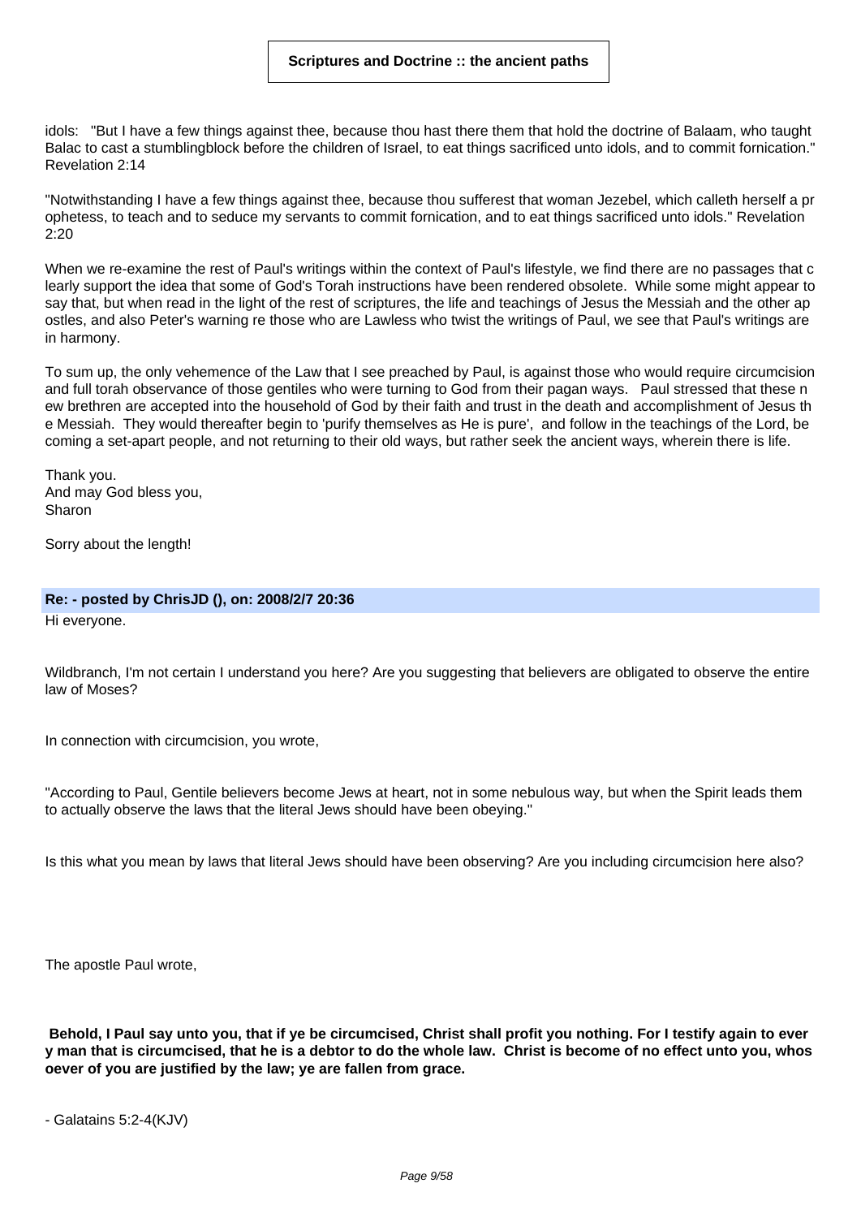idols: "But I have a few things against thee, because thou hast there them that hold the doctrine of Balaam, who taught Balac to cast a stumblingblock before the children of Israel, to eat things sacrificed unto idols, and to commit fornication." Revelation 2:14

"Notwithstanding I have a few things against thee, because thou sufferest that woman Jezebel, which calleth herself a prophetess, to teach and to seduce my servants to commit fornication, and to eat things sacrificed unto idols." Revelation 2:20

When we re-examine the rest of Paul's writings within the context of Paul's lifestyle, we find there are no passages that clearly support the idea that some of God's Torah instructions have been rendered obsolete. While some might appear to say that, but when read in the light of the rest of scriptures, the life and teachings of Jesus the Messiah and the other apostles, and also Peter's warning re those who are Lawless who twist the writings of Paul, we see that Paul's writings are in harmony.

To sum up, the only vehemence of the Law that I see preached by Paul, is against those who would require circumcision and full torah observance of those gentiles who were turning to God from their pagan ways. Paul stressed that these new brethren are accepted into the household of God by their faith and trust in the death and accomplishment of Jesus the Messiah. They would thereafter begin to 'purify themselves as He is pure', and follow in the teachings of the Lord, becoming a set-apart people, and not returning to their old ways, but rather seek the ancient ways, wherein there is life.

Thank you.
And may God bless you,
Sharon

Sorry about the length!

### Re: - posted by ChrisJD (), on: 2008/2/7 20:36

Hi everyone.

Wildbranch, I'm not certain I understand you here? Are you suggesting that believers are obligated to observe the entire law of Moses?

In connection with circumcision, you wrote,

"According to Paul, Gentile believers become Jews at heart, not in some nebulous way, but when the Spirit leads them to actually observe the laws that the literal Jews should have been obeying."

Is this what you mean by laws that literal Jews should have been observing? Are you including circumcision here also?

The apostle Paul wrote,

**Behold, I Paul say unto you, that if ye be circumcised, Christ shall profit you nothing. For I testify again to every man that is circumcised, that he is a debtor to do the whole law. Christ is become of no effect unto you, whosoever of you are justified by the law; ye are fallen from grace.**

- Galatains 5:2-4(KJV)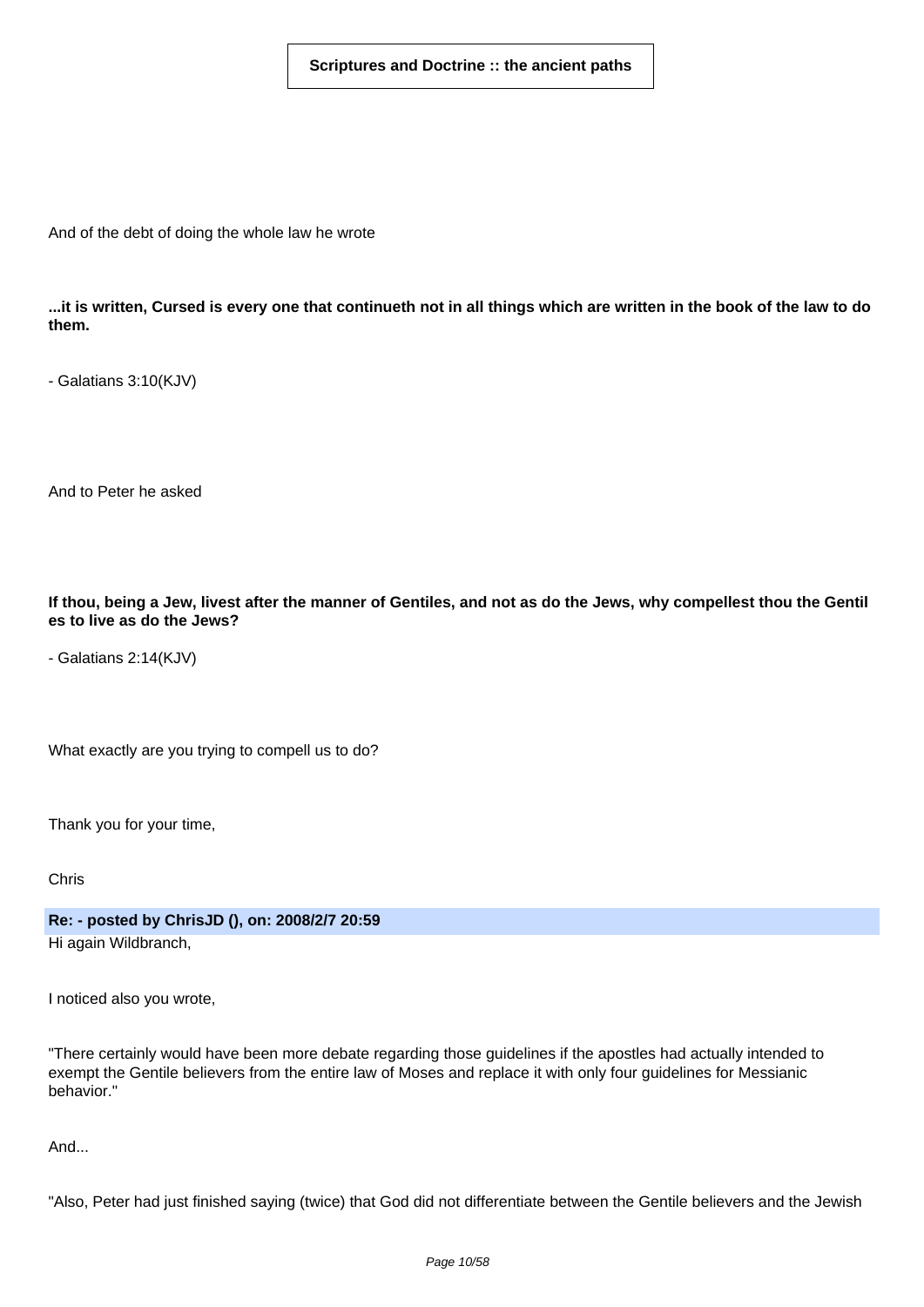And of the debt of doing the whole law he wrote

**...it is written, Cursed is every one that continueth not in all things which are written in the book of the law to do them.**

- Galatians 3:10(KJV)

And to Peter he asked

**If thou, being a Jew, livest after the manner of Gentiles, and not as do the Jews, why compellest thou the Gentiles to live as do the Jews?**

- Galatians 2:14(KJV)

What exactly are you trying to compell us to do?

Thank you for your time,

Chris

**Re: - posted by ChrisJD (), on: 2008/2/7 20:59**

Hi again Wildbranch,

I noticed also you wrote,

"There certainly would have been more debate regarding those guidelines if the apostles had actually intended to exempt the Gentile believers from the entire law of Moses and replace it with only four guidelines for Messianic behavior."

And...

"Also, Peter had just finished saying (twice) that God did not differentiate between the Gentile believers and the Jewish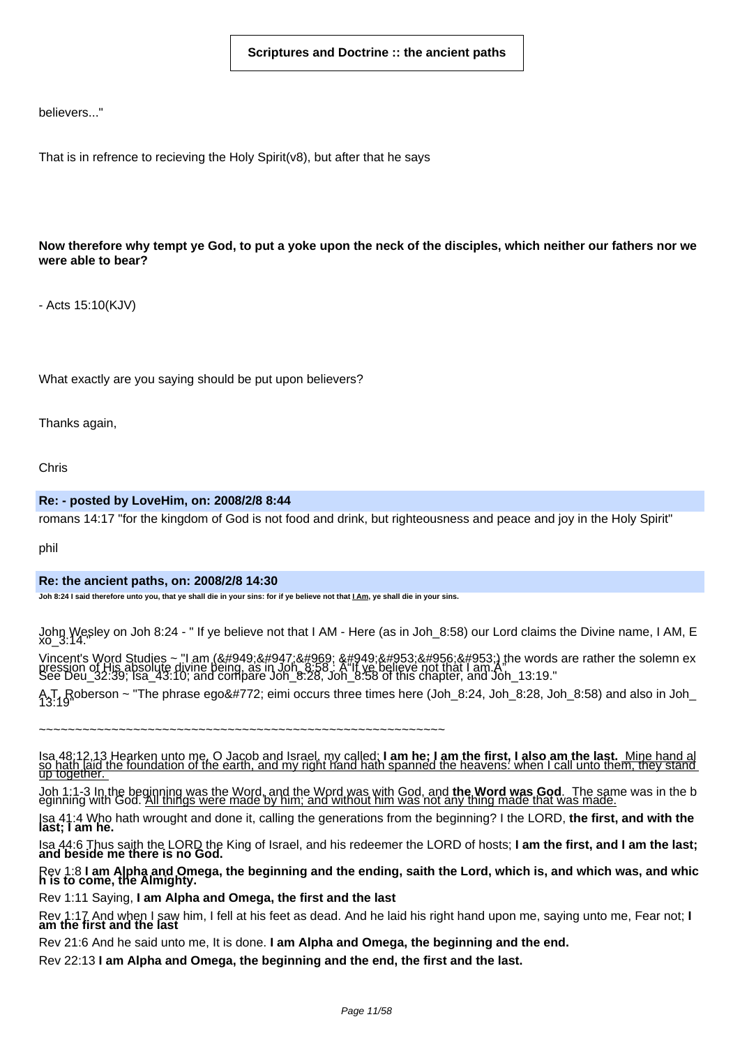believers..."

That is in refrence to recieving the Holy Spirit(v8), but after that he says

**Now therefore why tempt ye God, to put a yoke upon the neck of the disciples, which neither our fathers nor we were able to bear?**

- Acts 15:10(KJV)

What exactly are you saying should be put upon believers?

Thanks again,

Chris

**Re: - posted by LoveHim, on: 2008/2/8 8:44**

romans 14:17 "for the kingdom of God is not food and drink, but righteousness and peace and joy in the Holy Spirit"

phil

**Re: the ancient paths, on: 2008/2/8 14:30**

**Joh 8:24 I said therefore unto you, that ye shall die in your sins: for if ye believe not that I Am, ye shall die in your sins.**

John Wesley on Joh 8:24 - " If ye believe not that I AM - Here (as in Joh_8:58) our Lord claims the Divine name, I AM, Exo_3:14."

Vincent's Word Studies ~ "I am (&#949;&#947;&#969; &#949;&#953;&#956;&#953;) the words are rather the solemn expression of His absolute divine being, as in Joh_8:58 : Â"If ye believe not that I am.Â" See Deu_32:39; Isa_43:10; and compare Joh_8:28, Joh_8:58 of this chapter, and Joh_13:19."

A.T. Roberson ~ "The phrase ego&#772; eimi occurs three times here (Joh_8:24, Joh_8:28, Joh_8:58) and also in Joh_13:19"

~~~~~~~~~~~~~~~~~~~~~~~~~~~~~~~~~~~~~~~~~~~~~~~~~~~~~~~~~~~~

Isa 48:12,13 Hearken unto me, O Jacob and Israel, my called; **I am he; I am the first, I also am the last.** Mine hand also hath laid the foundation of the earth, and my right hand hath spanned the heavens: when I call unto them, they stand up together.

Joh 1:1-3 In the beginning was the Word, and the Word was with God, and **the Word was God**. The same was in the beginning with God. All things were made by him; and without him was not any thing made that was made.

Isa 41:4 Who hath wrought and done it, calling the generations from the beginning? I the LORD, **the first, and with the last; I am he.**

Isa 44:6 Thus saith the LORD the King of Israel, and his redeemer the LORD of hosts; **I am the first, and I am the last; and beside me there is no God.**

Rev 1:8 **I am Alpha and Omega, the beginning and the ending, saith the Lord, which is, and which was, and which is to come, the Almighty.**

Rev 1:11 Saying, **I am Alpha and Omega, the first and the last**

Rev 1:17 And when I saw him, I fell at his feet as dead. And he laid his right hand upon me, saying unto me, Fear not; **I am the first and the last**

Rev 21:6 And he said unto me, It is done. **I am Alpha and Omega, the beginning and the end.**

Rev 22:13 **I am Alpha and Omega, the beginning and the end, the first and the last.**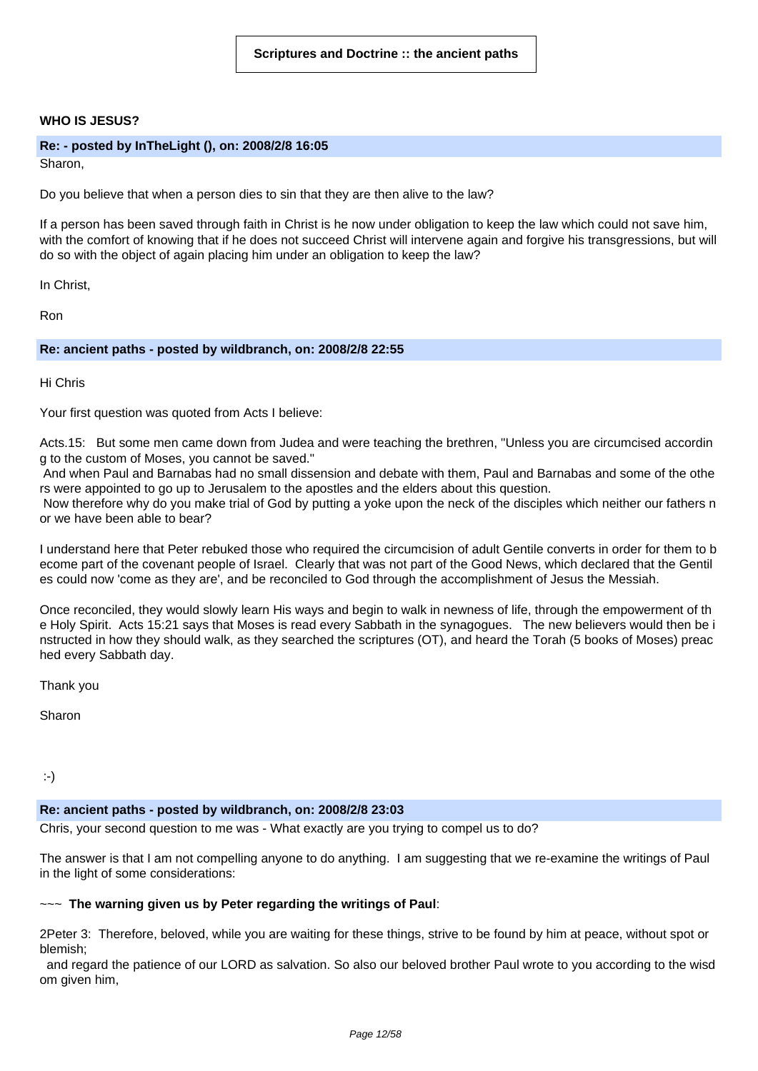**Scriptures and Doctrine :: the ancient paths**

**WHO IS JESUS?**

**Re: - posted by InTheLight (), on: 2008/2/8 16:05**

Sharon,

Do you believe that when a person dies to sin that they are then alive to the law?

If a person has been saved through faith in Christ is he now under obligation to keep the law which could not save him, with the comfort of knowing that if he does not succeed Christ will intervene again and forgive his transgressions, but will do so with the object of again placing him under an obligation to keep the law?

In Christ,

Ron

**Re: ancient paths - posted by wildbranch, on: 2008/2/8 22:55**

Hi Chris

Your first question was quoted from Acts I believe:

Acts.15: But some men came down from Judea and were teaching the brethren, "Unless you are circumcised according to the custom of Moses, you cannot be saved."
And when Paul and Barnabas had no small dissension and debate with them, Paul and Barnabas and some of the others were appointed to go up to Jerusalem to the apostles and the elders about this question.
Now therefore why do you make trial of God by putting a yoke upon the neck of the disciples which neither our fathers nor we have been able to bear?

I understand here that Peter rebuked those who required the circumcision of adult Gentile converts in order for them to become part of the covenant people of Israel. Clearly that was not part of the Good News, which declared that the Gentiles could now 'come as they are', and be reconciled to God through the accomplishment of Jesus the Messiah.

Once reconciled, they would slowly learn His ways and begin to walk in newness of life, through the empowerment of the Holy Spirit. Acts 15:21 says that Moses is read every Sabbath in the synagogues. The new believers would then be instructed in how they should walk, as they searched the scriptures (OT), and heard the Torah (5 books of Moses) preached every Sabbath day.

Thank you

Sharon

:-)

**Re: ancient paths - posted by wildbranch, on: 2008/2/8 23:03**

Chris, your second question to me was - What exactly are you trying to compel us to do?

The answer is that I am not compelling anyone to do anything. I am suggesting that we re-examine the writings of Paul in the light of some considerations:

~~~ **The warning given us by Peter regarding the writings of Paul**:

2Peter 3: Therefore, beloved, while you are waiting for these things, strive to be found by him at peace, without spot or blemish;
and regard the patience of our LORD as salvation. So also our beloved brother Paul wrote to you according to the wisdom given him,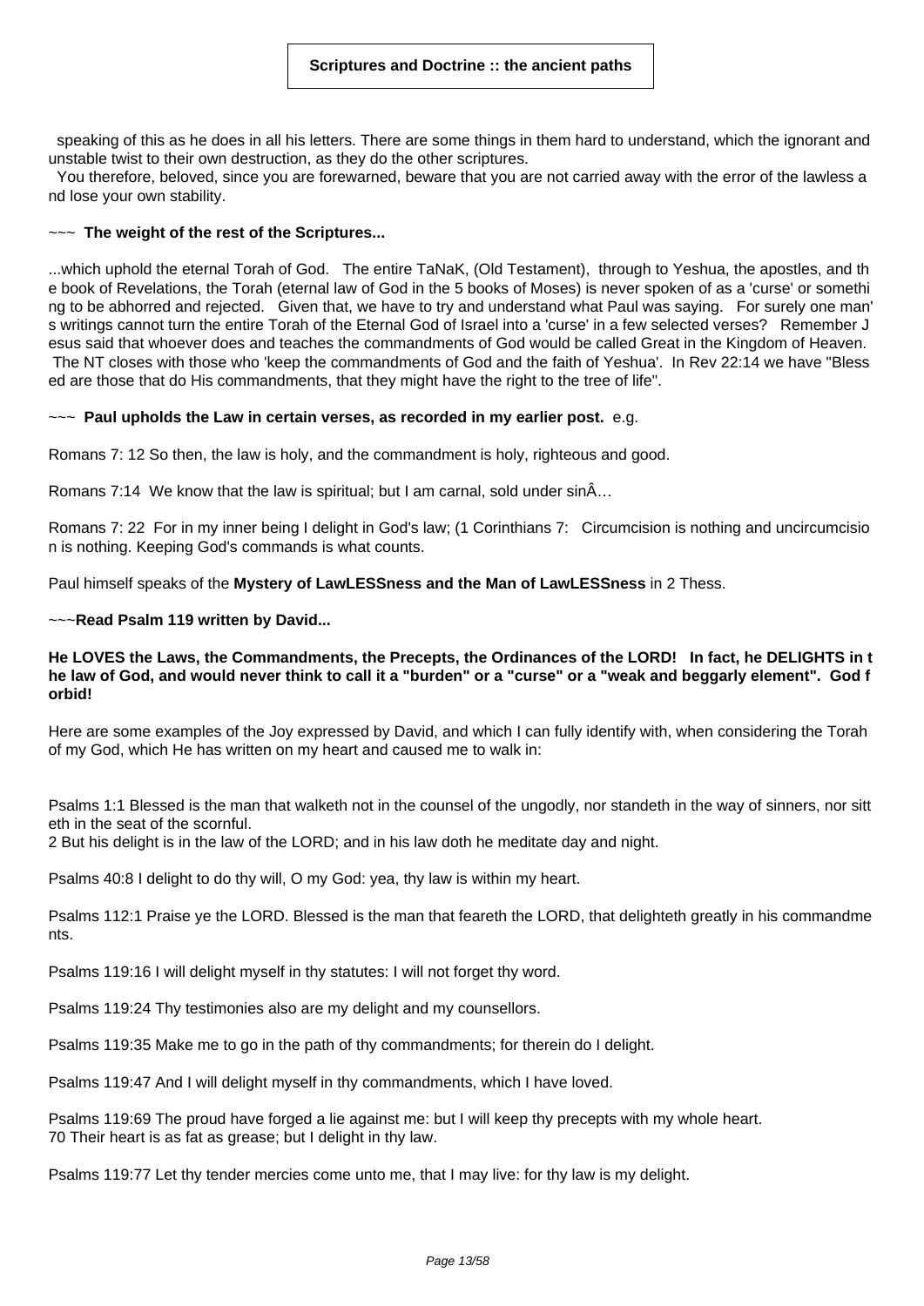speaking of this as he does in all his letters. There are some things in them hard to understand, which the ignorant and unstable twist to their own destruction, as they do the other scriptures.

You therefore, beloved, since you are forewarned, beware that you are not carried away with the error of the lawless and lose your own stability.

~~~ **The weight of the rest of the Scriptures...**

...which uphold the eternal Torah of God. The entire TaNaK, (Old Testament), through to Yeshua, the apostles, and the book of Revelations, the Torah (eternal law of God in the 5 books of Moses) is never spoken of as a 'curse' or something to be abhorred and rejected. Given that, we have to try and understand what Paul was saying. For surely one man's writings cannot turn the entire Torah of the Eternal God of Israel into a 'curse' in a few selected verses? Remember Jesus said that whoever does and teaches the commandments of God would be called Great in the Kingdom of Heaven. The NT closes with those who 'keep the commandments of God and the faith of Yeshua'. In Rev 22:14 we have "Blessed are those that do His commandments, that they might have the right to the tree of life".

~~~ **Paul upholds the Law in certain verses, as recorded in my earlier post.** e.g.

Romans 7: 12 So then, the law is holy, and the commandment is holy, righteous and good.

Romans 7:14 We know that the law is spiritual; but I am carnal, sold under sinÂ…

Romans 7: 22 For in my inner being I delight in God's law; (1 Corinthians 7: Circumcision is nothing and uncircumcision is nothing. Keeping God's commands is what counts.

Paul himself speaks of the **Mystery of LawLESSness and the Man of LawLESSness** in 2 Thess.

~~~**Read Psalm 119 written by David...**

**He LOVES the Laws, the Commandments, the Precepts, the Ordinances of the LORD! In fact, he DELIGHTS in the law of God, and would never think to call it a "burden" or a "curse" or a "weak and beggarly element". God forbid!**

Here are some examples of the Joy expressed by David, and which I can fully identify with, when considering the Torah of my God, which He has written on my heart and caused me to walk in:

Psalms 1:1 Blessed is the man that walketh not in the counsel of the ungodly, nor standeth in the way of sinners, nor sitteth in the seat of the scornful.
2 But his delight is in the law of the LORD; and in his law doth he meditate day and night.

Psalms 40:8 I delight to do thy will, O my God: yea, thy law is within my heart.

Psalms 112:1 Praise ye the LORD. Blessed is the man that feareth the LORD, that delighteth greatly in his commandments.

Psalms 119:16 I will delight myself in thy statutes: I will not forget thy word.

Psalms 119:24 Thy testimonies also are my delight and my counsellors.

Psalms 119:35 Make me to go in the path of thy commandments; for therein do I delight.

Psalms 119:47 And I will delight myself in thy commandments, which I have loved.

Psalms 119:69 The proud have forged a lie against me: but I will keep thy precepts with my whole heart.
70 Their heart is as fat as grease; but I delight in thy law.

Psalms 119:77 Let thy tender mercies come unto me, that I may live: for thy law is my delight.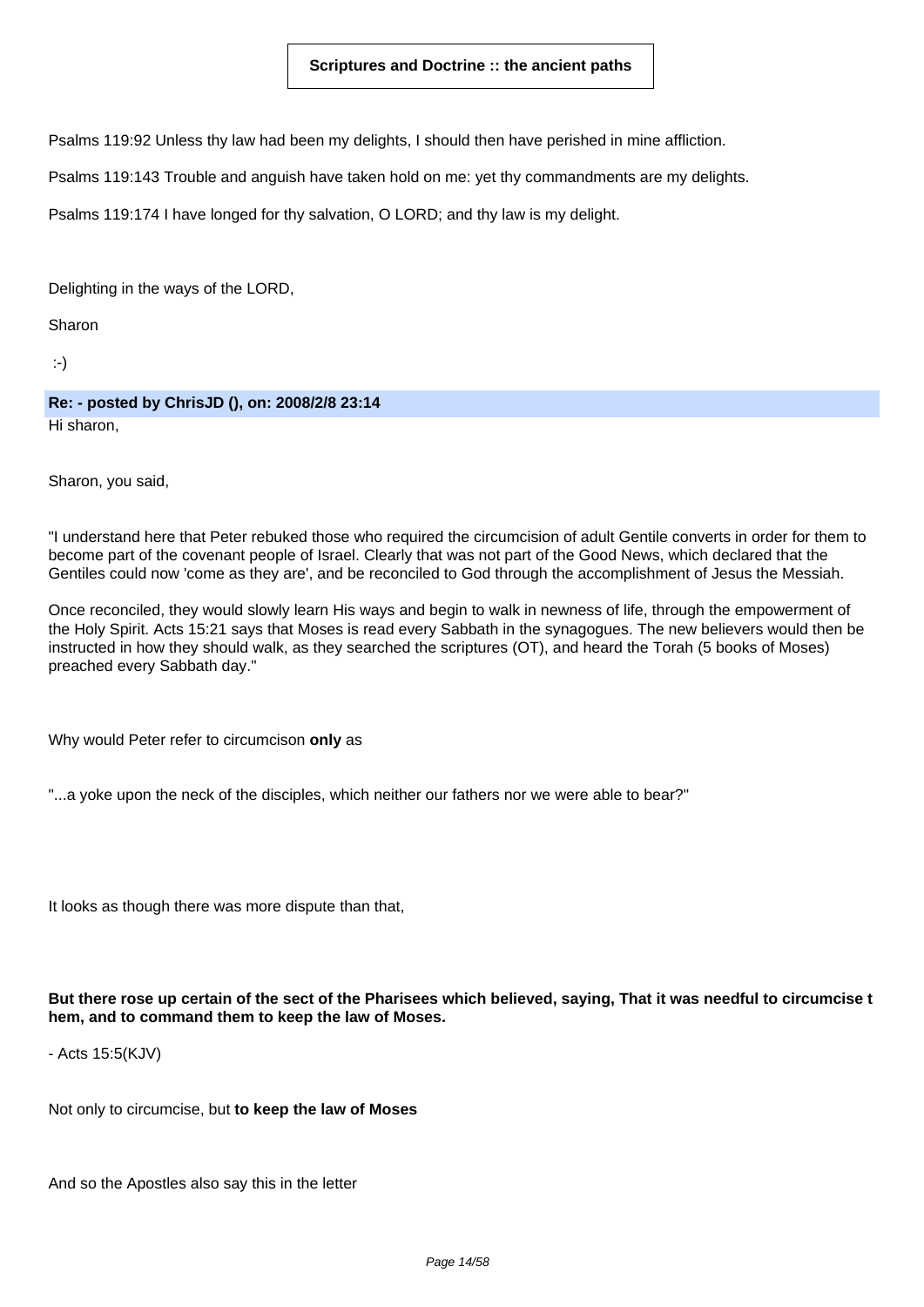**Scriptures and Doctrine :: the ancient paths**

Psalms 119:92 Unless thy law had been my delights, I should then have perished in mine affliction.

Psalms 119:143 Trouble and anguish have taken hold on me: yet thy commandments are my delights.

Psalms 119:174 I have longed for thy salvation, O LORD; and thy law is my delight.

Delighting in the ways of the LORD,

Sharon

:-)

**Re: - posted by ChrisJD (), on: 2008/2/8 23:14**

Hi sharon,

Sharon, you said,

"I understand here that Peter rebuked those who required the circumcision of adult Gentile converts in order for them to become part of the covenant people of Israel. Clearly that was not part of the Good News, which declared that the Gentiles could now 'come as they are', and be reconciled to God through the accomplishment of Jesus the Messiah.

Once reconciled, they would slowly learn His ways and begin to walk in newness of life, through the empowerment of the Holy Spirit. Acts 15:21 says that Moses is read every Sabbath in the synagogues. The new believers would then be instructed in how they should walk, as they searched the scriptures (OT), and heard the Torah (5 books of Moses) preached every Sabbath day."

Why would Peter refer to circumcison **only** as

"...a yoke upon the neck of the disciples, which neither our fathers nor we were able to bear?"

It looks as though there was more dispute than that,

**But there rose up certain of the sect of the Pharisees which believed, saying, That it was needful to circumcise them, and to command them to keep the law of Moses.**

- Acts 15:5(KJV)

Not only to circumcise, but **to keep the law of Moses**

And so the Apostles also say this in the letter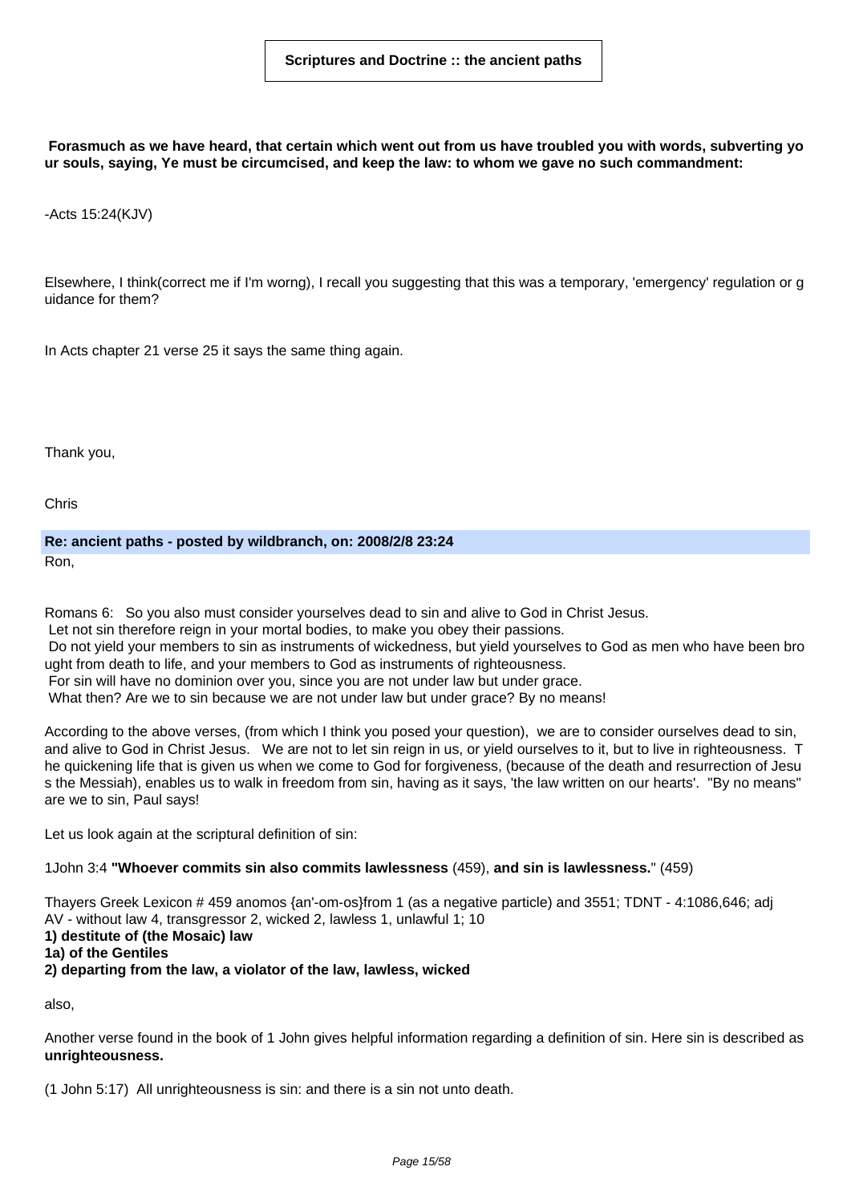**Forasmuch as we have heard, that certain which went out from us have troubled you with words, subverting your souls, saying, Ye must be circumcised, and keep the law: to whom we gave no such commandment:**

-Acts 15:24(KJV)

Elsewhere, I think(correct me if I'm worng), I recall you suggesting that this was a temporary, 'emergency' regulation or guidance for them?

In Acts chapter 21 verse 25 it says the same thing again.

Thank you,

Chris

**Re: ancient paths - posted by wildbranch, on: 2008/2/8 23:24**

Ron,

Romans 6: So you also must consider yourselves dead to sin and alive to God in Christ Jesus.
Let not sin therefore reign in your mortal bodies, to make you obey their passions.
Do not yield your members to sin as instruments of wickedness, but yield yourselves to God as men who have been brought from death to life, and your members to God as instruments of righteousness.
For sin will have no dominion over you, since you are not under law but under grace.
What then? Are we to sin because we are not under law but under grace? By no means!

According to the above verses, (from which I think you posed your question), we are to consider ourselves dead to sin, and alive to God in Christ Jesus. We are not to let sin reign in us, or yield ourselves to it, but to live in righteousness. The quickening life that is given us when we come to God for forgiveness, (because of the death and resurrection of Jesus the Messiah), enables us to walk in freedom from sin, having as it says, 'the law written on our hearts'. "By no means" are we to sin, Paul says!

Let us look again at the scriptural definition of sin:

1John 3:4 **"Whoever commits sin also commits lawlessness** (459), **and sin is lawlessness.**" (459)

Thayers Greek Lexicon # 459 anomos {an'-om-os}from 1 (as a negative particle) and 3551; TDNT - 4:1086,646; adj
AV - without law 4, transgressor 2, wicked 2, lawless 1, unlawful 1; 10
**1) destitute of (the Mosaic) law**
**1a) of the Gentiles**
**2) departing from the law, a violator of the law, lawless, wicked**

also,

Another verse found in the book of 1 John gives helpful information regarding a definition of sin. Here sin is described as **unrighteousness.**

(1 John 5:17) All unrighteousness is sin: and there is a sin not unto death.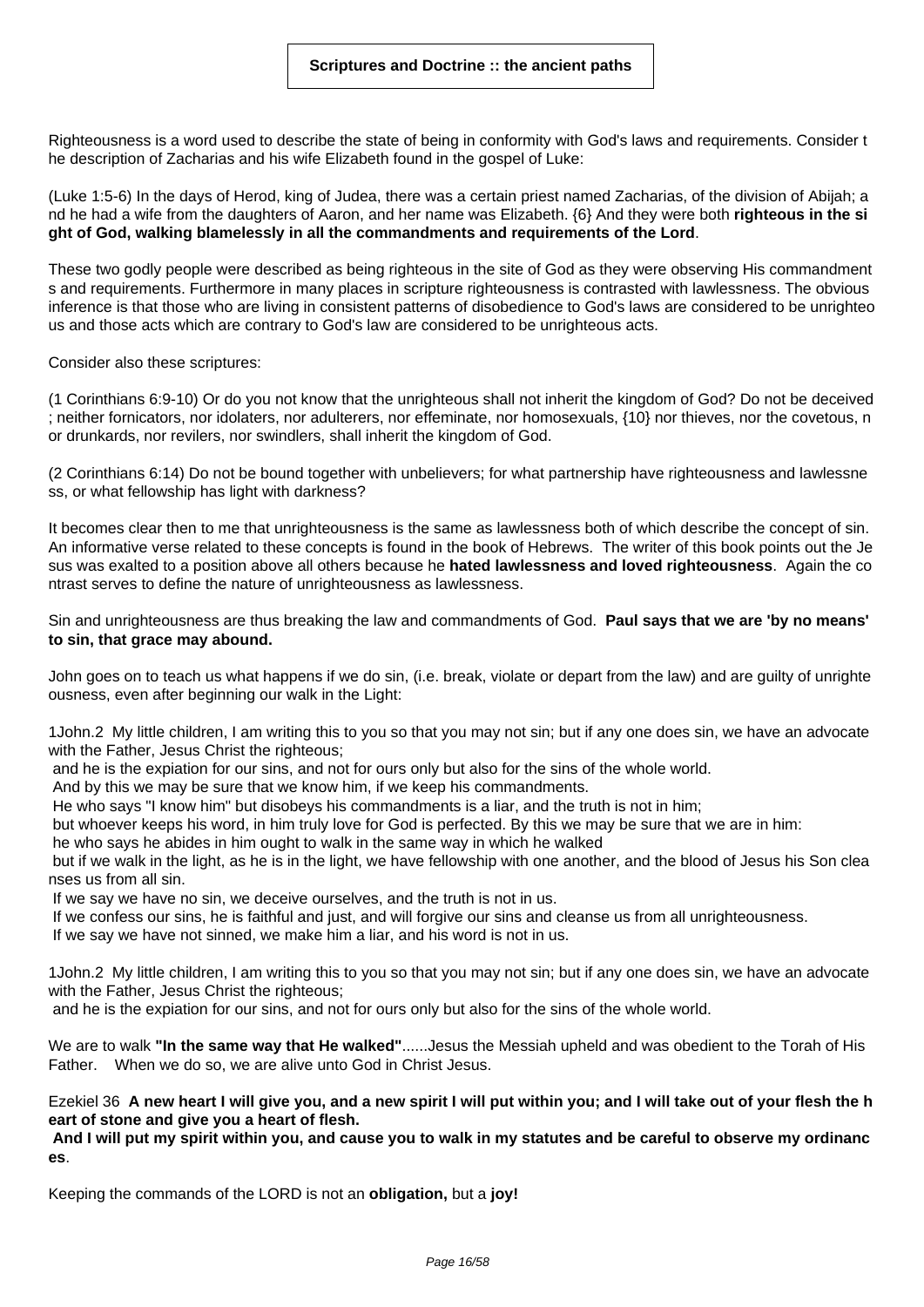**Scriptures and Doctrine :: the ancient paths**

Righteousness is a word used to describe the state of being in conformity with God's laws and requirements. Consider the description of Zacharias and his wife Elizabeth found in the gospel of Luke:

(Luke 1:5-6) In the days of Herod, king of Judea, there was a certain priest named Zacharias, of the division of Abijah; and he had a wife from the daughters of Aaron, and her name was Elizabeth. {6} And they were both **righteous in the sight of God, walking blamelessly in all the commandments and requirements of the Lord**.

These two godly people were described as being righteous in the site of God as they were observing His commandments and requirements. Furthermore in many places in scripture righteousness is contrasted with lawlessness. The obvious inference is that those who are living in consistent patterns of disobedience to God's laws are considered to be unrighteous and those acts which are contrary to God's law are considered to be unrighteous acts.

Consider also these scriptures:

(1 Corinthians 6:9-10) Or do you not know that the unrighteous shall not inherit the kingdom of God? Do not be deceived; neither fornicators, nor idolaters, nor adulterers, nor effeminate, nor homosexuals, {10} nor thieves, nor the covetous, nor drunkards, nor revilers, nor swindlers, shall inherit the kingdom of God.

(2 Corinthians 6:14) Do not be bound together with unbelievers; for what partnership have righteousness and lawlessness, or what fellowship has light with darkness?

It becomes clear then to me that unrighteousness is the same as lawlessness both of which describe the concept of sin. An informative verse related to these concepts is found in the book of Hebrews. The writer of this book points out the Jesus was exalted to a position above all others because he **hated lawlessness and loved righteousness**. Again the contrast serves to define the nature of unrighteousness as lawlessness.

Sin and unrighteousness are thus breaking the law and commandments of God. **Paul says that we are 'by no means' to sin, that grace may abound.**

John goes on to teach us what happens if we do sin, (i.e. break, violate or depart from the law) and are guilty of unrighteousness, even after beginning our walk in the Light:

1John.2 My little children, I am writing this to you so that you may not sin; but if any one does sin, we have an advocate with the Father, Jesus Christ the righteous;
and he is the expiation for our sins, and not for ours only but also for the sins of the whole world.
And by this we may be sure that we know him, if we keep his commandments.
He who says "I know him" but disobeys his commandments is a liar, and the truth is not in him;
but whoever keeps his word, in him truly love for God is perfected. By this we may be sure that we are in him:
he who says he abides in him ought to walk in the same way in which he walked
but if we walk in the light, as he is in the light, we have fellowship with one another, and the blood of Jesus his Son cleanses us from all sin.
If we say we have no sin, we deceive ourselves, and the truth is not in us.
If we confess our sins, he is faithful and just, and will forgive our sins and cleanse us from all unrighteousness.
If we say we have not sinned, we make him a liar, and his word is not in us.

1John.2 My little children, I am writing this to you so that you may not sin; but if any one does sin, we have an advocate with the Father, Jesus Christ the righteous;
and he is the expiation for our sins, and not for ours only but also for the sins of the whole world.

We are to walk **"In the same way that He walked"**......Jesus the Messiah upheld and was obedient to the Torah of His Father. When we do so, we are alive unto God in Christ Jesus.

Ezekiel 36 **A new heart I will give you, and a new spirit I will put within you; and I will take out of your flesh the heart of stone and give you a heart of flesh.**
**And I will put my spirit within you, and cause you to walk in my statutes and be careful to observe my ordinances**.

Keeping the commands of the LORD is not an **obligation,** but a **joy!**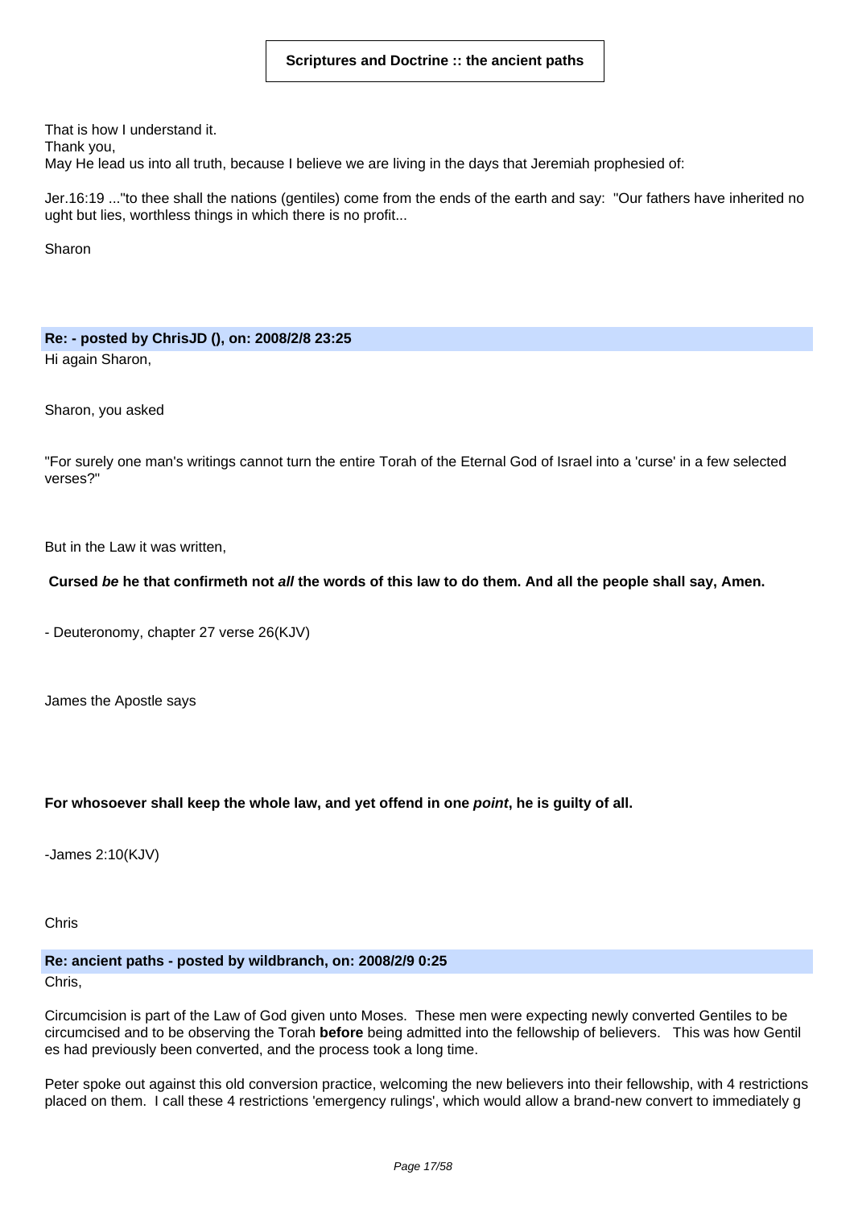**Scriptures and Doctrine :: the ancient paths**

That is how I understand it.
Thank you,
May He lead us into all truth, because I believe we are living in the days that Jeremiah prophesied of:

Jer.16:19 ..."to thee shall the nations (gentiles) come from the ends of the earth and say: "Our fathers have inherited nought but lies, worthless things in which there is no profit...

Sharon

**Re: - posted by ChrisJD (), on: 2008/2/8 23:25**

Hi again Sharon,

Sharon, you asked

"For surely one man's writings cannot turn the entire Torah of the Eternal God of Israel into a 'curse' in a few selected verses?"

But in the Law it was written,

**Cursed *be* he that confirmeth not *all* the words of this law to do them. And all the people shall say, Amen.**

- Deuteronomy, chapter 27 verse 26(KJV)

James the Apostle says

**For whosoever shall keep the whole law, and yet offend in one *point*, he is guilty of all.**

-James 2:10(KJV)

Chris

**Re: ancient paths - posted by wildbranch, on: 2008/2/9 0:25**

Chris,

Circumcision is part of the Law of God given unto Moses. These men were expecting newly converted Gentiles to be circumcised and to be observing the Torah **before** being admitted into the fellowship of believers. This was how Gentiles had previously been converted, and the process took a long time.

Peter spoke out against this old conversion practice, welcoming the new believers into their fellowship, with 4 restrictions placed on them. I call these 4 restrictions 'emergency rulings', which would allow a brand-new convert to immediately g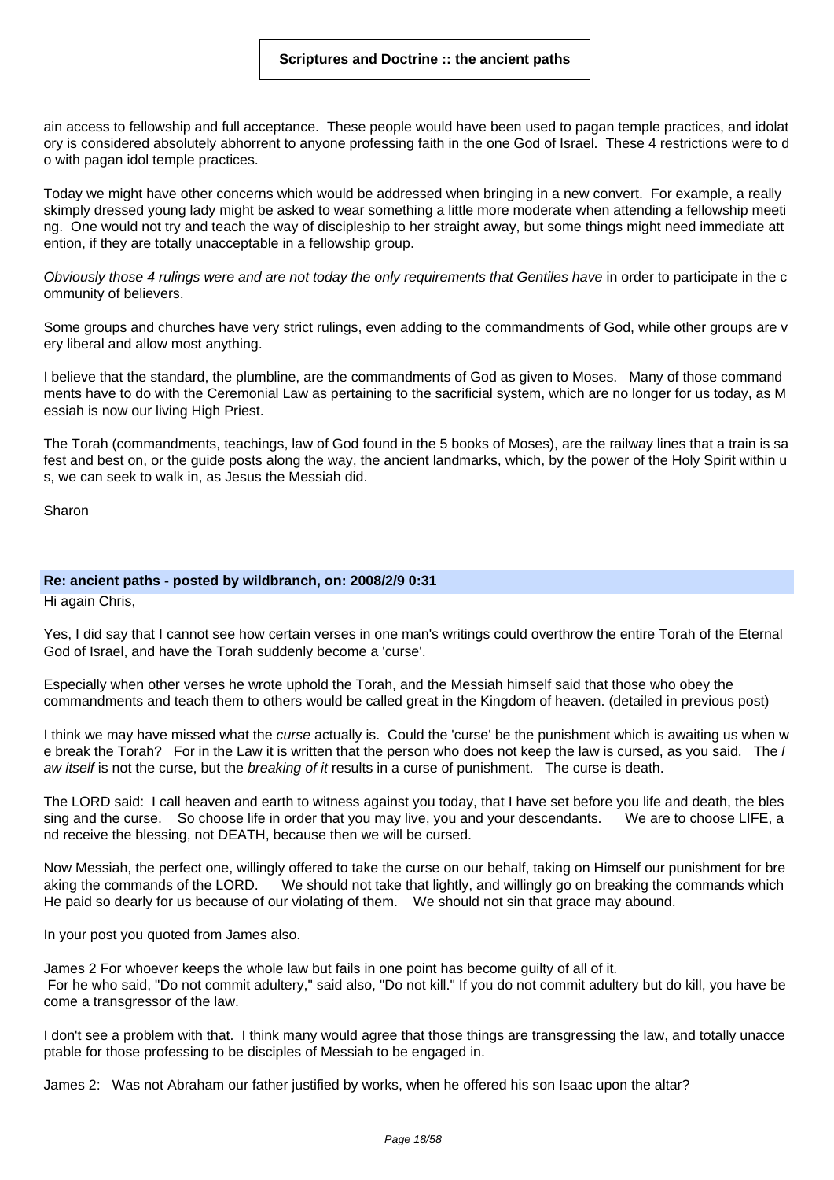ain access to fellowship and full acceptance. These people would have been used to pagan temple practices, and idolatory is considered absolutely abhorrent to anyone professing faith in the one God of Israel. These 4 restrictions were to do with pagan idol temple practices.

Today we might have other concerns which would be addressed when bringing in a new convert. For example, a really skimply dressed young lady might be asked to wear something a little more moderate when attending a fellowship meeting. One would not try and teach the way of discipleship to her straight away, but some things might need immediate attention, if they are totally unacceptable in a fellowship group.

*Obviously those 4 rulings were and are not today the only requirements that Gentiles have* in order to participate in the community of believers.

Some groups and churches have very strict rulings, even adding to the commandments of God, while other groups are very liberal and allow most anything.

I believe that the standard, the plumbline, are the commandments of God as given to Moses. Many of those commandments have to do with the Ceremonial Law as pertaining to the sacrificial system, which are no longer for us today, as Messiah is now our living High Priest.

The Torah (commandments, teachings, law of God found in the 5 books of Moses), are the railway lines that a train is safest and best on, or the guide posts along the way, the ancient landmarks, which, by the power of the Holy Spirit within us, we can seek to walk in, as Jesus the Messiah did.

Sharon

**Re: ancient paths - posted by wildbranch, on: 2008/2/9 0:31**

Hi again Chris,

Yes, I did say that I cannot see how certain verses in one man's writings could overthrow the entire Torah of the Eternal God of Israel, and have the Torah suddenly become a 'curse'.

Especially when other verses he wrote uphold the Torah, and the Messiah himself said that those who obey the commandments and teach them to others would be called great in the Kingdom of heaven. (detailed in previous post)

I think we may have missed what the *curse* actually is. Could the 'curse' be the punishment which is awaiting us when we break the Torah? For in the Law it is written that the person who does not keep the law is cursed, as you said. The *law itself* is not the curse, but the *breaking of it* results in a curse of punishment. The curse is death.

The LORD said: I call heaven and earth to witness against you today, that I have set before you life and death, the blessing and the curse. So choose life in order that you may live, you and your descendants. We are to choose LIFE, and receive the blessing, not DEATH, because then we will be cursed.

Now Messiah, the perfect one, willingly offered to take the curse on our behalf, taking on Himself our punishment for breaking the commands of the LORD. We should not take that lightly, and willingly go on breaking the commands which He paid so dearly for us because of our violating of them. We should not sin that grace may abound.

In your post you quoted from James also.

James 2 For whoever keeps the whole law but fails in one point has become guilty of all of it.
For he who said, "Do not commit adultery," said also, "Do not kill." If you do not commit adultery but do kill, you have become a transgressor of the law.

I don't see a problem with that. I think many would agree that those things are transgressing the law, and totally unacceptable for those professing to be disciples of Messiah to be engaged in.

James 2: Was not Abraham our father justified by works, when he offered his son Isaac upon the altar?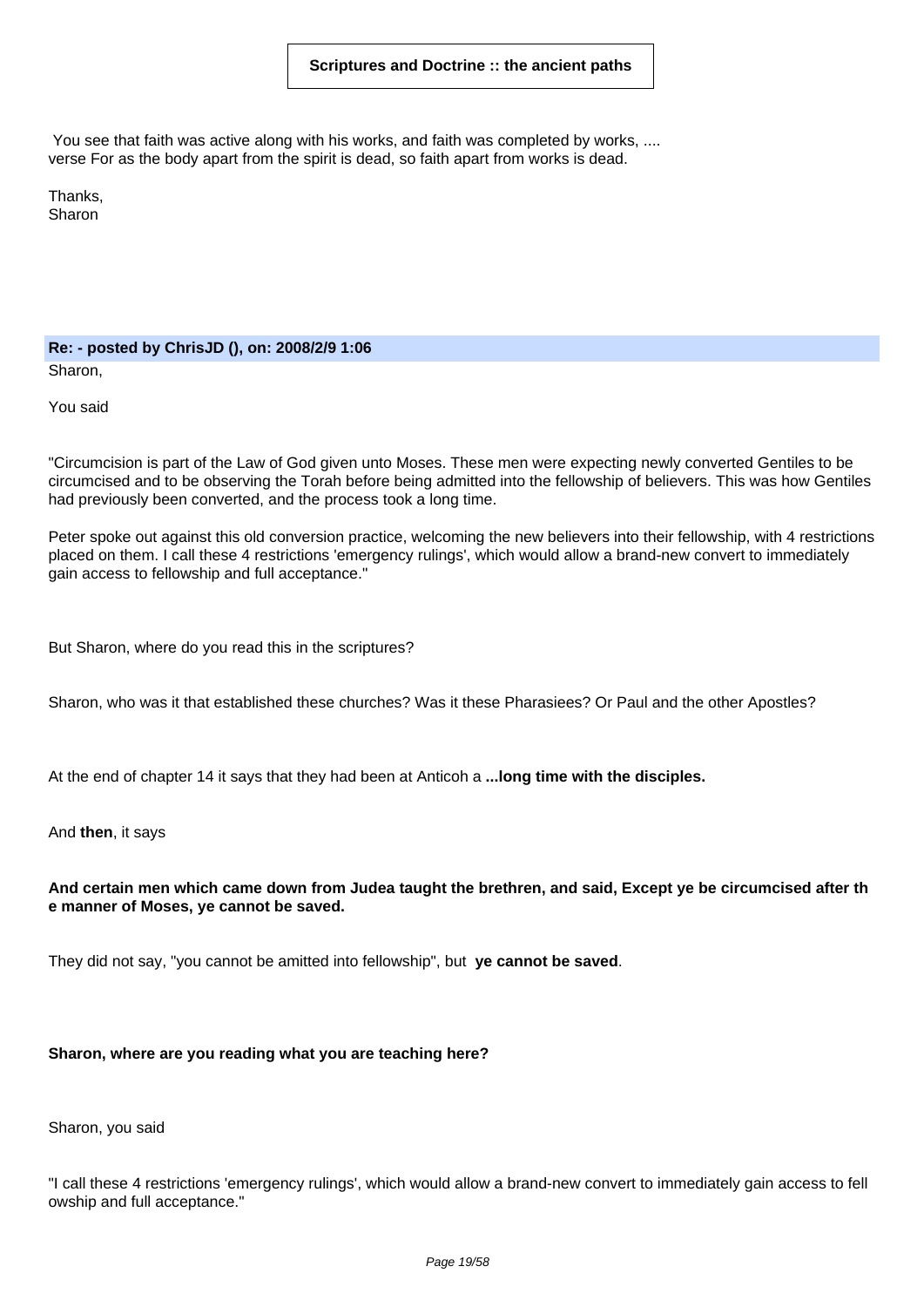You see that faith was active along with his works, and faith was completed by works, ....
verse For as the body apart from the spirit is dead, so faith apart from works is dead.

Thanks,
Sharon

**Re: - posted by ChrisJD (), on: 2008/2/9 1:06**

Sharon,

You said

"Circumcision is part of the Law of God given unto Moses. These men were expecting newly converted Gentiles to be circumcised and to be observing the Torah before being admitted into the fellowship of believers. This was how Gentiles had previously been converted, and the process took a long time.

Peter spoke out against this old conversion practice, welcoming the new believers into their fellowship, with 4 restrictions placed on them. I call these 4 restrictions 'emergency rulings', which would allow a brand-new convert to immediately gain access to fellowship and full acceptance."

But Sharon, where do you read this in the scriptures?

Sharon, who was it that established these churches? Was it these Pharasiees? Or Paul and the other Apostles?

At the end of chapter 14 it says that they had been at Anticoh a **...long time with the disciples.**

And **then**, it says

**And certain men which came down from Judea taught the brethren, and said, Except ye be circumcised after the manner of Moses, ye cannot be saved.**

They did not say, "you cannot be amitted into fellowship", but **ye cannot be saved**.

**Sharon, where are you reading what you are teaching here?**

Sharon, you said

"I call these 4 restrictions 'emergency rulings', which would allow a brand-new convert to immediately gain access to fellowship and full acceptance."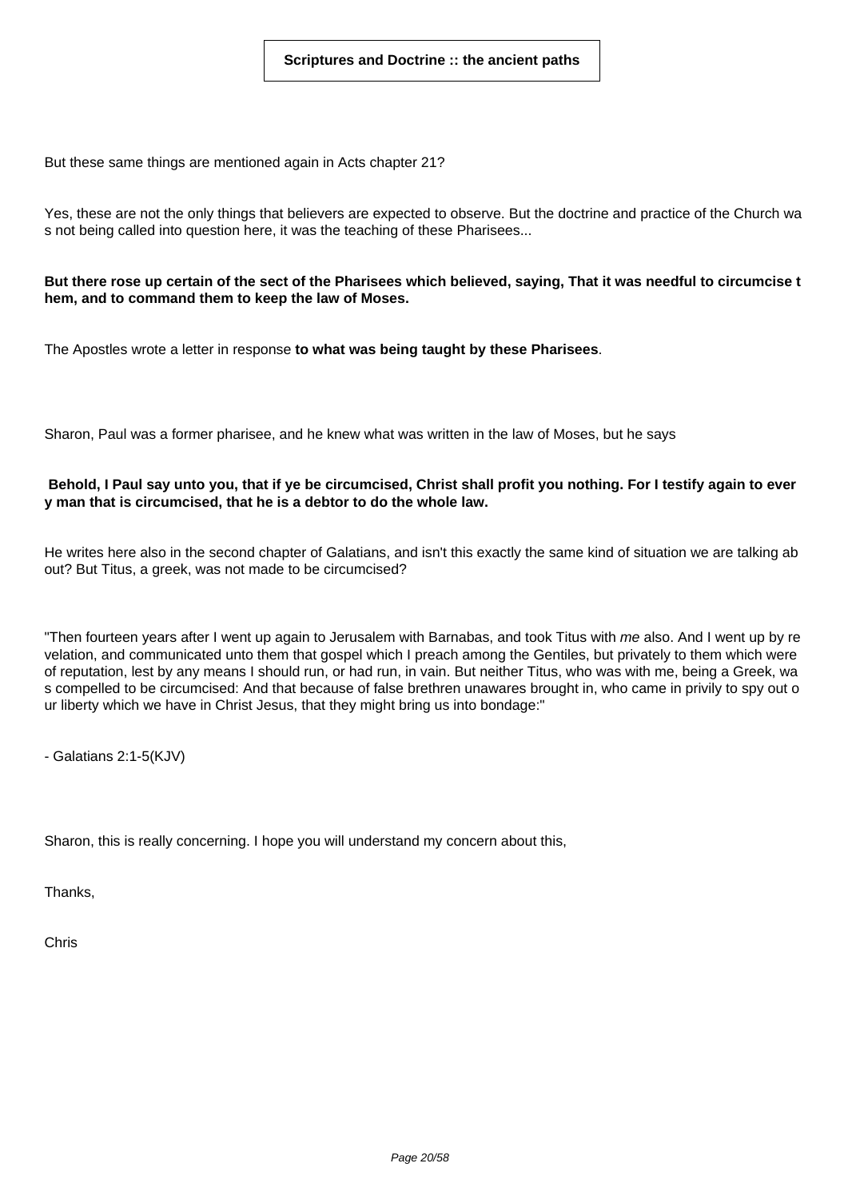But these same things are mentioned again in Acts chapter 21?

Yes, these are not the only things that believers are expected to observe. But the doctrine and practice of the Church was not being called into question here, it was the teaching of these Pharisees...

**But there rose up certain of the sect of the Pharisees which believed, saying, That it was needful to circumcise them, and to command them to keep the law of Moses.**

The Apostles wrote a letter in response **to what was being taught by these Pharisees**.

Sharon, Paul was a former pharisee, and he knew what was written in the law of Moses, but he says

**Behold, I Paul say unto you, that if ye be circumcised, Christ shall profit you nothing. For I testify again to every man that is circumcised, that he is a debtor to do the whole law.**

He writes here also in the second chapter of Galatians, and isn't this exactly the same kind of situation we are talking about? But Titus, a greek, was not made to be circumcised?

"Then fourteen years after I went up again to Jerusalem with Barnabas, and took Titus with *me* also. And I went up by revelation, and communicated unto them that gospel which I preach among the Gentiles, but privately to them which were of reputation, lest by any means I should run, or had run, in vain. But neither Titus, who was with me, being a Greek, was compelled to be circumcised: And that because of false brethren unawares brought in, who came in privily to spy out our liberty which we have in Christ Jesus, that they might bring us into bondage:"

- Galatians 2:1-5(KJV)

Sharon, this is really concerning. I hope you will understand my concern about this,

Thanks,

Chris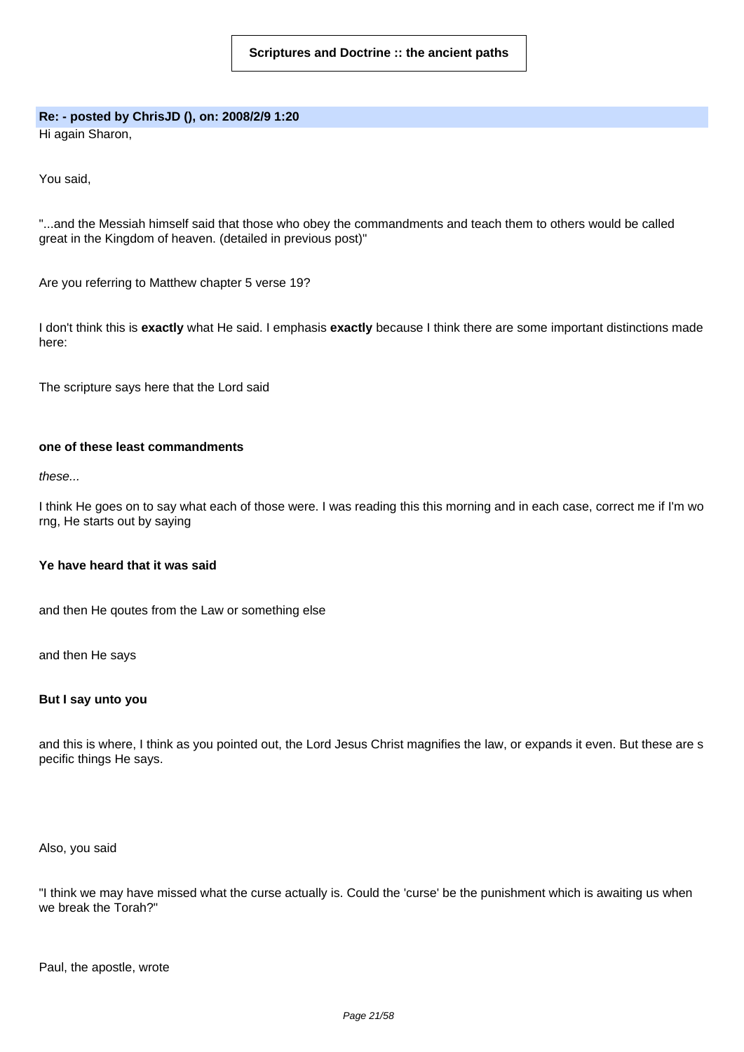**Scriptures and Doctrine :: the ancient paths**

**Re: - posted by ChrisJD (), on: 2008/2/9 1:20**

Hi again Sharon,

You said,

"...and the Messiah himself said that those who obey the commandments and teach them to others would be called great in the Kingdom of heaven. (detailed in previous post)"

Are you referring to Matthew chapter 5 verse 19?

I don't think this is **exactly** what He said. I emphasis **exactly** because I think there are some important distinctions made here:

The scripture says here that the Lord said

**one of these least commandments**

*these...*

I think He goes on to say what each of those were. I was reading this this morning and in each case, correct me if I'm wo rng, He starts out by saying

**Ye have heard that it was said**

and then He qoutes from the Law or something else

and then He says

**But I say unto you**

and this is where, I think as you pointed out, the Lord Jesus Christ magnifies the law, or expands it even. But these are s pecific things He says.

Also, you said

"I think we may have missed what the curse actually is. Could the 'curse' be the punishment which is awaiting us when we break the Torah?"

Paul, the apostle, wrote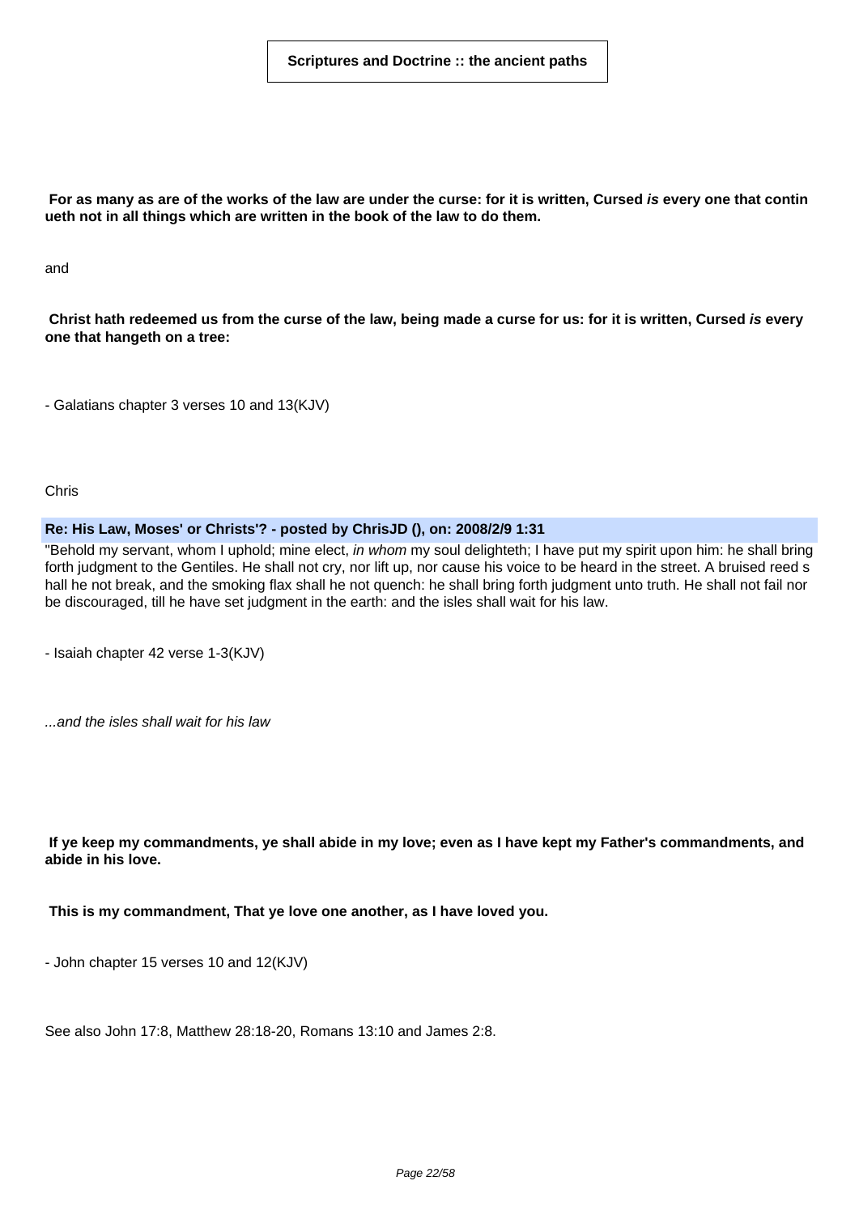**For as many as are of the works of the law are under the curse: for it is written, Cursed *is* every one that continueth not in all things which are written in the book of the law to do them.**

and

**Christ hath redeemed us from the curse of the law, being made a curse for us: for it is written, Cursed *is* every one that hangeth on a tree:**

- Galatians chapter 3 verses 10 and 13(KJV)

Chris

**Re: His Law, Moses' or Christs'? - posted by ChrisJD (), on: 2008/2/9 1:31**

"Behold my servant, whom I uphold; mine elect, *in whom* my soul delighteth; I have put my spirit upon him: he shall bring forth judgment to the Gentiles. He shall not cry, nor lift up, nor cause his voice to be heard in the street. A bruised reed shall he not break, and the smoking flax shall he not quench: he shall bring forth judgment unto truth. He shall not fail nor be discouraged, till he have set judgment in the earth: and the isles shall wait for his law.

- Isaiah chapter 42 verse 1-3(KJV)

*...and the isles shall wait for his law*

**If ye keep my commandments, ye shall abide in my love; even as I have kept my Father's commandments, and abide in his love.**

**This is my commandment, That ye love one another, as I have loved you.**

- John chapter 15 verses 10 and 12(KJV)

See also John 17:8, Matthew 28:18-20, Romans 13:10 and James 2:8.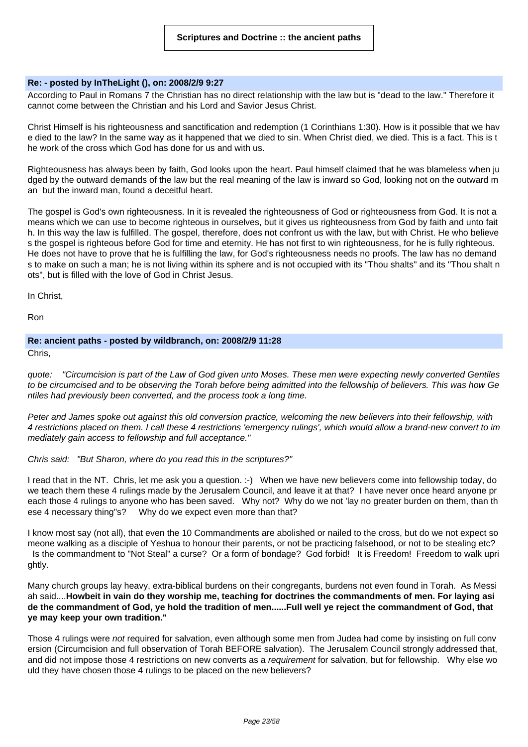**Re: - posted by InTheLight (), on: 2008/2/9 9:27**

According to Paul in Romans 7 the Christian has no direct relationship with the law but is "dead to the law." Therefore it cannot come between the Christian and his Lord and Savior Jesus Christ.

Christ Himself is his righteousness and sanctification and redemption (1 Corinthians 1:30). How is it possible that we have died to the law? In the same way as it happened that we died to sin. When Christ died, we died. This is a fact. This is the work of the cross which God has done for us and with us.

Righteousness has always been by faith, God looks upon the heart. Paul himself claimed that he was blameless when judged by the outward demands of the law but the real meaning of the law is inward so God, looking not on the outward man but the inward man, found a deceitful heart.

The gospel is God's own righteousness. In it is revealed the righteousness of God or righteousness from God. It is not a means which we can use to become righteous in ourselves, but it gives us righteousness from God by faith and unto faith. In this way the law is fulfilled. The gospel, therefore, does not confront us with the law, but with Christ. He who believes the gospel is righteous before God for time and eternity. He has not first to win righteousness, for he is fully righteous. He does not have to prove that he is fulfilling the law, for God's righteousness needs no proofs. The law has no demands to make on such a man; he is not living within its sphere and is not occupied with its "Thou shalts" and its "Thou shalt nots", but is filled with the love of God in Christ Jesus.

In Christ,

Ron

**Re: ancient paths - posted by wildbranch, on: 2008/2/9 11:28**

Chris,

*quote: "Circumcision is part of the Law of God given unto Moses. These men were expecting newly converted Gentiles to be circumcised and to be observing the Torah before being admitted into the fellowship of believers. This was how Gentiles had previously been converted, and the process took a long time.*

*Peter and James spoke out against this old conversion practice, welcoming the new believers into their fellowship, with 4 restrictions placed on them. I call these 4 restrictions 'emergency rulings', which would allow a brand-new convert to immediately gain access to fellowship and full acceptance."*

*Chris said: "But Sharon, where do you read this in the scriptures?"*

I read that in the NT. Chris, let me ask you a question. :-) When we have new believers come into fellowship today, do we teach them these 4 rulings made by the Jerusalem Council, and leave it at that? I have never once heard anyone preach those 4 rulings to anyone who has been saved. Why not? Why do we not 'lay no greater burden on them, than these 4 necessary thing"s? Why do we expect even more than that?

I know most say (not all), that even the 10 Commandments are abolished or nailed to the cross, but do we not expect someone walking as a disciple of Yeshua to honour their parents, or not be practicing falsehood, or not to be stealing etc? Is the commandment to "Not Steal" a curse? Or a form of bondage? God forbid! It is Freedom! Freedom to walk uprightly.

Many church groups lay heavy, extra-biblical burdens on their congregants, burdens not even found in Torah. As Messiah said....**Howbeit in vain do they worship me, teaching for doctrines the commandments of men. For laying aside the commandment of God, ye hold the tradition of men......Full well ye reject the commandment of God, that ye may keep your own tradition."**

Those 4 rulings were *not* required for salvation, even although some men from Judea had come by insisting on full conversion (Circumcision and full observation of Torah BEFORE salvation). The Jerusalem Council strongly addressed that, and did not impose those 4 restrictions on new converts as a *requirement* for salvation, but for fellowship. Why else would they have chosen those 4 rulings to be placed on the new believers?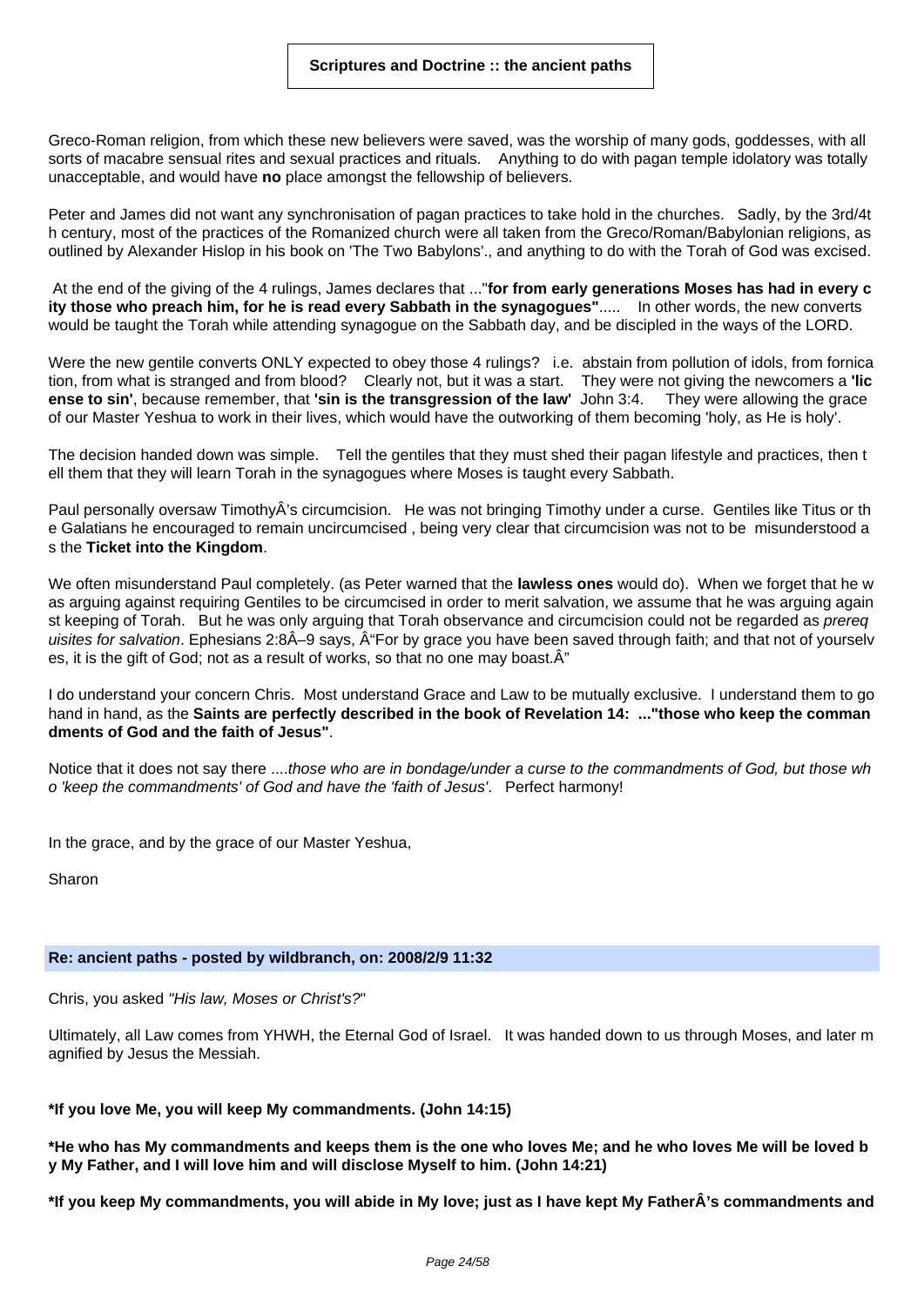Greco-Roman religion, from which these new believers were saved, was the worship of many gods, goddesses, with all sorts of macabre sensual rites and sexual practices and rituals.   Anything to do with pagan temple idolatory was totally unacceptable, and would have **no** place amongst the fellowship of believers.

Peter and James did not want any synchronisation of pagan practices to take hold in the churches.   Sadly, by the 3rd/4th century, most of the practices of the Romanized church were all taken from the Greco/Roman/Babylonian religions, as outlined by Alexander Hislop in his book on 'The Two Babylons'., and anything to do with the Torah of God was excised.

At the end of the giving of the 4 rulings, James declares that ..."**for from early generations Moses has had in every city those who preach him, for he is read every Sabbath in the synagogues"**.....   In other words, the new converts would be taught the Torah while attending synagogue on the Sabbath day, and be discipled in the ways of the LORD.

Were the new gentile converts ONLY expected to obey those 4 rulings?   i.e.  abstain from pollution of idols, from fornication, from what is stranged and from blood?   Clearly not, but it was a start.   They were not giving the newcomers a **'license to sin'**, because remember, that **'sin is the transgression of the law'** John 3:4.   They were allowing the grace of our Master Yeshua to work in their lives, which would have the outworking of them becoming 'holy, as He is holy'.

The decision handed down was simple.   Tell the gentiles that they must shed their pagan lifestyle and practices, then tell them that they will learn Torah in the synagogues where Moses is taught every Sabbath.

Paul personally oversaw TimothyÂ's circumcision.   He was not bringing Timothy under a curse.  Gentiles like Titus or the Galatians he encouraged to remain uncircumcised , being very clear that circumcision was not to be  misunderstood as the **Ticket into the Kingdom**.

We often misunderstand Paul completely. (as Peter warned that the **lawless ones** would do).  When we forget that he was arguing against requiring Gentiles to be circumcised in order to merit salvation, we assume that he was arguing against keeping of Torah.   But he was only arguing that Torah observance and circumcision could not be regarded as *prerequisites for salvation*. Ephesians 2:8Â–9 says, Â“For by grace you have been saved through faith; and that not of yourselves, it is the gift of God; not as a result of works, so that no one may boast.Â”

I do understand your concern Chris.  Most understand Grace and Law to be mutually exclusive.  I understand them to go hand in hand, as the **Saints are perfectly described in the book of Revelation 14:  ..."those who keep the commandments of God and the faith of Jesus"**.

Notice that it does not say there ....*those who are in bondage/under a curse to the commandments of God, but those who 'keep the commandments' of God and have the 'faith of Jesus'*.   Perfect harmony!

In the grace, and by the grace of our Master Yeshua,

Sharon

**Re: ancient paths - posted by wildbranch, on: 2008/2/9 11:32**

Chris, you asked *"His law, Moses or Christ's?*"

Ultimately, all Law comes from YHWH, the Eternal God of Israel.   It was handed down to us through Moses, and later magnified by Jesus the Messiah.

**\*If you love Me, you will keep My commandments. (John 14:15)**

**\*He who has My commandments and keeps them is the one who loves Me; and he who loves Me will be loved by My Father, and I will love him and will disclose Myself to him. (John 14:21)**

**\*If you keep My commandments, you will abide in My love; just as I have kept My FatherÂ's commandments and**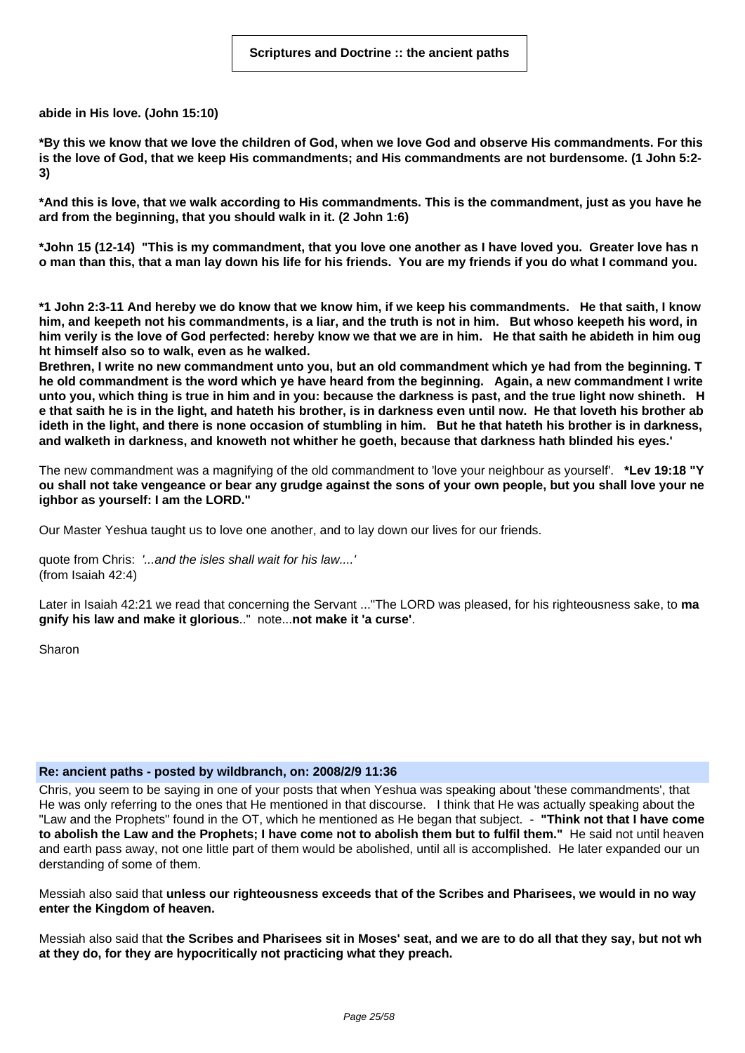**abide in His love. (John 15:10)**

**\*By this we know that we love the children of God, when we love God and observe His commandments. For this is the love of God, that we keep His commandments; and His commandments are not burdensome. (1 John 5:2-3)**

**\*And this is love, that we walk according to His commandments. This is the commandment, just as you have heard from the beginning, that you should walk in it. (2 John 1:6)**

**\*John 15 (12-14) "This is my commandment, that you love one another as I have loved you. Greater love has no man than this, that a man lay down his life for his friends. You are my friends if you do what I command you.**

**\*1 John 2:3-11 And hereby we do know that we know him, if we keep his commandments. He that saith, I know him, and keepeth not his commandments, is a liar, and the truth is not in him. But whoso keepeth his word, in him verily is the love of God perfected: hereby know we that we are in him. He that saith he abideth in him ought himself also so to walk, even as he walked.**
**Brethren, I write no new commandment unto you, but an old commandment which ye had from the beginning. The old commandment is the word which ye have heard from the beginning. Again, a new commandment I write unto you, which thing is true in him and in you: because the darkness is past, and the true light now shineth. He that saith he is in the light, and hateth his brother, is in darkness even until now. He that loveth his brother abideth in the light, and there is none occasion of stumbling in him. But he that hateth his brother is in darkness, and walketh in darkness, and knoweth not whither he goeth, because that darkness hath blinded his eyes.'**

The new commandment was a magnifying of the old commandment to 'love your neighbour as yourself'. **\*Lev 19:18 "You shall not take vengeance or bear any grudge against the sons of your own people, but you shall love your neighbor as yourself: I am the LORD."**

Our Master Yeshua taught us to love one another, and to lay down our lives for our friends.

quote from Chris: *'...and the isles shall wait for his law....'*
(from Isaiah 42:4)

Later in Isaiah 42:21 we read that concerning the Servant ..."The LORD was pleased, for his righteousness sake, to **magnify his law and make it glorious**.." note...**not make it 'a curse'**.

Sharon

## Re: ancient paths - posted by wildbranch, on: 2008/2/9 11:36

Chris, you seem to be saying in one of your posts that when Yeshua was speaking about 'these commandments', that He was only referring to the ones that He mentioned in that discourse. I think that He was actually speaking about the "Law and the Prophets" found in the OT, which he mentioned as He began that subject. - **"Think not that I have come to abolish the Law and the Prophets; I have come not to abolish them but to fulfil them."** He said not until heaven and earth pass away, not one little part of them would be abolished, until all is accomplished. He later expanded our understanding of some of them.

Messiah also said that **unless our righteousness exceeds that of the Scribes and Pharisees, we would in no way enter the Kingdom of heaven.**

Messiah also said that **the Scribes and Pharisees sit in Moses' seat, and we are to do all that they say, but not what they do, for they are hypocritically not practicing what they preach.**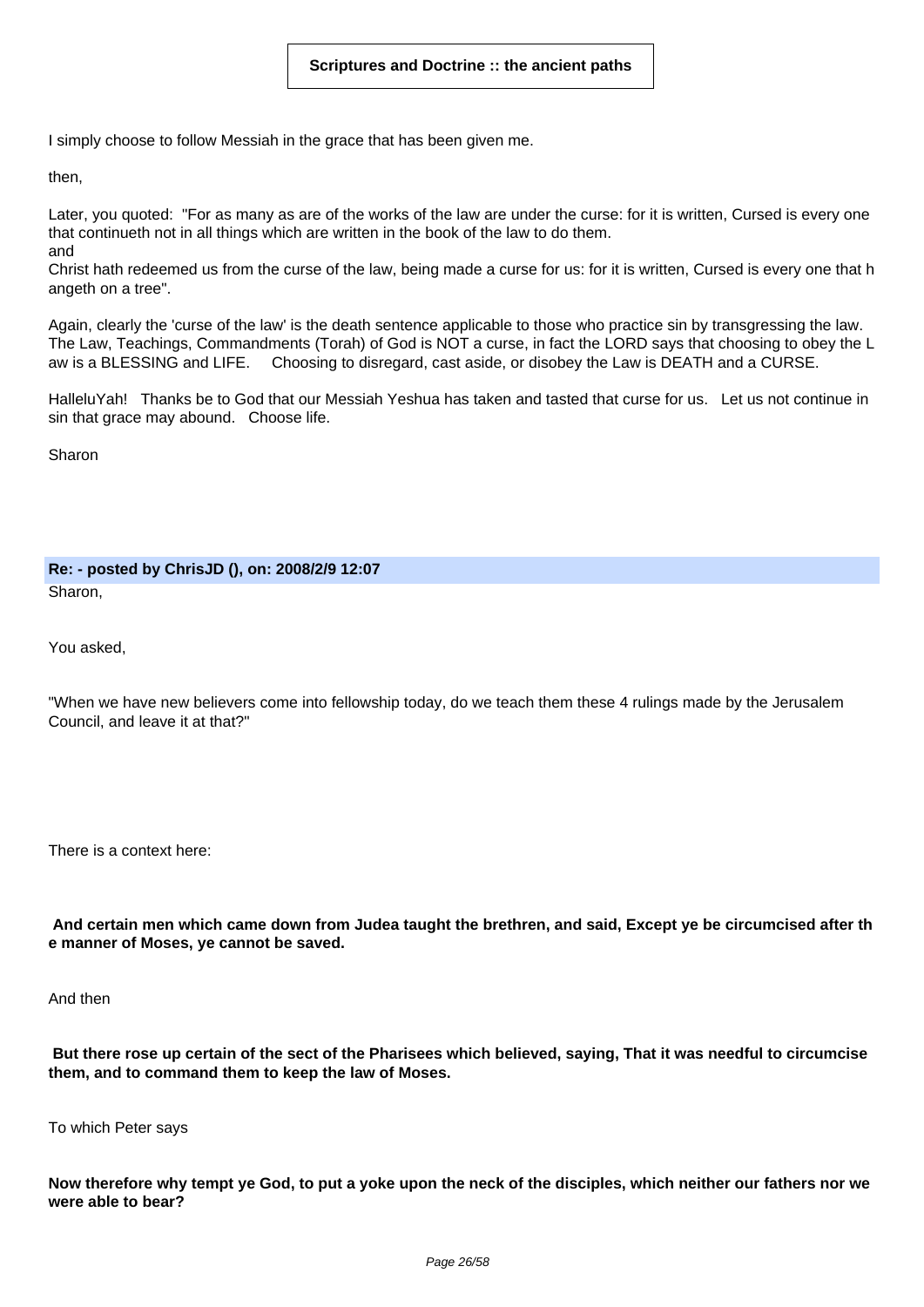I simply choose to follow Messiah in the grace that has been given me.

then,

Later, you quoted: "For as many as are of the works of the law are under the curse: for it is written, Cursed is every one that continueth not in all things which are written in the book of the law to do them.
and
Christ hath redeemed us from the curse of the law, being made a curse for us: for it is written, Cursed is every one that hangeth on a tree".

Again, clearly the 'curse of the law' is the death sentence applicable to those who practice sin by transgressing the law. The Law, Teachings, Commandments (Torah) of God is NOT a curse, in fact the LORD says that choosing to obey the Law is a BLESSING and LIFE. Choosing to disregard, cast aside, or disobey the Law is DEATH and a CURSE.

HalleluYah! Thanks be to God that our Messiah Yeshua has taken and tasted that curse for us. Let us not continue in sin that grace may abound. Choose life.

Sharon

**Re: - posted by ChrisJD (), on: 2008/2/9 12:07**

Sharon,

You asked,

"When we have new believers come into fellowship today, do we teach them these 4 rulings made by the Jerusalem Council, and leave it at that?"

There is a context here:

**And certain men which came down from Judea taught the brethren, and said, Except ye be circumcised after the manner of Moses, ye cannot be saved.**

And then

**But there rose up certain of the sect of the Pharisees which believed, saying, That it was needful to circumcise them, and to command them to keep the law of Moses.**

To which Peter says

**Now therefore why tempt ye God, to put a yoke upon the neck of the disciples, which neither our fathers nor we were able to bear?**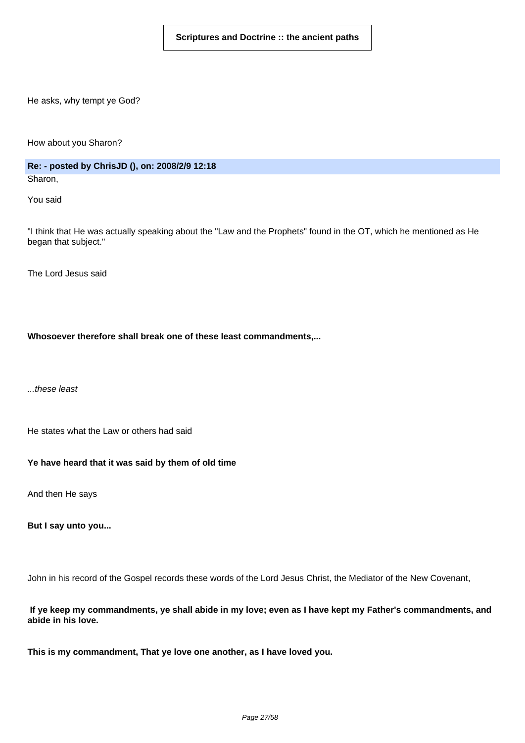He asks, why tempt ye God?

How about you Sharon?

**Re: - posted by ChrisJD (), on: 2008/2/9 12:18**

Sharon,

You said

"I think that He was actually speaking about the "Law and the Prophets" found in the OT, which he mentioned as He began that subject."

The Lord Jesus said

**Whosoever therefore shall break one of these least commandments,...**

*...these least*

He states what the Law or others had said

**Ye have heard that it was said by them of old time**

And then He says

**But I say unto you...**

John in his record of the Gospel records these words of the Lord Jesus Christ, the Mediator of the New Covenant,

**If ye keep my commandments, ye shall abide in my love; even as I have kept my Father's commandments, and abide in his love.**

**This is my commandment, That ye love one another, as I have loved you.**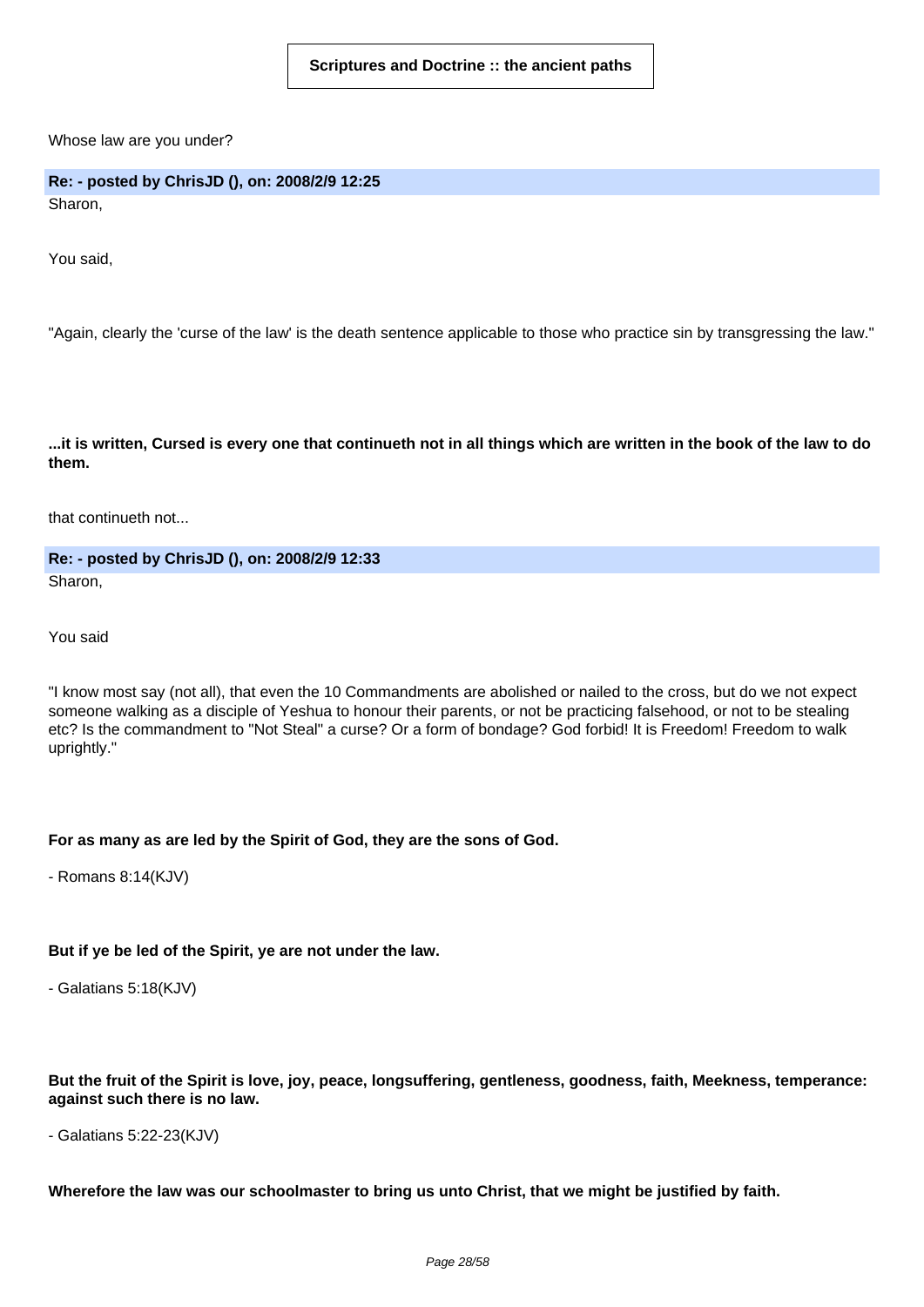Scriptures and Doctrine :: the ancient paths

Whose law are you under?

**Re: - posted by ChrisJD (), on: 2008/2/9 12:25**

Sharon,

You said,

"Again, clearly the 'curse of the law' is the death sentence applicable to those who practice sin by transgressing the law."

**...it is written, Cursed is every one that continueth not in all things which are written in the book of the law to do them.**

that continueth not...

**Re: - posted by ChrisJD (), on: 2008/2/9 12:33**

Sharon,

You said

"I know most say (not all), that even the 10 Commandments are abolished or nailed to the cross, but do we not expect someone walking as a disciple of Yeshua to honour their parents, or not be practicing falsehood, or not to be stealing etc? Is the commandment to "Not Steal" a curse? Or a form of bondage? God forbid! It is Freedom! Freedom to walk uprightly."

**For as many as are led by the Spirit of God, they are the sons of God.**

- Romans 8:14(KJV)

**But if ye be led of the Spirit, ye are not under the law.**

- Galatians 5:18(KJV)

**But the fruit of the Spirit is love, joy, peace, longsuffering, gentleness, goodness, faith, Meekness, temperance: against such there is no law.**

- Galatians 5:22-23(KJV)

**Wherefore the law was our schoolmaster to bring us unto Christ, that we might be justified by faith.**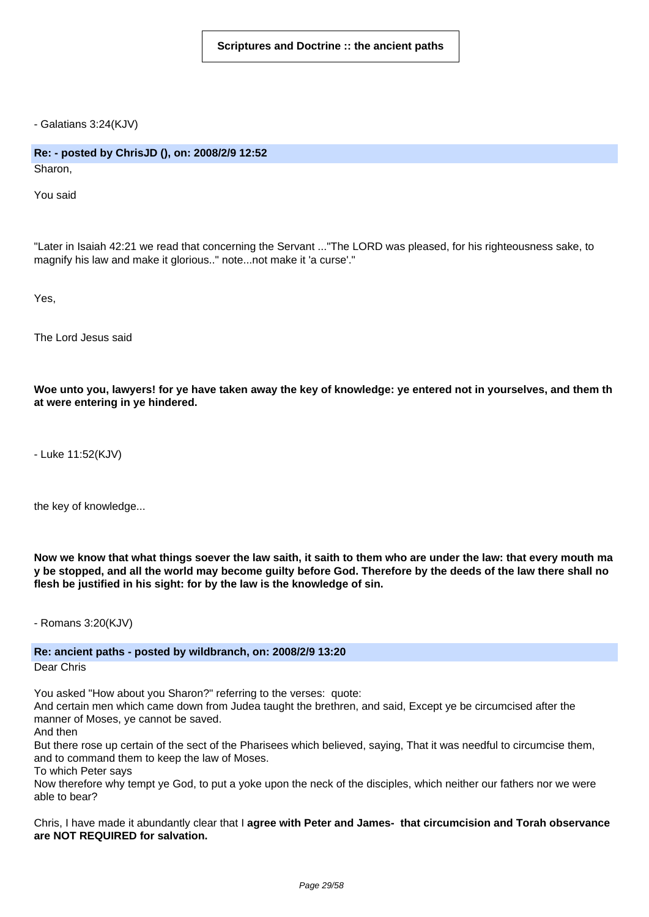- Galatians 3:24(KJV)

**Re: - posted by ChrisJD (), on: 2008/2/9 12:52**

Sharon,

You said

"Later in Isaiah 42:21 we read that concerning the Servant ..."The LORD was pleased, for his righteousness sake, to magnify his law and make it glorious.." note...not make it 'a curse'."

Yes,

The Lord Jesus said

**Woe unto you, lawyers! for ye have taken away the key of knowledge: ye entered not in yourselves, and them that were entering in ye hindered.**

- Luke 11:52(KJV)

the key of knowledge...

**Now we know that what things soever the law saith, it saith to them who are under the law: that every mouth may be stopped, and all the world may become guilty before God. Therefore by the deeds of the law there shall no flesh be justified in his sight: for by the law is the knowledge of sin.**

- Romans 3:20(KJV)

**Re: ancient paths - posted by wildbranch, on: 2008/2/9 13:20**

Dear Chris

You asked "How about you Sharon?" referring to the verses: quote:
And certain men which came down from Judea taught the brethren, and said, Except ye be circumcised after the manner of Moses, ye cannot be saved.
And then
But there rose up certain of the sect of the Pharisees which believed, saying, That it was needful to circumcise them, and to command them to keep the law of Moses.
To which Peter says
Now therefore why tempt ye God, to put a yoke upon the neck of the disciples, which neither our fathers nor we were able to bear?

Chris, I have made it abundantly clear that I **agree with Peter and James- that circumcision and Torah observance are NOT REQUIRED for salvation.**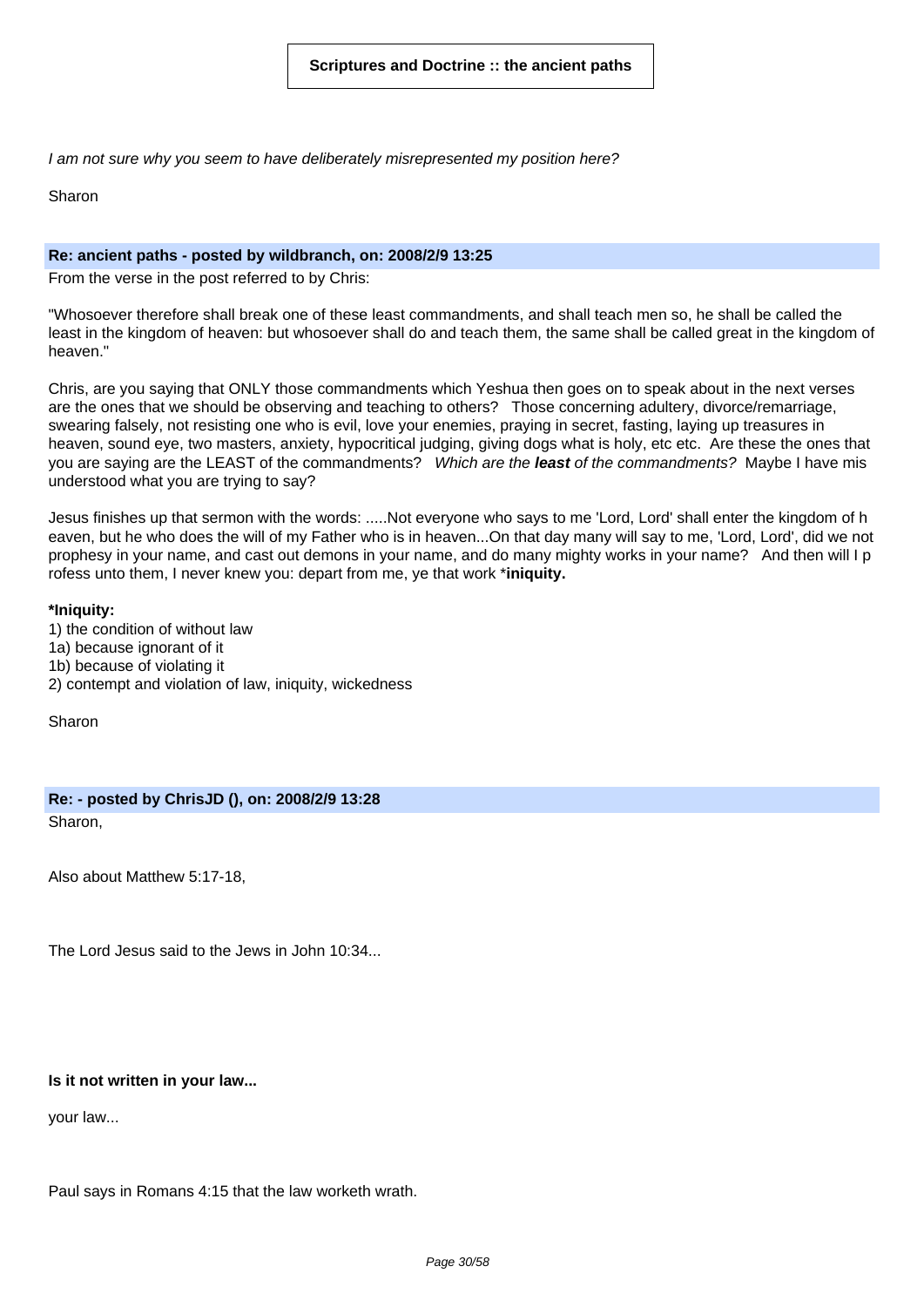*I am not sure why you seem to have deliberately misrepresented my position here?*

Sharon

**Re: ancient paths - posted by wildbranch, on: 2008/2/9 13:25**

From the verse in the post referred to by Chris:

"Whosoever therefore shall break one of these least commandments, and shall teach men so, he shall be called the least in the kingdom of heaven: but whosoever shall do and teach them, the same shall be called great in the kingdom of heaven."

Chris, are you saying that ONLY those commandments which Yeshua then goes on to speak about in the next verses are the ones that we should be observing and teaching to others? Those concerning adultery, divorce/remarriage, swearing falsely, not resisting one who is evil, love your enemies, praying in secret, fasting, laying up treasures in heaven, sound eye, two masters, anxiety, hypocritical judging, giving dogs what is holy, etc etc. Are these the ones that you are saying are the LEAST of the commandments? *Which are the **least** of the commandments?* Maybe I have mis understood what you are trying to say?

Jesus finishes up that sermon with the words: .....Not everyone who says to me 'Lord, Lord' shall enter the kingdom of h eaven, but he who does the will of my Father who is in heaven...On that day many will say to me, 'Lord, Lord', did we not prophesy in your name, and cast out demons in your name, and do many mighty works in your name? And then will I p rofess unto them, I never knew you: depart from me, ye that work ***iniquity.**

***Iniquity:**

1) the condition of without law
1a) because ignorant of it
1b) because of violating it
2) contempt and violation of law, iniquity, wickedness

Sharon

**Re: - posted by ChrisJD (), on: 2008/2/9 13:28**

Sharon,

Also about Matthew 5:17-18,

The Lord Jesus said to the Jews in John 10:34...

**Is it not written in your law...**

your law...

Paul says in Romans 4:15 that the law worketh wrath.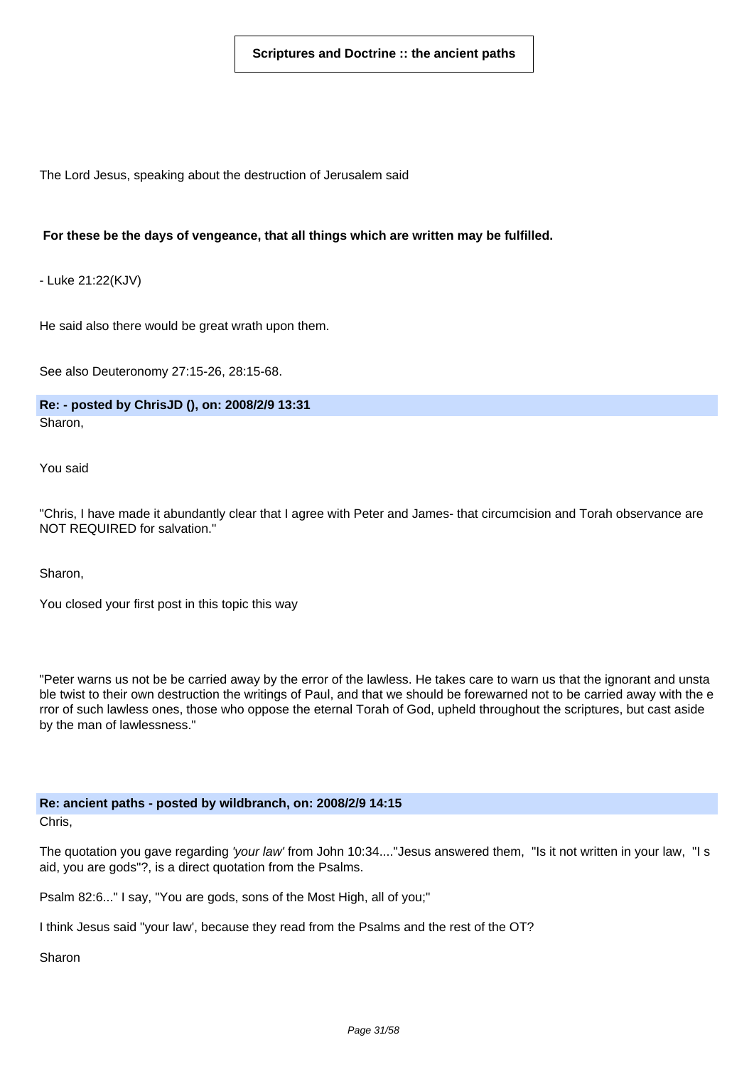The Lord Jesus, speaking about the destruction of Jerusalem said

**For these be the days of vengeance, that all things which are written may be fulfilled.**

- Luke 21:22(KJV)

He said also there would be great wrath upon them.

See also Deuteronomy 27:15-26, 28:15-68.

**Re: - posted by ChrisJD (), on: 2008/2/9 13:31**

Sharon,

You said

"Chris, I have made it abundantly clear that I agree with Peter and James- that circumcision and Torah observance are NOT REQUIRED for salvation."

Sharon,

You closed your first post in this topic this way

"Peter warns us not be be carried away by the error of the lawless. He takes care to warn us that the ignorant and unstable twist to their own destruction the writings of Paul, and that we should be forewarned not to be carried away with the error of such lawless ones, those who oppose the eternal Torah of God, upheld throughout the scriptures, but cast aside by the man of lawlessness."

**Re: ancient paths - posted by wildbranch, on: 2008/2/9 14:15**

Chris,

The quotation you gave regarding *'your law'* from John 10:34...."Jesus answered them, "Is it not written in your law, "I said, you are gods"?, is a direct quotation from the Psalms.

Psalm 82:6..." I say, "You are gods, sons of the Most High, all of you;"

I think Jesus said "your law', because they read from the Psalms and the rest of the OT?

Sharon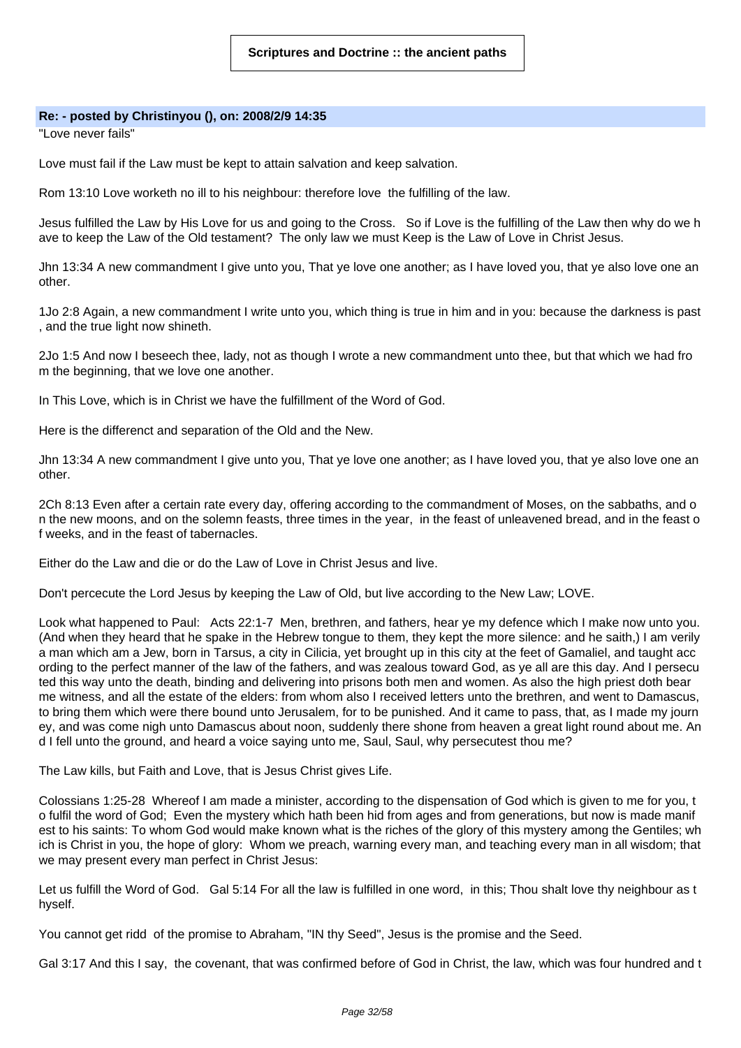**Scriptures and Doctrine :: the ancient paths**

**Re: - posted by Christinyou (), on: 2008/2/9 14:35**

"Love never fails"

Love must fail if the Law must be kept to attain salvation and keep salvation.

Rom 13:10 Love worketh no ill to his neighbour: therefore love the fulfilling of the law.

Jesus fulfilled the Law by His Love for us and going to the Cross. So if Love is the fulfilling of the Law then why do we have to keep the Law of the Old testament? The only law we must Keep is the Law of Love in Christ Jesus.

Jhn 13:34 A new commandment I give unto you, That ye love one another; as I have loved you, that ye also love one another.

1Jo 2:8 Again, a new commandment I write unto you, which thing is true in him and in you: because the darkness is past, and the true light now shineth.

2Jo 1:5 And now I beseech thee, lady, not as though I wrote a new commandment unto thee, but that which we had from the beginning, that we love one another.

In This Love, which is in Christ we have the fulfillment of the Word of God.

Here is the differenct and separation of the Old and the New.

Jhn 13:34 A new commandment I give unto you, That ye love one another; as I have loved you, that ye also love one another.

2Ch 8:13 Even after a certain rate every day, offering according to the commandment of Moses, on the sabbaths, and on the new moons, and on the solemn feasts, three times in the year, in the feast of unleavened bread, and in the feast of weeks, and in the feast of tabernacles.

Either do the Law and die or do the Law of Love in Christ Jesus and live.

Don't percecute the Lord Jesus by keeping the Law of Old, but live according to the New Law; LOVE.

Look what happened to Paul: Acts 22:1-7 Men, brethren, and fathers, hear ye my defence which I make now unto you. (And when they heard that he spake in the Hebrew tongue to them, they kept the more silence: and he saith,) I am verily a man which am a Jew, born in Tarsus, a city in Cilicia, yet brought up in this city at the feet of Gamaliel, and taught according to the perfect manner of the law of the fathers, and was zealous toward God, as ye all are this day. And I persecuted this way unto the death, binding and delivering into prisons both men and women. As also the high priest doth bear me witness, and all the estate of the elders: from whom also I received letters unto the brethren, and went to Damascus, to bring them which were there bound unto Jerusalem, for to be punished. And it came to pass, that, as I made my journey, and was come nigh unto Damascus about noon, suddenly there shone from heaven a great light round about me. And I fell unto the ground, and heard a voice saying unto me, Saul, Saul, why persecutest thou me?

The Law kills, but Faith and Love, that is Jesus Christ gives Life.

Colossians 1:25-28 Whereof I am made a minister, according to the dispensation of God which is given to me for you, to fulfil the word of God; Even the mystery which hath been hid from ages and from generations, but now is made manifest to his saints: To whom God would make known what is the riches of the glory of this mystery among the Gentiles; which is Christ in you, the hope of glory: Whom we preach, warning every man, and teaching every man in all wisdom; that we may present every man perfect in Christ Jesus:

Let us fulfill the Word of God. Gal 5:14 For all the law is fulfilled in one word, in this; Thou shalt love thy neighbour as thyself.

You cannot get ridd of the promise to Abraham, "IN thy Seed", Jesus is the promise and the Seed.

Gal 3:17 And this I say, the covenant, that was confirmed before of God in Christ, the law, which was four hundred and t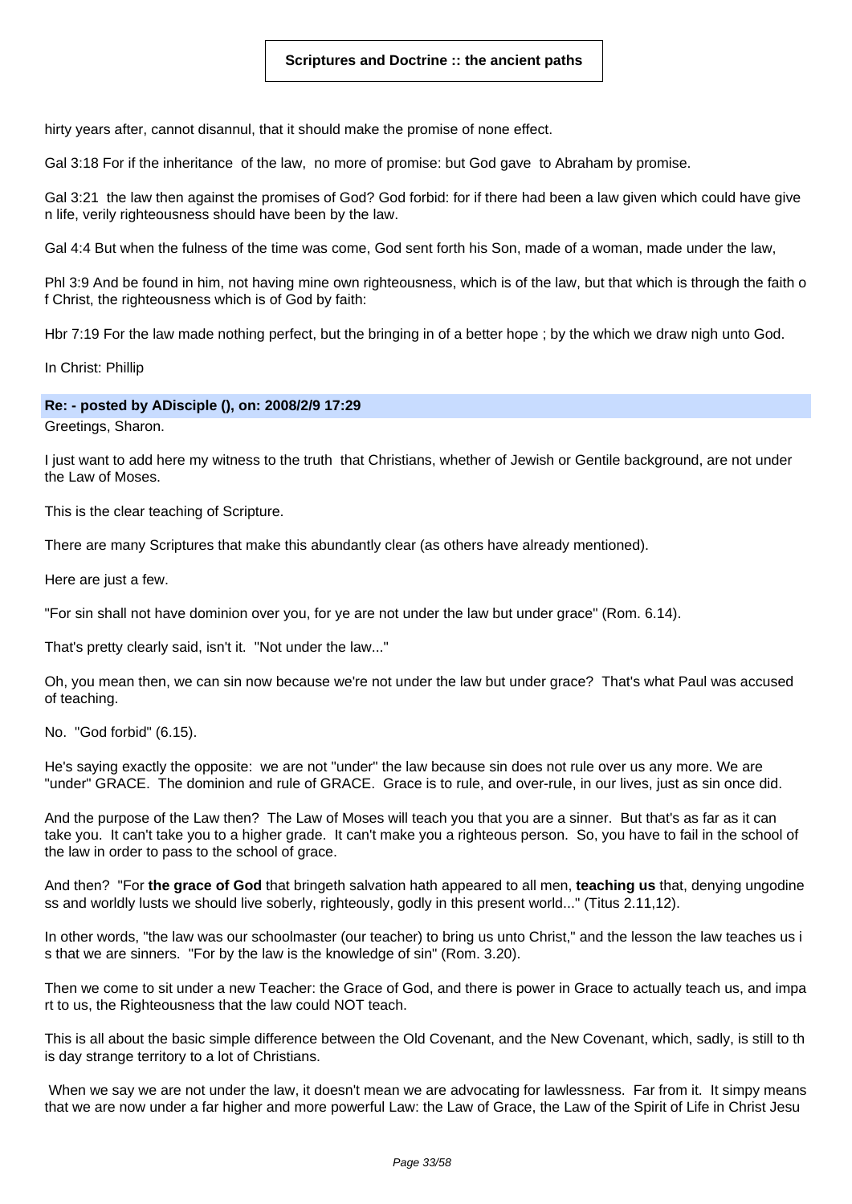hirty years after, cannot disannul, that it should make the promise of none effect.

Gal 3:18 For if the inheritance of the law, no more of promise: but God gave to Abraham by promise.

Gal 3:21 the law then against the promises of God? God forbid: for if there had been a law given which could have give n life, verily righteousness should have been by the law.

Gal 4:4 But when the fulness of the time was come, God sent forth his Son, made of a woman, made under the law,

Phl 3:9 And be found in him, not having mine own righteousness, which is of the law, but that which is through the faith o f Christ, the righteousness which is of God by faith:

Hbr 7:19 For the law made nothing perfect, but the bringing in of a better hope ; by the which we draw nigh unto God.

In Christ: Phillip

**Re: - posted by ADisciple (), on: 2008/2/9 17:29**

Greetings, Sharon.

I just want to add here my witness to the truth that Christians, whether of Jewish or Gentile background, are not under the Law of Moses.

This is the clear teaching of Scripture.

There are many Scriptures that make this abundantly clear (as others have already mentioned).

Here are just a few.

"For sin shall not have dominion over you, for ye are not under the law but under grace" (Rom. 6.14).

That's pretty clearly said, isn't it. "Not under the law..."

Oh, you mean then, we can sin now because we're not under the law but under grace? That's what Paul was accused of teaching.

No. "God forbid" (6.15).

He's saying exactly the opposite: we are not "under" the law because sin does not rule over us any more. We are "under" GRACE. The dominion and rule of GRACE. Grace is to rule, and over-rule, in our lives, just as sin once did.

And the purpose of the Law then? The Law of Moses will teach you that you are a sinner. But that's as far as it can take you. It can't take you to a higher grade. It can't make you a righteous person. So, you have to fail in the school of the law in order to pass to the school of grace.

And then? "For **the grace of God** that bringeth salvation hath appeared to all men, **teaching us** that, denying ungodine ss and worldly lusts we should live soberly, righteously, godly in this present world..." (Titus 2.11,12).

In other words, "the law was our schoolmaster (our teacher) to bring us unto Christ," and the lesson the law teaches us i s that we are sinners. "For by the law is the knowledge of sin" (Rom. 3.20).

Then we come to sit under a new Teacher: the Grace of God, and there is power in Grace to actually teach us, and impa rt to us, the Righteousness that the law could NOT teach.

This is all about the basic simple difference between the Old Covenant, and the New Covenant, which, sadly, is still to th is day strange territory to a lot of Christians.

When we say we are not under the law, it doesn't mean we are advocating for lawlessness. Far from it. It simpy means that we are now under a far higher and more powerful Law: the Law of Grace, the Law of the Spirit of Life in Christ Jesu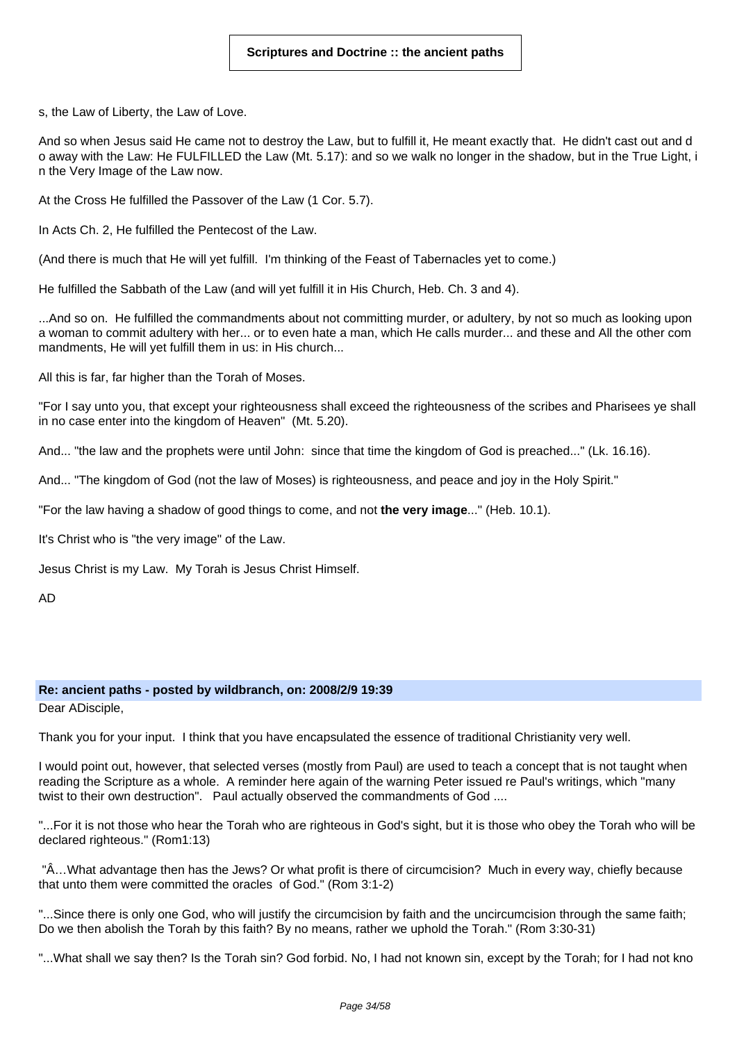s, the Law of Liberty, the Law of Love.

And so when Jesus said He came not to destroy the Law, but to fulfill it, He meant exactly that. He didn't cast out and do away with the Law: He FULFILLED the Law (Mt. 5.17): and so we walk no longer in the shadow, but in the True Light, in the Very Image of the Law now.

At the Cross He fulfilled the Passover of the Law (1 Cor. 5.7).

In Acts Ch. 2, He fulfilled the Pentecost of the Law.

(And there is much that He will yet fulfill. I'm thinking of the Feast of Tabernacles yet to come.)

He fulfilled the Sabbath of the Law (and will yet fulfill it in His Church, Heb. Ch. 3 and 4).

...And so on. He fulfilled the commandments about not committing murder, or adultery, by not so much as looking upon a woman to commit adultery with her... or to even hate a man, which He calls murder... and these and All the other commandments, He will yet fulfill them in us: in His church...

All this is far, far higher than the Torah of Moses.

"For I say unto you, that except your righteousness shall exceed the righteousness of the scribes and Pharisees ye shall in no case enter into the kingdom of Heaven" (Mt. 5.20).

And... "the law and the prophets were until John: since that time the kingdom of God is preached..." (Lk. 16.16).

And... "The kingdom of God (not the law of Moses) is righteousness, and peace and joy in the Holy Spirit."

"For the law having a shadow of good things to come, and not **the very image**..." (Heb. 10.1).

It's Christ who is "the very image" of the Law.

Jesus Christ is my Law. My Torah is Jesus Christ Himself.

AD

**Re: ancient paths - posted by wildbranch, on: 2008/2/9 19:39**

Dear ADisciple,

Thank you for your input. I think that you have encapsulated the essence of traditional Christianity very well.

I would point out, however, that selected verses (mostly from Paul) are used to teach a concept that is not taught when reading the Scripture as a whole. A reminder here again of the warning Peter issued re Paul's writings, which "many twist to their own destruction". Paul actually observed the commandments of God ....

"...For it is not those who hear the Torah who are righteous in God's sight, but it is those who obey the Torah who will be declared righteous." (Rom1:13)

"Â…What advantage then has the Jews? Or what profit is there of circumcision? Much in every way, chiefly because that unto them were committed the oracles of God." (Rom 3:1-2)

"...Since there is only one God, who will justify the circumcision by faith and the uncircumcision through the same faith; Do we then abolish the Torah by this faith? By no means, rather we uphold the Torah." (Rom 3:30-31)

"...What shall we say then? Is the Torah sin? God forbid. No, I had not known sin, except by the Torah; for I had not kno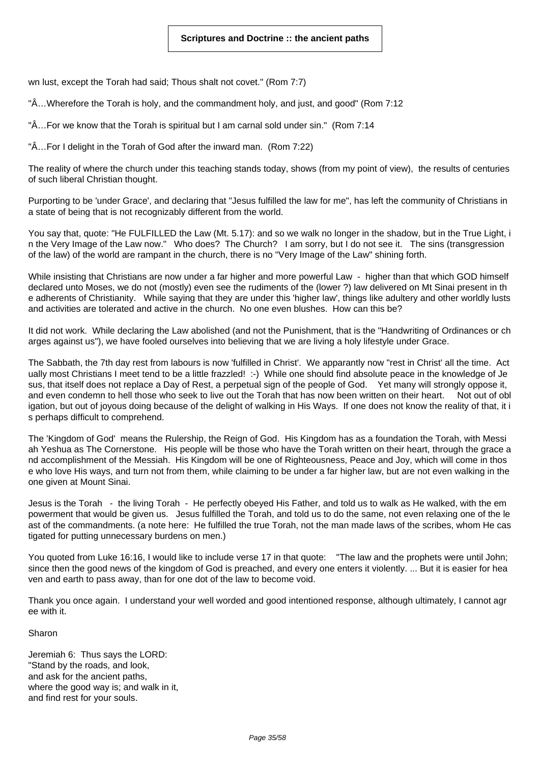wn lust, except the Torah had said; Thous shalt not covet." (Rom 7:7)

"Â…Wherefore the Torah is holy, and the commandment holy, and just, and good" (Rom 7:12

"Â…For we know that the Torah is spiritual but I am carnal sold under sin." (Rom 7:14

"Â…For I delight in the Torah of God after the inward man. (Rom 7:22)

The reality of where the church under this teaching stands today, shows (from my point of view), the results of centuries of such liberal Christian thought.

Purporting to be 'under Grace', and declaring that "Jesus fulfilled the law for me", has left the community of Christians in a state of being that is not recognizably different from the world.

You say that, quote: "He FULFILLED the Law (Mt. 5.17): and so we walk no longer in the shadow, but in the True Light, in the Very Image of the Law now." Who does? The Church? I am sorry, but I do not see it. The sins (transgression of the law) of the world are rampant in the church, there is no "Very Image of the Law" shining forth.

While insisting that Christians are now under a far higher and more powerful Law - higher than that which GOD himself declared unto Moses, we do not (mostly) even see the rudiments of the (lower ?) law delivered on Mt Sinai present in the adherents of Christianity. While saying that they are under this 'higher law', things like adultery and other worldly lusts and activities are tolerated and active in the church. No one even blushes. How can this be?

It did not work. While declaring the Law abolished (and not the Punishment, that is the "Handwriting of Ordinances or charges against us"), we have fooled ourselves into believing that we are living a holy lifestyle under Grace.

The Sabbath, the 7th day rest from labours is now 'fulfilled in Christ'. We apparantly now "rest in Christ' all the time. Actually most Christians I meet tend to be a little frazzled! :-) While one should find absolute peace in the knowledge of Jesus, that itself does not replace a Day of Rest, a perpetual sign of the people of God. Yet many will strongly oppose it, and even condemn to hell those who seek to live out the Torah that has now been written on their heart. Not out of obligation, but out of joyous doing because of the delight of walking in His Ways. If one does not know the reality of that, it is perhaps difficult to comprehend.

The 'Kingdom of God' means the Rulership, the Reign of God. His Kingdom has as a foundation the Torah, with Messiah Yeshua as The Cornerstone. His people will be those who have the Torah written on their heart, through the grace and accomplishment of the Messiah. His Kingdom will be one of Righteousness, Peace and Joy, which will come in those who love His ways, and turn not from them, while claiming to be under a far higher law, but are not even walking in the one given at Mount Sinai.

Jesus is the Torah - the living Torah - He perfectly obeyed His Father, and told us to walk as He walked, with the empowerment that would be given us. Jesus fulfilled the Torah, and told us to do the same, not even relaxing one of the least of the commandments. (a note here: He fulfilled the true Torah, not the man made laws of the scribes, whom He castigated for putting unnecessary burdens on men.)

You quoted from Luke 16:16, I would like to include verse 17 in that quote: "The law and the prophets were until John; since then the good news of the kingdom of God is preached, and every one enters it violently. ... But it is easier for heaven and earth to pass away, than for one dot of the law to become void.

Thank you once again. I understand your well worded and good intentioned response, although ultimately, I cannot agree with it.

Sharon

Jeremiah 6: Thus says the LORD:
"Stand by the roads, and look,
and ask for the ancient paths,
where the good way is; and walk in it,
and find rest for your souls.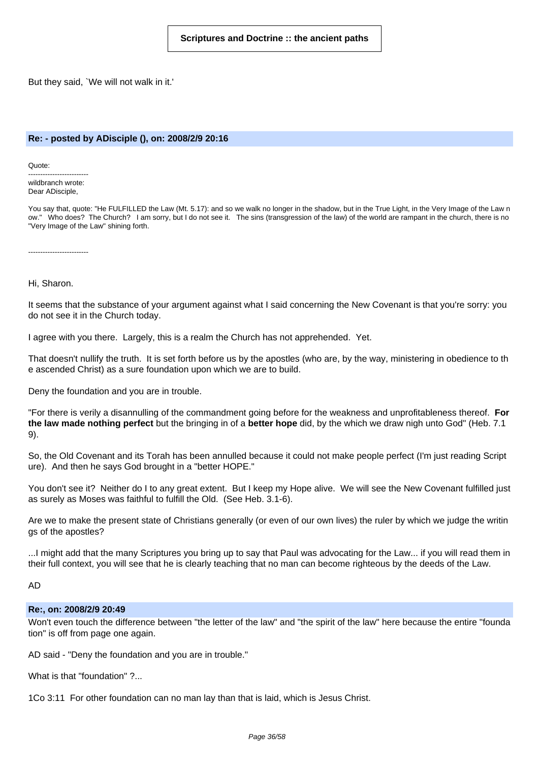But they said, `We will not walk in it.'

### Re: - posted by ADisciple (), on: 2008/2/9 20:16

Quote:
-------------------------
wildbranch wrote:
Dear ADisciple,

You say that, quote: "He FULFILLED the Law (Mt. 5.17): and so we walk no longer in the shadow, but in the True Light, in the Very Image of the Law now." Who does? The Church? I am sorry, but I do not see it. The sins (transgression of the law) of the world are rampant in the church, there is no "Very Image of the Law" shining forth.

-------------------------

Hi, Sharon.

It seems that the substance of your argument against what I said concerning the New Covenant is that you're sorry: you do not see it in the Church today.

I agree with you there. Largely, this is a realm the Church has not apprehended. Yet.

That doesn't nullify the truth. It is set forth before us by the apostles (who are, by the way, ministering in obedience to the ascended Christ) as a sure foundation upon which we are to build.

Deny the foundation and you are in trouble.

"For there is verily a disannulling of the commandment going before for the weakness and unprofitableness thereof. **For the law made nothing perfect** but the bringing in of a **better hope** did, by the which we draw nigh unto God" (Heb. 7.19).

So, the Old Covenant and its Torah has been annulled because it could not make people perfect (I'm just reading Scripture). And then he says God brought in a "better HOPE."

You don't see it? Neither do I to any great extent. But I keep my Hope alive. We will see the New Covenant fulfilled just as surely as Moses was faithful to fulfill the Old. (See Heb. 3.1-6).

Are we to make the present state of Christians generally (or even of our own lives) the ruler by which we judge the writings of the apostles?

...I might add that the many Scriptures you bring up to say that Paul was advocating for the Law... if you will read them in their full context, you will see that he is clearly teaching that no man can become righteous by the deeds of the Law.

AD

### Re:, on: 2008/2/9 20:49

Won't even touch the difference between "the letter of the law" and "the spirit of the law" here because the entire "foundation" is off from page one again.

AD said - "Deny the foundation and you are in trouble."

What is that "foundation" ?...

1Co 3:11 For other foundation can no man lay than that is laid, which is Jesus Christ.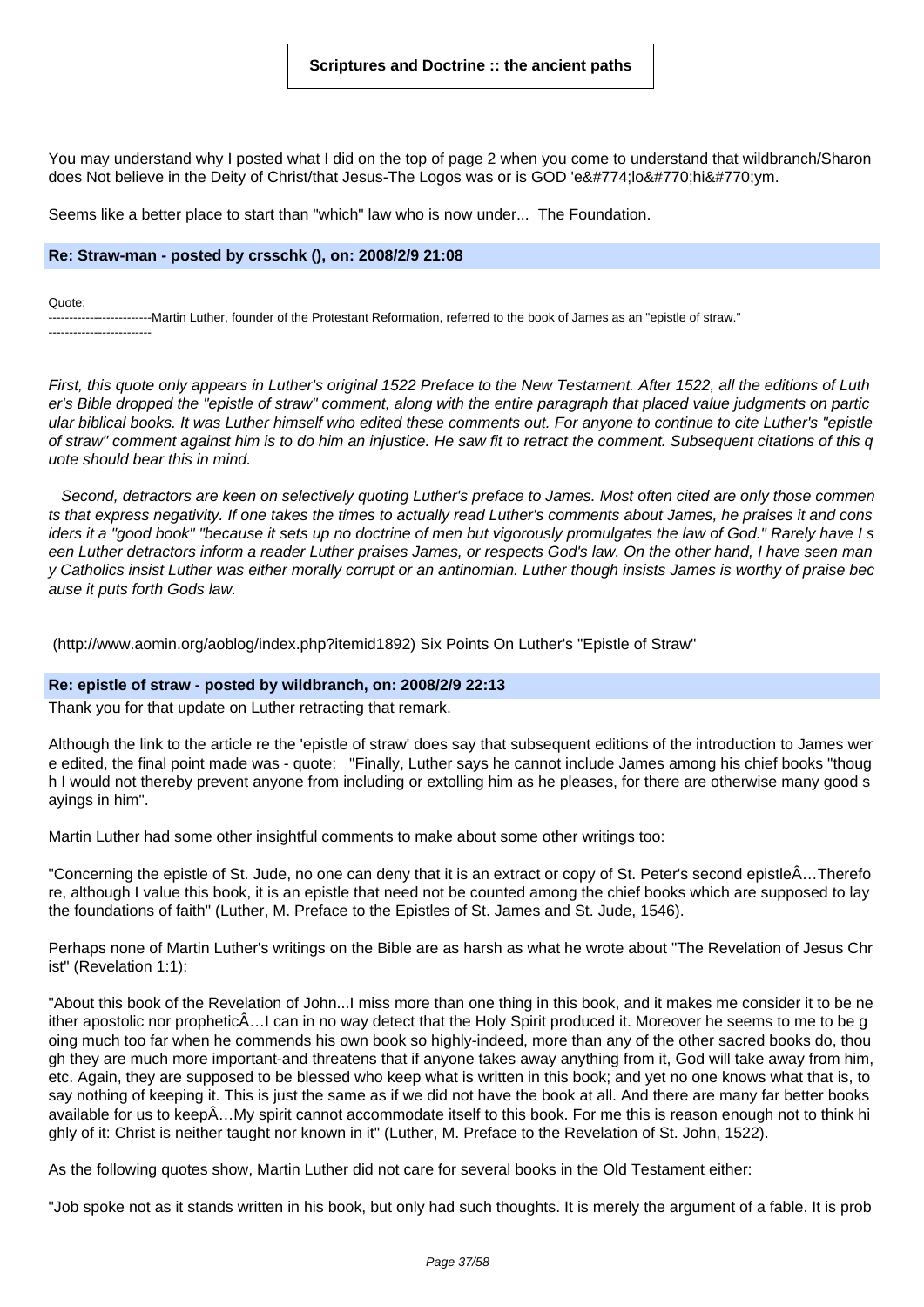You may understand why I posted what I did on the top of page 2 when you come to understand that wildbranch/Sharon does Not believe in the Deity of Christ/that Jesus-The Logos was or is GOD 'e&#774;lo&#770;hi&#770;ym.

Seems like a better place to start than "which" law who is now under... The Foundation.

**Re: Straw-man - posted by crsschk (), on: 2008/2/9 21:08**

Quote:
-------------------------Martin Luther, founder of the Protestant Reformation, referred to the book of James as an "epistle of straw."
-------------------------

*First, this quote only appears in Luther's original 1522 Preface to the New Testament. After 1522, all the editions of Luther's Bible dropped the "epistle of straw" comment, along with the entire paragraph that placed value judgments on particular biblical books. It was Luther himself who edited these comments out. For anyone to continue to cite Luther's "epistle of straw" comment against him is to do him an injustice. He saw fit to retract the comment. Subsequent citations of this quote should bear this in mind.*

*Second, detractors are keen on selectively quoting Luther's preface to James. Most often cited are only those comments that express negativity. If one takes the times to actually read Luther's comments about James, he praises it and considers it a "good book" "because it sets up no doctrine of men but vigorously promulgates the law of God." Rarely have I seen Luther detractors inform a reader Luther praises James, or respects God's law. On the other hand, I have seen many Catholics insist Luther was either morally corrupt or an antinomian. Luther though insists James is worthy of praise because it puts forth Gods law.*

(http://www.aomin.org/aoblog/index.php?itemid1892) Six Points On Luther's "Epistle of Straw"

**Re: epistle of straw - posted by wildbranch, on: 2008/2/9 22:13**

Thank you for that update on Luther retracting that remark.

Although the link to the article re the 'epistle of straw' does say that subsequent editions of the introduction to James were edited, the final point made was - quote: "Finally, Luther says he cannot include James among his chief books "though I would not thereby prevent anyone from including or extolling him as he pleases, for there are otherwise many good sayings in him".

Martin Luther had some other insightful comments to make about some other writings too:

"Concerning the epistle of St. Jude, no one can deny that it is an extract or copy of St. Peter's second epistleÂ…Therefore, although I value this book, it is an epistle that need not be counted among the chief books which are supposed to lay the foundations of faith" (Luther, M. Preface to the Epistles of St. James and St. Jude, 1546).

Perhaps none of Martin Luther's writings on the Bible are as harsh as what he wrote about "The Revelation of Jesus Christ" (Revelation 1:1):

"About this book of the Revelation of John...I miss more than one thing in this book, and it makes me consider it to be neither apostolic nor propheticÂ…I can in no way detect that the Holy Spirit produced it. Moreover he seems to me to be going much too far when he commends his own book so highly-indeed, more than any of the other sacred books do, though they are much more important-and threatens that if anyone takes away anything from it, God will take away from him, etc. Again, they are supposed to be blessed who keep what is written in this book; and yet no one knows what that is, to say nothing of keeping it. This is just the same as if we did not have the book at all. And there are many far better books available for us to keepÂ…My spirit cannot accommodate itself to this book. For me this is reason enough not to think highly of it: Christ is neither taught nor known in it" (Luther, M. Preface to the Revelation of St. John, 1522).

As the following quotes show, Martin Luther did not care for several books in the Old Testament either:

"Job spoke not as it stands written in his book, but only had such thoughts. It is merely the argument of a fable. It is prob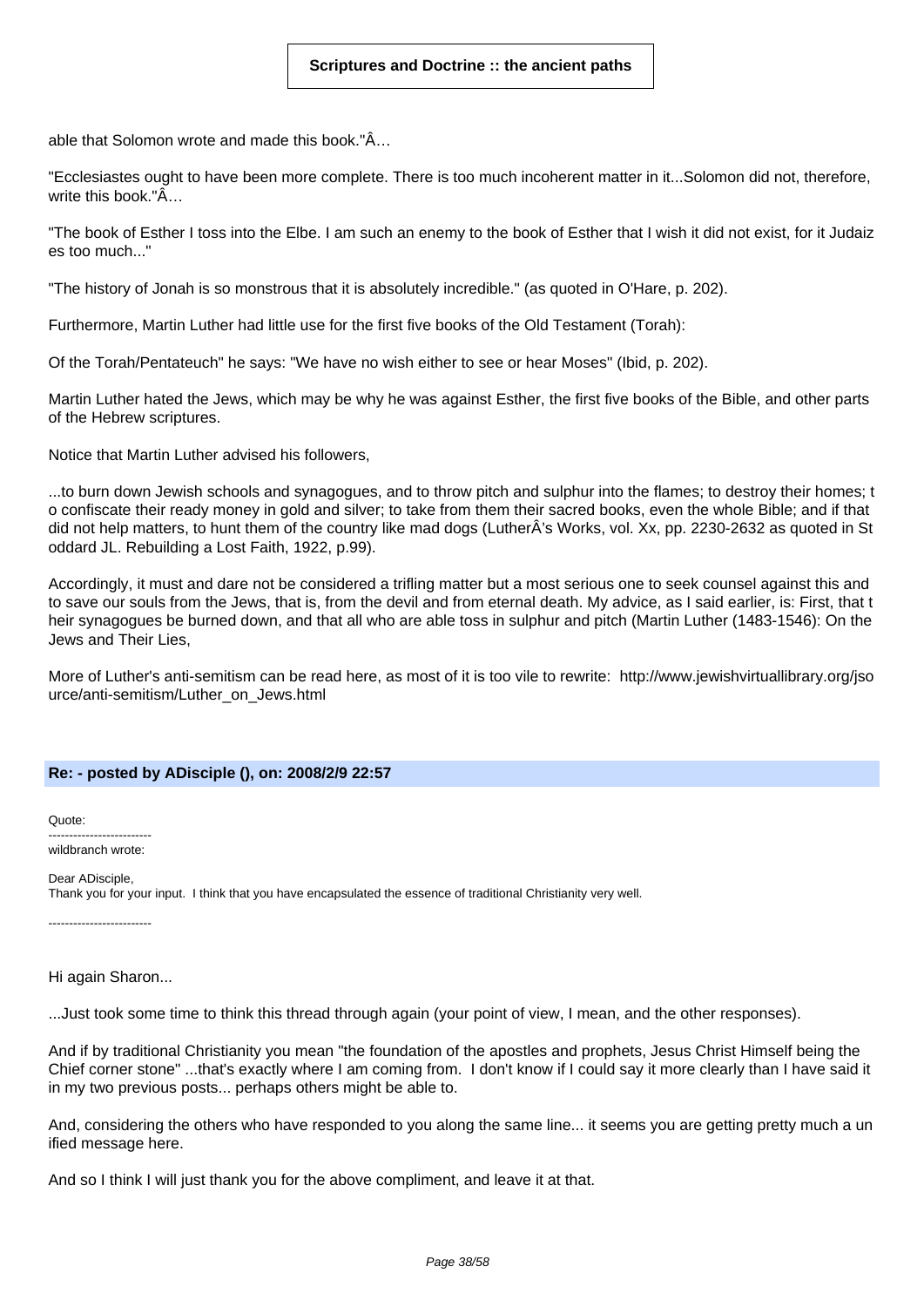able that Solomon wrote and made this book."Â…

"Ecclesiastes ought to have been more complete. There is too much incoherent matter in it...Solomon did not, therefore, write this book."Â…

"The book of Esther I toss into the Elbe. I am such an enemy to the book of Esther that I wish it did not exist, for it Judaizes too much..."

"The history of Jonah is so monstrous that it is absolutely incredible." (as quoted in O'Hare, p. 202).

Furthermore, Martin Luther had little use for the first five books of the Old Testament (Torah):

Of the Torah/Pentateuch" he says: "We have no wish either to see or hear Moses" (Ibid, p. 202).

Martin Luther hated the Jews, which may be why he was against Esther, the first five books of the Bible, and other parts of the Hebrew scriptures.

Notice that Martin Luther advised his followers,

...to burn down Jewish schools and synagogues, and to throw pitch and sulphur into the flames; to destroy their homes; to confiscate their ready money in gold and silver; to take from them their sacred books, even the whole Bible; and if that did not help matters, to hunt them of the country like mad dogs (LutherÂ's Works, vol. Xx, pp. 2230-2632 as quoted in Stoddard JL. Rebuilding a Lost Faith, 1922, p.99).

Accordingly, it must and dare not be considered a trifling matter but a most serious one to seek counsel against this and to save our souls from the Jews, that is, from the devil and from eternal death. My advice, as I said earlier, is: First, that their synagogues be burned down, and that all who are able toss in sulphur and pitch (Martin Luther (1483-1546): On the Jews and Their Lies,

More of Luther's anti-semitism can be read here, as most of it is too vile to rewrite: http://www.jewishvirtuallibrary.org/jsource/anti-semitism/Luther_on_Jews.html

**Re: - posted by ADisciple (), on: 2008/2/9 22:57**

Quote:

-------------------------
wildbranch wrote:

Dear ADisciple,
Thank you for your input. I think that you have encapsulated the essence of traditional Christianity very well.

-------------------------

Hi again Sharon...

...Just took some time to think this thread through again (your point of view, I mean, and the other responses).

And if by traditional Christianity you mean "the foundation of the apostles and prophets, Jesus Christ Himself being the Chief corner stone" ...that's exactly where I am coming from. I don't know if I could say it more clearly than I have said it in my two previous posts... perhaps others might be able to.

And, considering the others who have responded to you along the same line... it seems you are getting pretty much a unified message here.

And so I think I will just thank you for the above compliment, and leave it at that.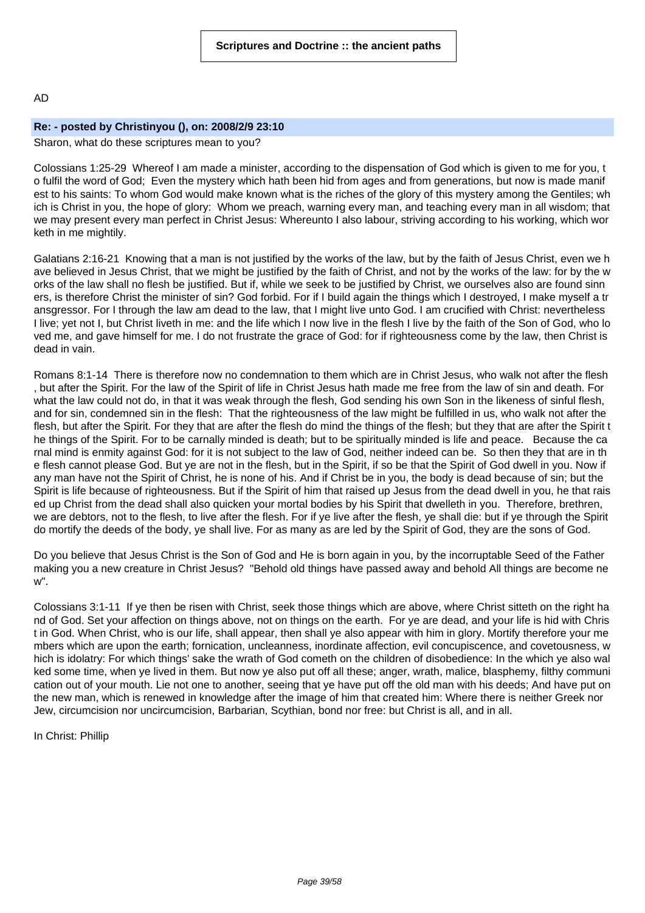AD

**Re: - posted by Christinyou (), on: 2008/2/9 23:10**

Sharon, what do these scriptures mean to you?

Colossians 1:25-29 Whereof I am made a minister, according to the dispensation of God which is given to me for you, to fulfil the word of God; Even the mystery which hath been hid from ages and from generations, but now is made manifest to his saints: To whom God would make known what is the riches of the glory of this mystery among the Gentiles; which is Christ in you, the hope of glory: Whom we preach, warning every man, and teaching every man in all wisdom; that we may present every man perfect in Christ Jesus: Whereunto I also labour, striving according to his working, which worketh in me mightily.

Galatians 2:16-21 Knowing that a man is not justified by the works of the law, but by the faith of Jesus Christ, even we have believed in Jesus Christ, that we might be justified by the faith of Christ, and not by the works of the law: for by the works of the law shall no flesh be justified. But if, while we seek to be justified by Christ, we ourselves also are found sinners, is therefore Christ the minister of sin? God forbid. For if I build again the things which I destroyed, I make myself a transgressor. For I through the law am dead to the law, that I might live unto God. I am crucified with Christ: nevertheless I live; yet not I, but Christ liveth in me: and the life which I now live in the flesh I live by the faith of the Son of God, who loved me, and gave himself for me. I do not frustrate the grace of God: for if righteousness come by the law, then Christ is dead in vain.

Romans 8:1-14 There is therefore now no condemnation to them which are in Christ Jesus, who walk not after the flesh, but after the Spirit. For the law of the Spirit of life in Christ Jesus hath made me free from the law of sin and death. For what the law could not do, in that it was weak through the flesh, God sending his own Son in the likeness of sinful flesh, and for sin, condemned sin in the flesh: That the righteousness of the law might be fulfilled in us, who walk not after the flesh, but after the Spirit. For they that are after the flesh do mind the things of the flesh; but they that are after the Spirit the things of the Spirit. For to be carnally minded is death; but to be spiritually minded is life and peace. Because the carnal mind is enmity against God: for it is not subject to the law of God, neither indeed can be. So then they that are in the flesh cannot please God. But ye are not in the flesh, but in the Spirit, if so be that the Spirit of God dwell in you. Now if any man have not the Spirit of Christ, he is none of his. And if Christ be in you, the body is dead because of sin; but the Spirit is life because of righteousness. But if the Spirit of him that raised up Jesus from the dead dwell in you, he that raised up Christ from the dead shall also quicken your mortal bodies by his Spirit that dwelleth in you. Therefore, brethren, we are debtors, not to the flesh, to live after the flesh. For if ye live after the flesh, ye shall die: but if ye through the Spirit do mortify the deeds of the body, ye shall live. For as many as are led by the Spirit of God, they are the sons of God.

Do you believe that Jesus Christ is the Son of God and He is born again in you, by the incorruptable Seed of the Father making you a new creature in Christ Jesus? "Behold old things have passed away and behold All things are become new".

Colossians 3:1-11 If ye then be risen with Christ, seek those things which are above, where Christ sitteth on the right hand of God. Set your affection on things above, not on things on the earth. For ye are dead, and your life is hid with Christ in God. When Christ, who is our life, shall appear, then shall ye also appear with him in glory. Mortify therefore your members which are upon the earth; fornication, uncleanness, inordinate affection, evil concupiscence, and covetousness, which is idolatry: For which things' sake the wrath of God cometh on the children of disobedience: In the which ye also walked some time, when ye lived in them. But now ye also put off all these; anger, wrath, malice, blasphemy, filthy communication out of your mouth. Lie not one to another, seeing that ye have put off the old man with his deeds; And have put on the new man, which is renewed in knowledge after the image of him that created him: Where there is neither Greek nor Jew, circumcision nor uncircumcision, Barbarian, Scythian, bond nor free: but Christ is all, and in all.

In Christ: Phillip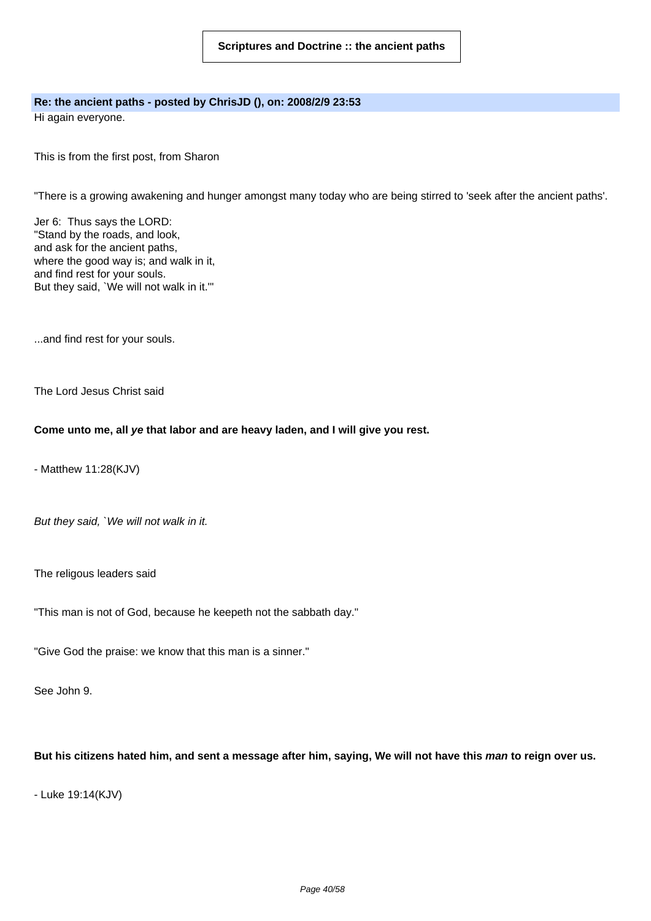**Re: the ancient paths - posted by ChrisJD (), on: 2008/2/9 23:53**

Hi again everyone.

This is from the first post, from Sharon

"There is a growing awakening and hunger amongst many today who are being stirred to 'seek after the ancient paths'.

Jer 6: Thus says the LORD:
"Stand by the roads, and look,
and ask for the ancient paths,
where the good way is; and walk in it,
and find rest for your souls.
But they said, `We will not walk in it.'"

...and find rest for your souls.

The Lord Jesus Christ said

**Come unto me, all *ye* that labor and are heavy laden, and I will give you rest.**

- Matthew 11:28(KJV)

*But they said, `We will not walk in it.*

The religous leaders said

"This man is not of God, because he keepeth not the sabbath day."

"Give God the praise: we know that this man is a sinner."

See John 9.

**But his citizens hated him, and sent a message after him, saying, We will not have this *man* to reign over us.**

- Luke 19:14(KJV)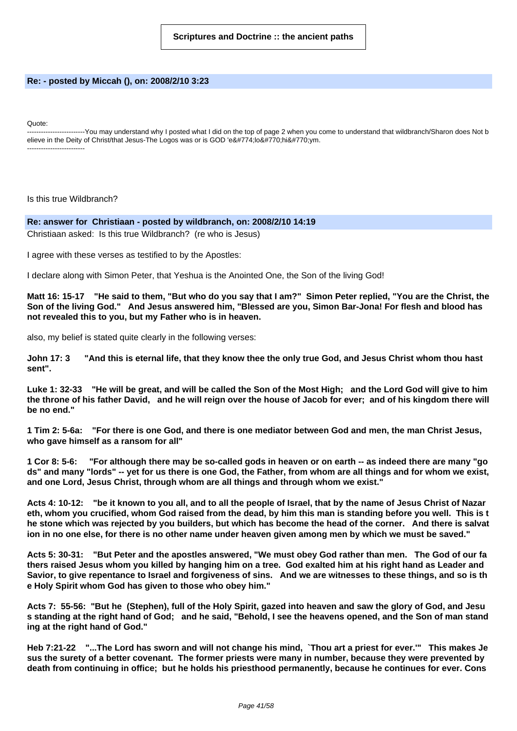Scriptures and Doctrine :: the ancient paths

**Re: - posted by Miccah (), on: 2008/2/10 3:23**

Quote:

-------------------------You may understand why I posted what I did on the top of page 2 when you come to understand that wildbranch/Sharon does Not believe in the Deity of Christ/that Jesus-The Logos was or is GOD 'e&#774;lo&#770;hi&#770;ym.

-------------------------

Is this true Wildbranch?

**Re: answer for Christiaan - posted by wildbranch, on: 2008/2/10 14:19**

Christiaan asked: Is this true Wildbranch? (re who is Jesus)

I agree with these verses as testified to by the Apostles:

I declare along with Simon Peter, that Yeshua is the Anointed One, the Son of the living God!

**Matt 16: 15-17 "He said to them, "But who do you say that I am?" Simon Peter replied, "You are the Christ, the Son of the living God." And Jesus answered him, "Blessed are you, Simon Bar-Jona! For flesh and blood has not revealed this to you, but my Father who is in heaven.**

also, my belief is stated quite clearly in the following verses:

**John 17: 3 "And this is eternal life, that they know thee the only true God, and Jesus Christ whom thou hast sent".**

**Luke 1: 32-33 "He will be great, and will be called the Son of the Most High; and the Lord God will give to him the throne of his father David, and he will reign over the house of Jacob for ever; and of his kingdom there will be no end."**

**1 Tim 2: 5-6a: "For there is one God, and there is one mediator between God and men, the man Christ Jesus, who gave himself as a ransom for all"**

**1 Cor 8: 5-6: "For although there may be so-called gods in heaven or on earth -- as indeed there are many "gods" and many "lords" -- yet for us there is one God, the Father, from whom are all things and for whom we exist, and one Lord, Jesus Christ, through whom are all things and through whom we exist."**

**Acts 4: 10-12: "be it known to you all, and to all the people of Israel, that by the name of Jesus Christ of Nazareth, whom you crucified, whom God raised from the dead, by him this man is standing before you well. This is the stone which was rejected by you builders, but which has become the head of the corner. And there is salvation in no one else, for there is no other name under heaven given among men by which we must be saved."**

**Acts 5: 30-31: "But Peter and the apostles answered, "We must obey God rather than men. The God of our fathers raised Jesus whom you killed by hanging him on a tree. God exalted him at his right hand as Leader and Savior, to give repentance to Israel and forgiveness of sins. And we are witnesses to these things, and so is the Holy Spirit whom God has given to those who obey him."**

**Acts 7: 55-56: "But he (Stephen), full of the Holy Spirit, gazed into heaven and saw the glory of God, and Jesus standing at the right hand of God; and he said, "Behold, I see the heavens opened, and the Son of man standing at the right hand of God."**

**Heb 7:21-22 "...The Lord has sworn and will not change his mind, `Thou art a priest for ever.'" This makes Jesus the surety of a better covenant. The former priests were many in number, because they were prevented by death from continuing in office; but he holds his priesthood permanently, because he continues for ever. Cons**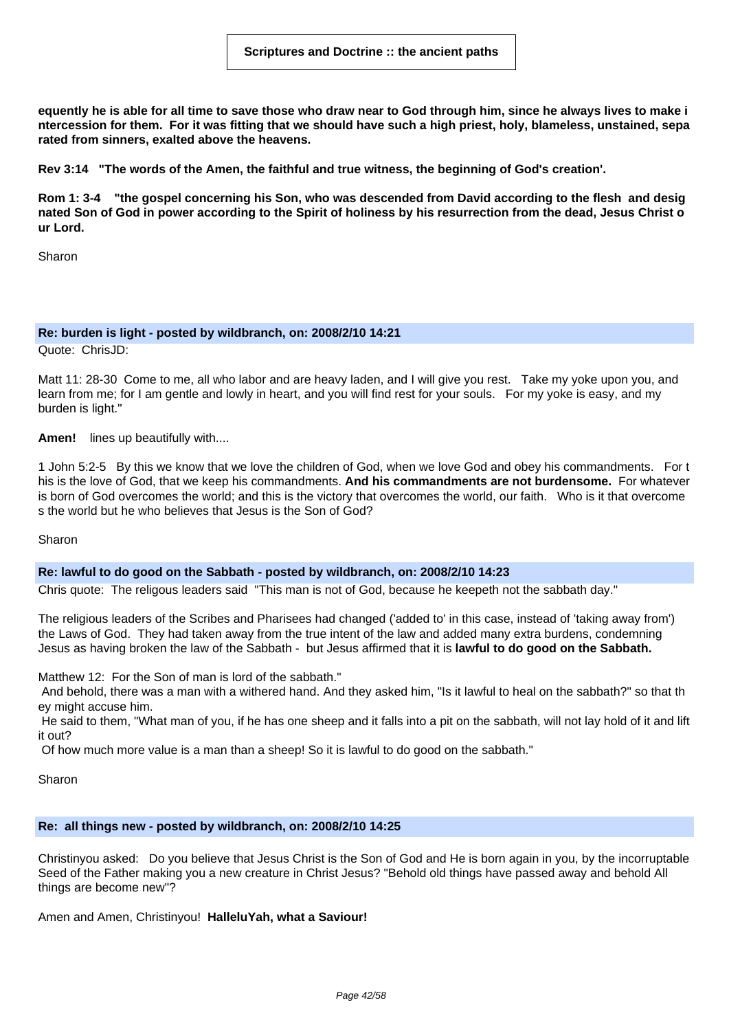**equently he is able for all time to save those who draw near to God through him, since he always lives to make intercession for them. For it was fitting that we should have such a high priest, holy, blameless, unstained, separated from sinners, exalted above the heavens.**

**Rev 3:14 "The words of the Amen, the faithful and true witness, the beginning of God's creation'.**

**Rom 1: 3-4 "the gospel concerning his Son, who was descended from David according to the flesh and designated Son of God in power according to the Spirit of holiness by his resurrection from the dead, Jesus Christ our Lord.**

Sharon

### Re: burden is light - posted by wildbranch, on: 2008/2/10 14:21

Quote: ChrisJD:

Matt 11: 28-30 Come to me, all who labor and are heavy laden, and I will give you rest. Take my yoke upon you, and learn from me; for I am gentle and lowly in heart, and you will find rest for your souls. For my yoke is easy, and my burden is light."

**Amen!** lines up beautifully with....

1 John 5:2-5 By this we know that we love the children of God, when we love God and obey his commandments. For this is the love of God, that we keep his commandments. **And his commandments are not burdensome.** For whatever is born of God overcomes the world; and this is the victory that overcomes the world, our faith. Who is it that overcomes the world but he who believes that Jesus is the Son of God?

Sharon

### Re: lawful to do good on the Sabbath - posted by wildbranch, on: 2008/2/10 14:23

Chris quote: The religous leaders said "This man is not of God, because he keepeth not the sabbath day."

The religious leaders of the Scribes and Pharisees had changed ('added to' in this case, instead of 'taking away from') the Laws of God. They had taken away from the true intent of the law and added many extra burdens, condemning Jesus as having broken the law of the Sabbath - but Jesus affirmed that it is **lawful to do good on the Sabbath.**

Matthew 12: For the Son of man is lord of the sabbath."
And behold, there was a man with a withered hand. And they asked him, "Is it lawful to heal on the sabbath?" so that they might accuse him.
He said to them, "What man of you, if he has one sheep and it falls into a pit on the sabbath, will not lay hold of it and lift it out?
Of how much more value is a man than a sheep! So it is lawful to do good on the sabbath."

Sharon

### Re: all things new - posted by wildbranch, on: 2008/2/10 14:25

Christinyou asked: Do you believe that Jesus Christ is the Son of God and He is born again in you, by the incorruptable Seed of the Father making you a new creature in Christ Jesus? "Behold old things have passed away and behold All things are become new"?

Amen and Amen, Christinyou! **HalleluYah, what a Saviour!**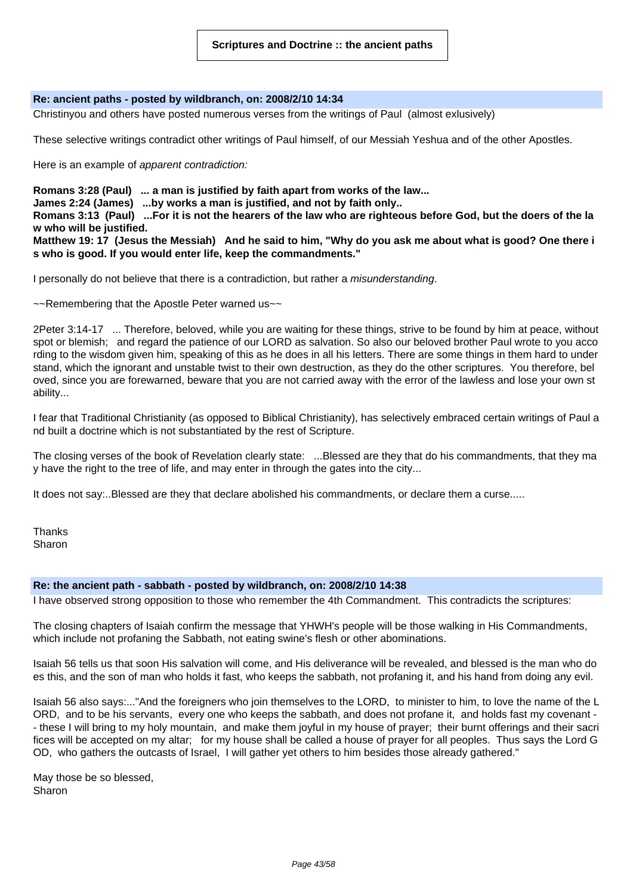**Re: ancient paths - posted by wildbranch, on: 2008/2/10 14:34**

Christinyou and others have posted numerous verses from the writings of Paul (almost exlusively)

These selective writings contradict other writings of Paul himself, of our Messiah Yeshua and of the other Apostles.

Here is an example of *apparent contradiction:*

**Romans 3:28 (Paul) ... a man is justified by faith apart from works of the law...**
**James 2:24 (James) ...by works a man is justified, and not by faith only..**
**Romans 3:13 (Paul) ...For it is not the hearers of the law who are righteous before God, but the doers of the law who will be justified.**
**Matthew 19: 17 (Jesus the Messiah) And he said to him, "Why do you ask me about what is good? One there is who is good. If you would enter life, keep the commandments."**

I personally do not believe that there is a contradiction, but rather a *misunderstanding*.

~~Remembering that the Apostle Peter warned us~~

2Peter 3:14-17 ... Therefore, beloved, while you are waiting for these things, strive to be found by him at peace, without spot or blemish; and regard the patience of our LORD as salvation. So also our beloved brother Paul wrote to you according to the wisdom given him, speaking of this as he does in all his letters. There are some things in them hard to understand, which the ignorant and unstable twist to their own destruction, as they do the other scriptures. You therefore, beloved, since you are forewarned, beware that you are not carried away with the error of the lawless and lose your own stability...

I fear that Traditional Christianity (as opposed to Biblical Christianity), has selectively embraced certain writings of Paul and built a doctrine which is not substantiated by the rest of Scripture.

The closing verses of the book of Revelation clearly state: ...Blessed are they that do his commandments, that they may have the right to the tree of life, and may enter in through the gates into the city...

It does not say:..Blessed are they that declare abolished his commandments, or declare them a curse.....

Thanks
Sharon

**Re: the ancient path - sabbath - posted by wildbranch, on: 2008/2/10 14:38**

I have observed strong opposition to those who remember the 4th Commandment. This contradicts the scriptures:

The closing chapters of Isaiah confirm the message that YHWH's people will be those walking in His Commandments, which include not profaning the Sabbath, not eating swine's flesh or other abominations.

Isaiah 56 tells us that soon His salvation will come, and His deliverance will be revealed, and blessed is the man who does this, and the son of man who holds it fast, who keeps the sabbath, not profaning it, and his hand from doing any evil.

Isaiah 56 also says:..."And the foreigners who join themselves to the LORD, to minister to him, to love the name of the LORD, and to be his servants, every one who keeps the sabbath, and does not profane it, and holds fast my covenant -- these I will bring to my holy mountain, and make them joyful in my house of prayer; their burnt offerings and their sacrifices will be accepted on my altar; for my house shall be called a house of prayer for all peoples. Thus says the Lord GOD, who gathers the outcasts of Israel, I will gather yet others to him besides those already gathered."

May those be so blessed,
Sharon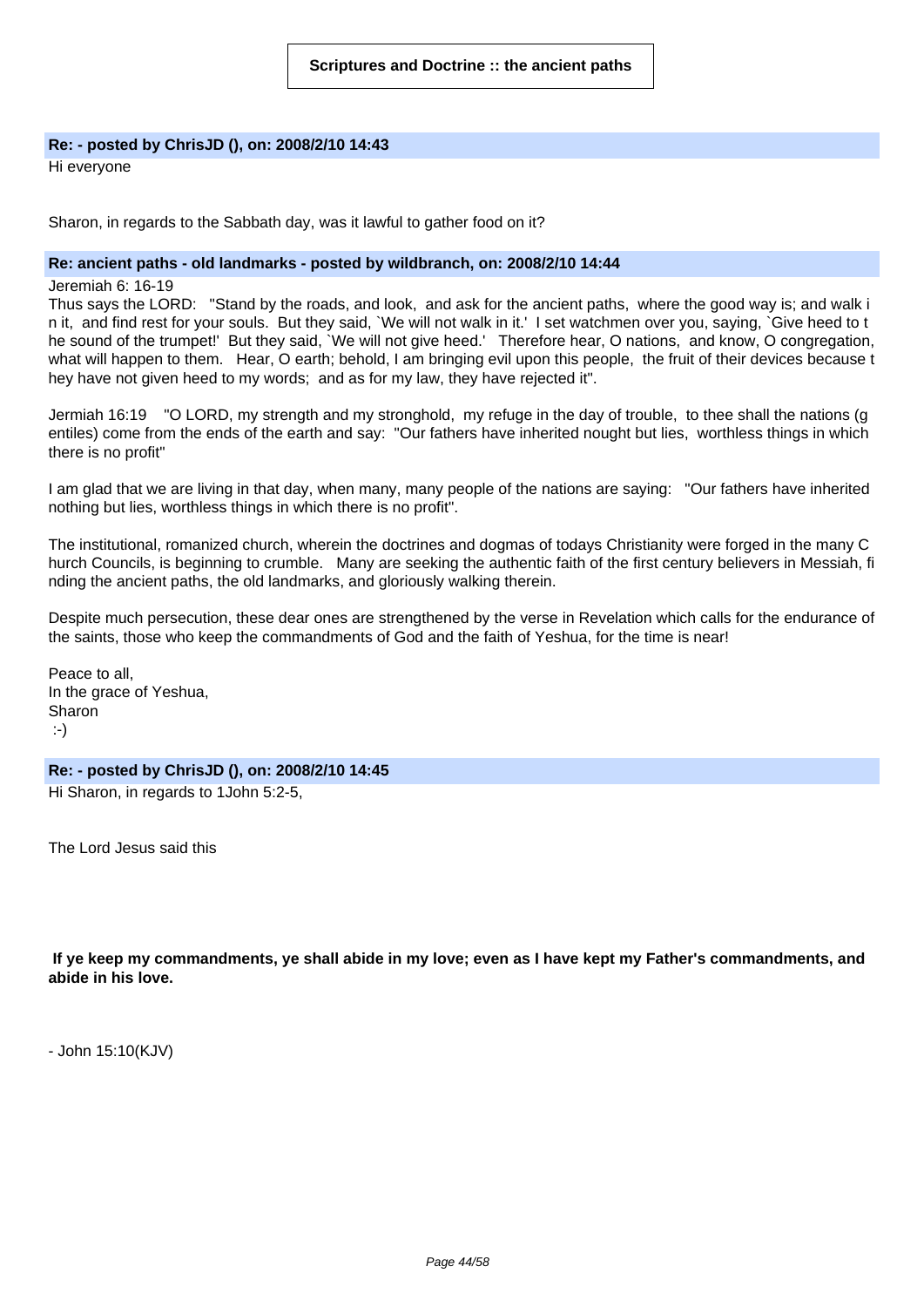**Scriptures and Doctrine :: the ancient paths**

**Re: - posted by ChrisJD (), on: 2008/2/10 14:43**

Hi everyone

Sharon, in regards to the Sabbath day, was it lawful to gather food on it?

**Re: ancient paths - old landmarks - posted by wildbranch, on: 2008/2/10 14:44**

Jeremiah 6: 16-19

Thus says the LORD: "Stand by the roads, and look, and ask for the ancient paths, where the good way is; and walk in it, and find rest for your souls. But they said, `We will not walk in it.' I set watchmen over you, saying, `Give heed to the sound of the trumpet!' But they said, `We will not give heed.' Therefore hear, O nations, and know, O congregation, what will happen to them. Hear, O earth; behold, I am bringing evil upon this people, the fruit of their devices because they have not given heed to my words; and as for my law, they have rejected it".

Jermiah 16:19 "O LORD, my strength and my stronghold, my refuge in the day of trouble, to thee shall the nations (gentiles) come from the ends of the earth and say: "Our fathers have inherited nought but lies, worthless things in which there is no profit"

I am glad that we are living in that day, when many, many people of the nations are saying: "Our fathers have inherited nothing but lies, worthless things in which there is no profit".

The institutional, romanized church, wherein the doctrines and dogmas of todays Christianity were forged in the many Church Councils, is beginning to crumble. Many are seeking the authentic faith of the first century believers in Messiah, finding the ancient paths, the old landmarks, and gloriously walking therein.

Despite much persecution, these dear ones are strengthened by the verse in Revelation which calls for the endurance of the saints, those who keep the commandments of God and the faith of Yeshua, for the time is near!

Peace to all,
In the grace of Yeshua,
Sharon
:-)

**Re: - posted by ChrisJD (), on: 2008/2/10 14:45**

Hi Sharon, in regards to 1John 5:2-5,

The Lord Jesus said this

**If ye keep my commandments, ye shall abide in my love; even as I have kept my Father's commandments, and abide in his love.**

- John 15:10(KJV)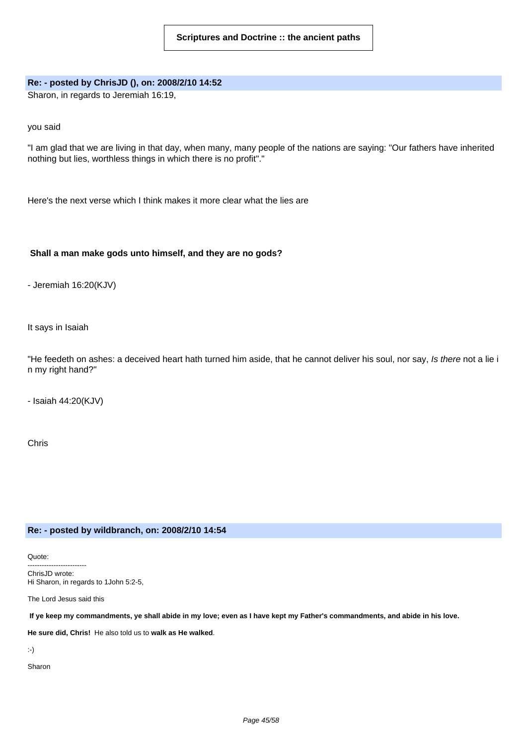**Re: - posted by ChrisJD (), on: 2008/2/10 14:52**

Sharon, in regards to Jeremiah 16:19,

you said

"I am glad that we are living in that day, when many, many people of the nations are saying: "Our fathers have inherited nothing but lies, worthless things in which there is no profit"."

Here's the next verse which I think makes it more clear what the lies are

**Shall a man make gods unto himself, and they are no gods?**

- Jeremiah 16:20(KJV)

It says in Isaiah

"He feedeth on ashes: a deceived heart hath turned him aside, that he cannot deliver his soul, nor say, *Is there* not a lie in my right hand?"

- Isaiah 44:20(KJV)

Chris

**Re: - posted by wildbranch, on: 2008/2/10 14:54**

Quote:
-------------------------
ChrisJD wrote:
Hi Sharon, in regards to 1John 5:2-5,

The Lord Jesus said this

**If ye keep my commandments, ye shall abide in my love; even as I have kept my Father's commandments, and abide in his love.**

**He sure did, Chris!** He also told us to **walk as He walked**.

:-)

Sharon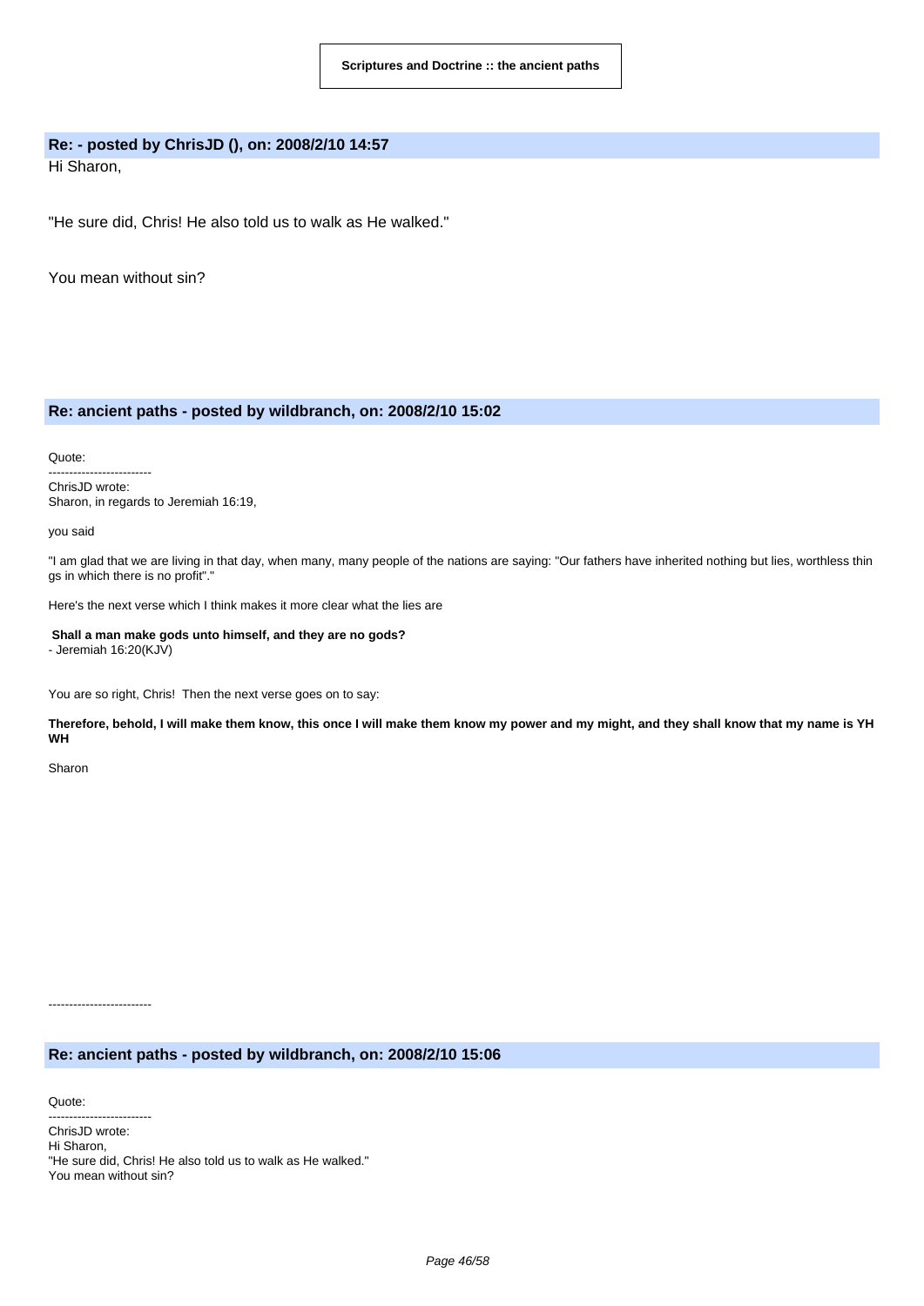### Re: - posted by ChrisJD (), on: 2008/2/10 14:57

Hi Sharon,

"He sure did, Chris! He also told us to walk as He walked."

You mean without sin?

### Re: ancient paths - posted by wildbranch, on: 2008/2/10 15:02

Quote:

-------------------------

ChrisJD wrote:
Sharon, in regards to Jeremiah 16:19,

you said

"I am glad that we are living in that day, when many, many people of the nations are saying: "Our fathers have inherited nothing but lies, worthless things in which there is no profit"."

Here's the next verse which I think makes it more clear what the lies are

**Shall a man make gods unto himself, and they are no gods?**
- Jeremiah 16:20(KJV)

You are so right, Chris! Then the next verse goes on to say:

**Therefore, behold, I will make them know, this once I will make them know my power and my might, and they shall know that my name is YHWH**

Sharon

-------------------------

### Re: ancient paths - posted by wildbranch, on: 2008/2/10 15:06

Quote:

-------------------------

ChrisJD wrote:
Hi Sharon,
"He sure did, Chris! He also told us to walk as He walked."
You mean without sin?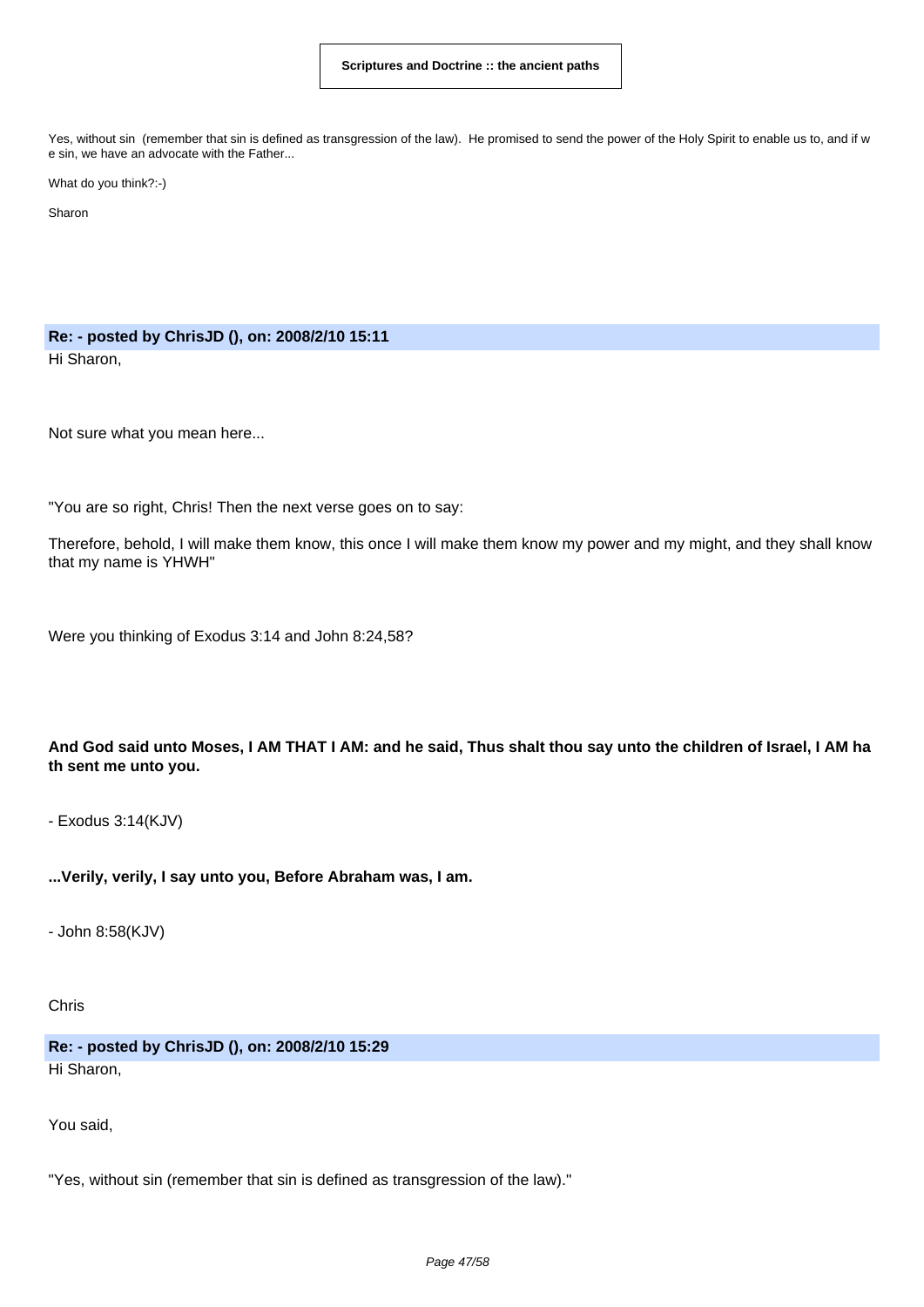Yes, without sin (remember that sin is defined as transgression of the law). He promised to send the power of the Holy Spirit to enable us to, and if we sin, we have an advocate with the Father...

What do you think?:-)

Sharon

**Re: - posted by ChrisJD (), on: 2008/2/10 15:11**

Hi Sharon,

Not sure what you mean here...

"You are so right, Chris! Then the next verse goes on to say:

Therefore, behold, I will make them know, this once I will make them know my power and my might, and they shall know that my name is YHWH"

Were you thinking of Exodus 3:14 and John 8:24,58?

**And God said unto Moses, I AM THAT I AM: and he said, Thus shalt thou say unto the children of Israel, I AM hath sent me unto you.**

- Exodus 3:14(KJV)

**...Verily, verily, I say unto you, Before Abraham was, I am.**

- John 8:58(KJV)

Chris

**Re: - posted by ChrisJD (), on: 2008/2/10 15:29**

Hi Sharon,

You said,

"Yes, without sin (remember that sin is defined as transgression of the law)."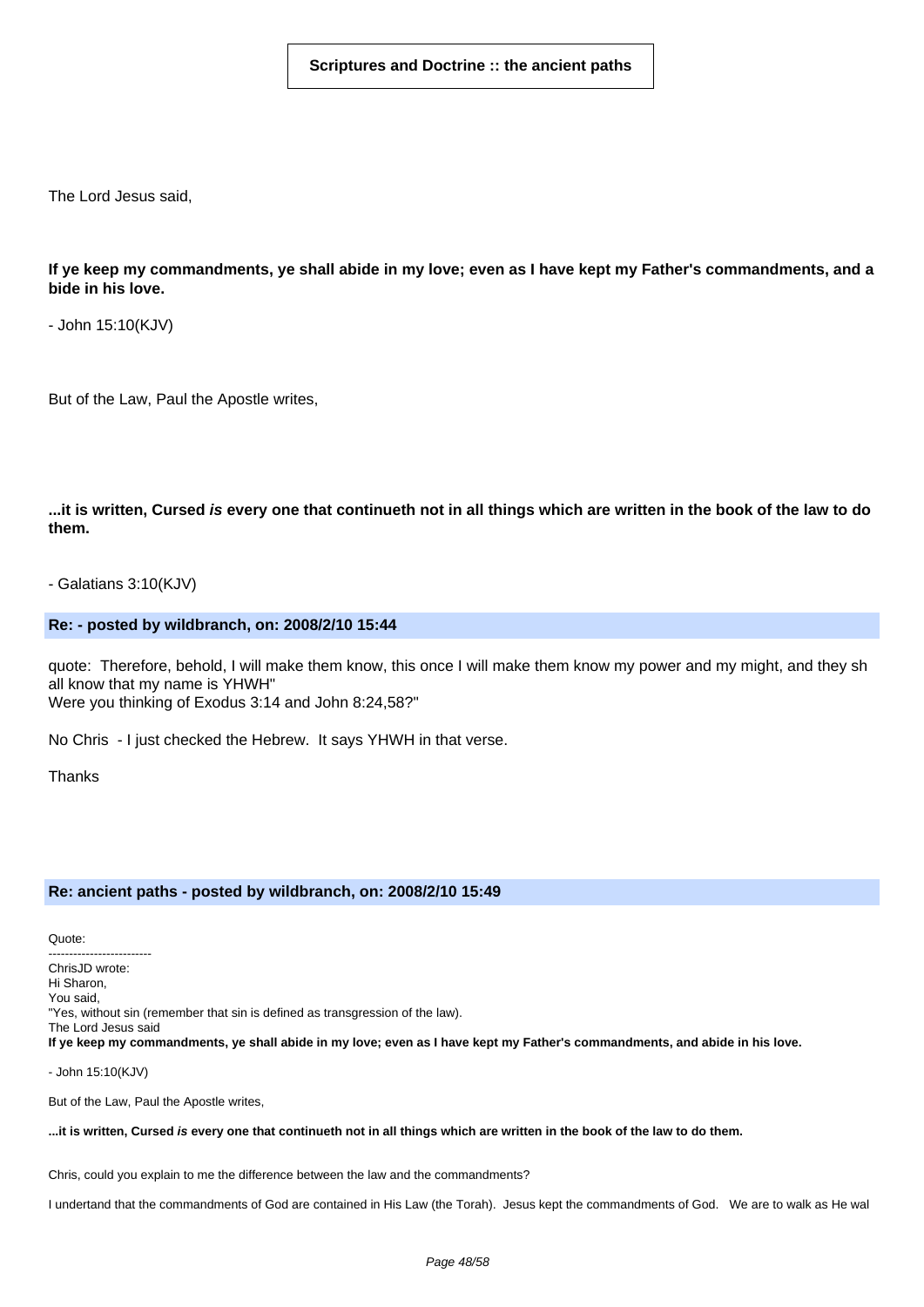The Lord Jesus said,

**If ye keep my commandments, ye shall abide in my love; even as I have kept my Father's commandments, and a bide in his love.**

- John 15:10(KJV)

But of the Law, Paul the Apostle writes,

**...it is written, Cursed *is* every one that continueth not in all things which are written in the book of the law to do them.**

- Galatians 3:10(KJV)

**Re: - posted by wildbranch, on: 2008/2/10 15:44**

quote: Therefore, behold, I will make them know, this once I will make them know my power and my might, and they sh all know that my name is YHWH"
Were you thinking of Exodus 3:14 and John 8:24,58?"

No Chris - I just checked the Hebrew. It says YHWH in that verse.

Thanks

**Re: ancient paths - posted by wildbranch, on: 2008/2/10 15:49**

Quote:
-------------------------
ChrisJD wrote:
Hi Sharon,
You said,
"Yes, without sin (remember that sin is defined as transgression of the law).
The Lord Jesus said
**If ye keep my commandments, ye shall abide in my love; even as I have kept my Father's commandments, and abide in his love.**

- John 15:10(KJV)

But of the Law, Paul the Apostle writes,

**...it is written, Cursed *is* every one that continueth not in all things which are written in the book of the law to do them.**

Chris, could you explain to me the difference between the law and the commandments?

I undertand that the commandments of God are contained in His Law (the Torah). Jesus kept the commandments of God. We are to walk as He wal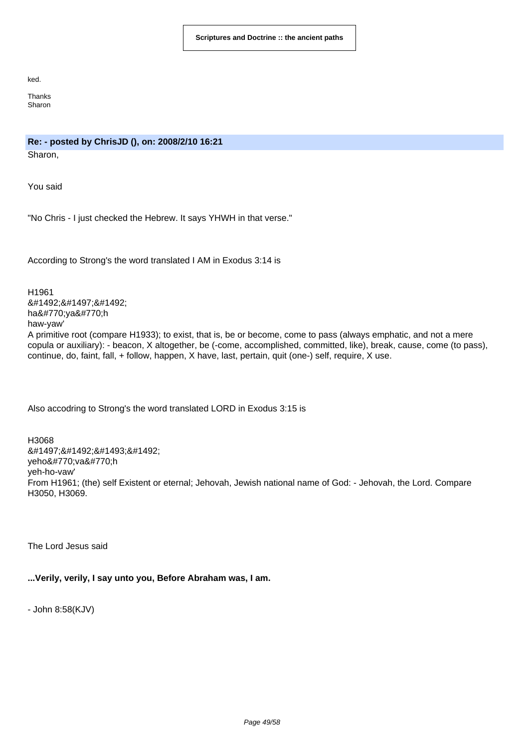ked.

Thanks
Sharon

**Re: - posted by ChrisJD (), on: 2008/2/10 16:21**

Sharon,

You said

"No Chris - I just checked the Hebrew. It says YHWH in that verse."

According to Strong's the word translated I AM in Exodus 3:14 is

H1961
&#1492;&#1497;&#1492;
ha&#770;ya&#770;h
haw-yaw'
A primitive root (compare H1933); to exist, that is, be or become, come to pass (always emphatic, and not a mere copula or auxiliary): - beacon, X altogether, be (-come, accomplished, committed, like), break, cause, come (to pass), continue, do, faint, fall, + follow, happen, X have, last, pertain, quit (one-) self, require, X use.

Also accodring to Strong's the word translated LORD in Exodus 3:15 is

H3068
&#1497;&#1492;&#1493;&#1492;
yeho&#770;va&#770;h
yeh-ho-vaw'
From H1961; (the) self Existent or eternal; Jehovah, Jewish national name of God: - Jehovah, the Lord. Compare H3050, H3069.

The Lord Jesus said

**...Verily, verily, I say unto you, Before Abraham was, I am.**

- John 8:58(KJV)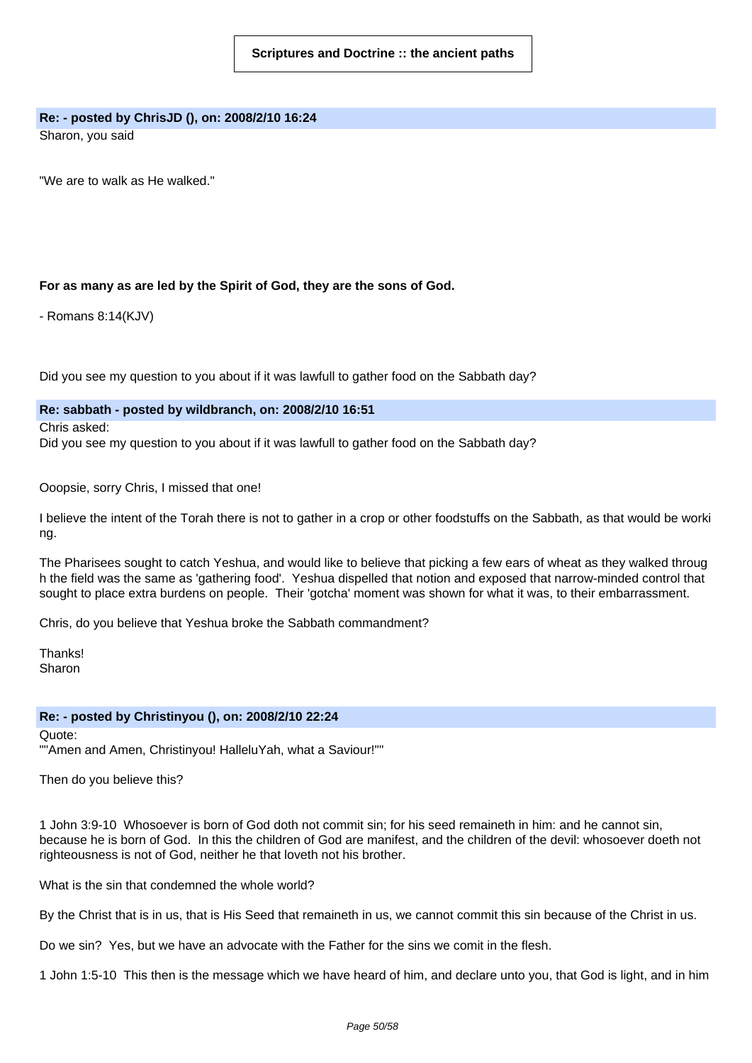Scriptures and Doctrine :: the ancient paths

**Re: - posted by ChrisJD (), on: 2008/2/10 16:24**

Sharon, you said

"We are to walk as He walked."

**For as many as are led by the Spirit of God, they are the sons of God.**

- Romans 8:14(KJV)

Did you see my question to you about if it was lawfull to gather food on the Sabbath day?

**Re: sabbath - posted by wildbranch, on: 2008/2/10 16:51**

Chris asked:
Did you see my question to you about if it was lawfull to gather food on the Sabbath day?

Ooopsie, sorry Chris, I missed that one!

I believe the intent of the Torah there is not to gather in a crop or other foodstuffs on the Sabbath, as that would be working.

The Pharisees sought to catch Yeshua, and would like to believe that picking a few ears of wheat as they walked through the field was the same as 'gathering food'. Yeshua dispelled that notion and exposed that narrow-minded control that sought to place extra burdens on people. Their 'gotcha' moment was shown for what it was, to their embarrassment.

Chris, do you believe that Yeshua broke the Sabbath commandment?

Thanks!
Sharon

**Re: - posted by Christinyou (), on: 2008/2/10 22:24**

Quote:
""Amen and Amen, Christinyou! HalleluYah, what a Saviour!""

Then do you believe this?

1 John 3:9-10 Whosoever is born of God doth not commit sin; for his seed remaineth in him: and he cannot sin, because he is born of God. In this the children of God are manifest, and the children of the devil: whosoever doeth not righteousness is not of God, neither he that loveth not his brother.

What is the sin that condemned the whole world?

By the Christ that is in us, that is His Seed that remaineth in us, we cannot commit this sin because of the Christ in us.

Do we sin? Yes, but we have an advocate with the Father for the sins we comit in the flesh.

1 John 1:5-10 This then is the message which we have heard of him, and declare unto you, that God is light, and in him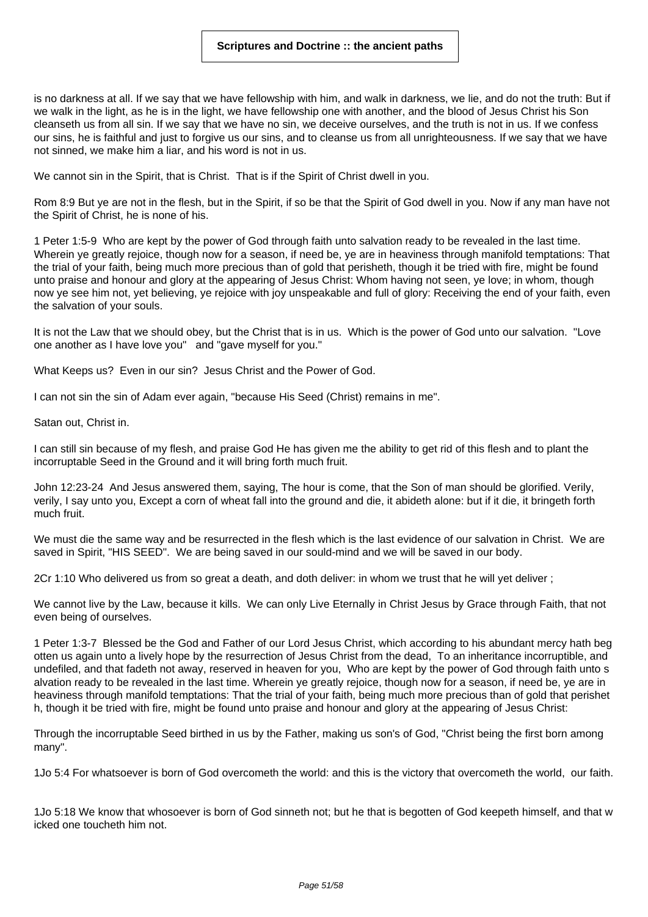is no darkness at all. If we say that we have fellowship with him, and walk in darkness, we lie, and do not the truth: But if we walk in the light, as he is in the light, we have fellowship one with another, and the blood of Jesus Christ his Son cleanseth us from all sin. If we say that we have no sin, we deceive ourselves, and the truth is not in us. If we confess our sins, he is faithful and just to forgive us our sins, and to cleanse us from all unrighteousness. If we say that we have not sinned, we make him a liar, and his word is not in us.

We cannot sin in the Spirit, that is Christ.  That is if the Spirit of Christ dwell in you.

Rom 8:9 But ye are not in the flesh, but in the Spirit, if so be that the Spirit of God dwell in you. Now if any man have not the Spirit of Christ, he is none of his.

1 Peter 1:5-9  Who are kept by the power of God through faith unto salvation ready to be revealed in the last time. Wherein ye greatly rejoice, though now for a season, if need be, ye are in heaviness through manifold temptations: That the trial of your faith, being much more precious than of gold that perisheth, though it be tried with fire, might be found unto praise and honour and glory at the appearing of Jesus Christ: Whom having not seen, ye love; in whom, though now ye see him not, yet believing, ye rejoice with joy unspeakable and full of glory: Receiving the end of your faith, even the salvation of your souls.

It is not the Law that we should obey, but the Christ that is in us.  Which is the power of God unto our salvation.  "Love one another as I have love you"   and "gave myself for you."

What Keeps us?  Even in our sin?  Jesus Christ and the Power of God.

I can not sin the sin of Adam ever again, "because His Seed (Christ) remains in me".

Satan out, Christ in.

I can still sin because of my flesh, and praise God He has given me the ability to get rid of this flesh and to plant the incorruptable Seed in the Ground and it will bring forth much fruit.

John 12:23-24  And Jesus answered them, saying, The hour is come, that the Son of man should be glorified. Verily, verily, I say unto you, Except a corn of wheat fall into the ground and die, it abideth alone: but if it die, it bringeth forth much fruit.

We must die the same way and be resurrected in the flesh which is the last evidence of our salvation in Christ.  We are saved in Spirit, "HIS SEED".  We are being saved in our sould-mind and we will be saved in our body.

2Cr 1:10 Who delivered us from so great a death, and doth deliver: in whom we trust that he will yet deliver ;

We cannot live by the Law, because it kills.  We can only Live Eternally in Christ Jesus by Grace through Faith, that not even being of ourselves.

1 Peter 1:3-7  Blessed be the God and Father of our Lord Jesus Christ, which according to his abundant mercy hath begotten us again unto a lively hope by the resurrection of Jesus Christ from the dead,  To an inheritance incorruptible, and undefiled, and that fadeth not away, reserved in heaven for you,  Who are kept by the power of God through faith unto salvation ready to be revealed in the last time. Wherein ye greatly rejoice, though now for a season, if need be, ye are in heaviness through manifold temptations: That the trial of your faith, being much more precious than of gold that perisheth, though it be tried with fire, might be found unto praise and honour and glory at the appearing of Jesus Christ:

Through the incorruptable Seed birthed in us by the Father, making us son's of God, "Christ being the first born among many".

1Jo 5:4 For whatsoever is born of God overcometh the world: and this is the victory that overcometh the world,  our faith.

1Jo 5:18 We know that whosoever is born of God sinneth not; but he that is begotten of God keepeth himself, and that wicked one toucheth him not.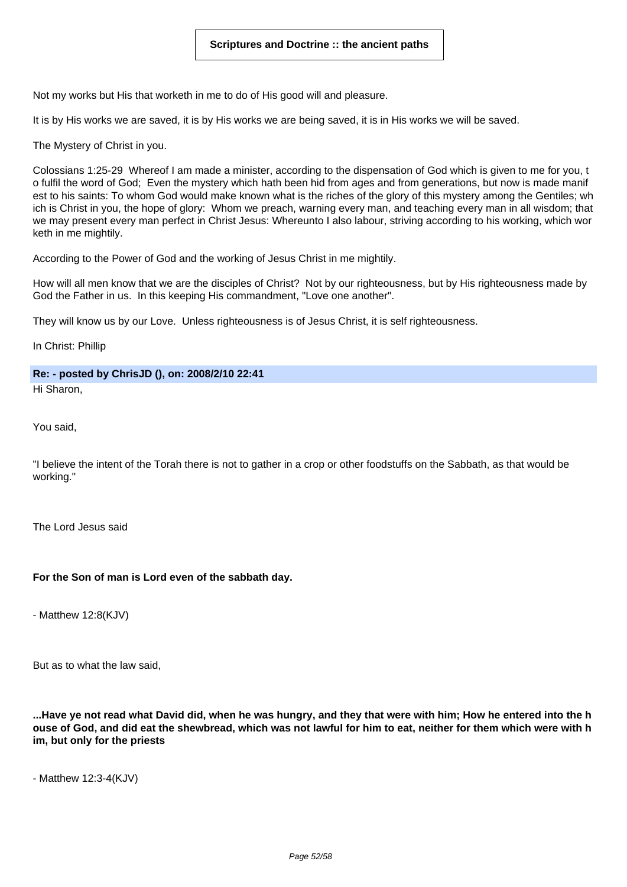Not my works but His that worketh in me to do of His good will and pleasure.

It is by His works we are saved, it is by His works we are being saved, it is in His works we will be saved.

The Mystery of Christ in you.

Colossians 1:25-29 Whereof I am made a minister, according to the dispensation of God which is given to me for you, to fulfil the word of God; Even the mystery which hath been hid from ages and from generations, but now is made manifest to his saints: To whom God would make known what is the riches of the glory of this mystery among the Gentiles; which is Christ in you, the hope of glory: Whom we preach, warning every man, and teaching every man in all wisdom; that we may present every man perfect in Christ Jesus: Whereunto I also labour, striving according to his working, which worketh in me mightily.

According to the Power of God and the working of Jesus Christ in me mightily.

How will all men know that we are the disciples of Christ? Not by our righteousness, but by His righteousness made by God the Father in us. In this keeping His commandment, "Love one another".

They will know us by our Love. Unless righteousness is of Jesus Christ, it is self righteousness.

In Christ: Phillip

**Re: - posted by ChrisJD (), on: 2008/2/10 22:41**

Hi Sharon,

You said,

"I believe the intent of the Torah there is not to gather in a crop or other foodstuffs on the Sabbath, as that would be working."

The Lord Jesus said

**For the Son of man is Lord even of the sabbath day.**

- Matthew 12:8(KJV)

But as to what the law said,

**...Have ye not read what David did, when he was hungry, and they that were with him; How he entered into the house of God, and did eat the shewbread, which was not lawful for him to eat, neither for them which were with him, but only for the priests**

- Matthew 12:3-4(KJV)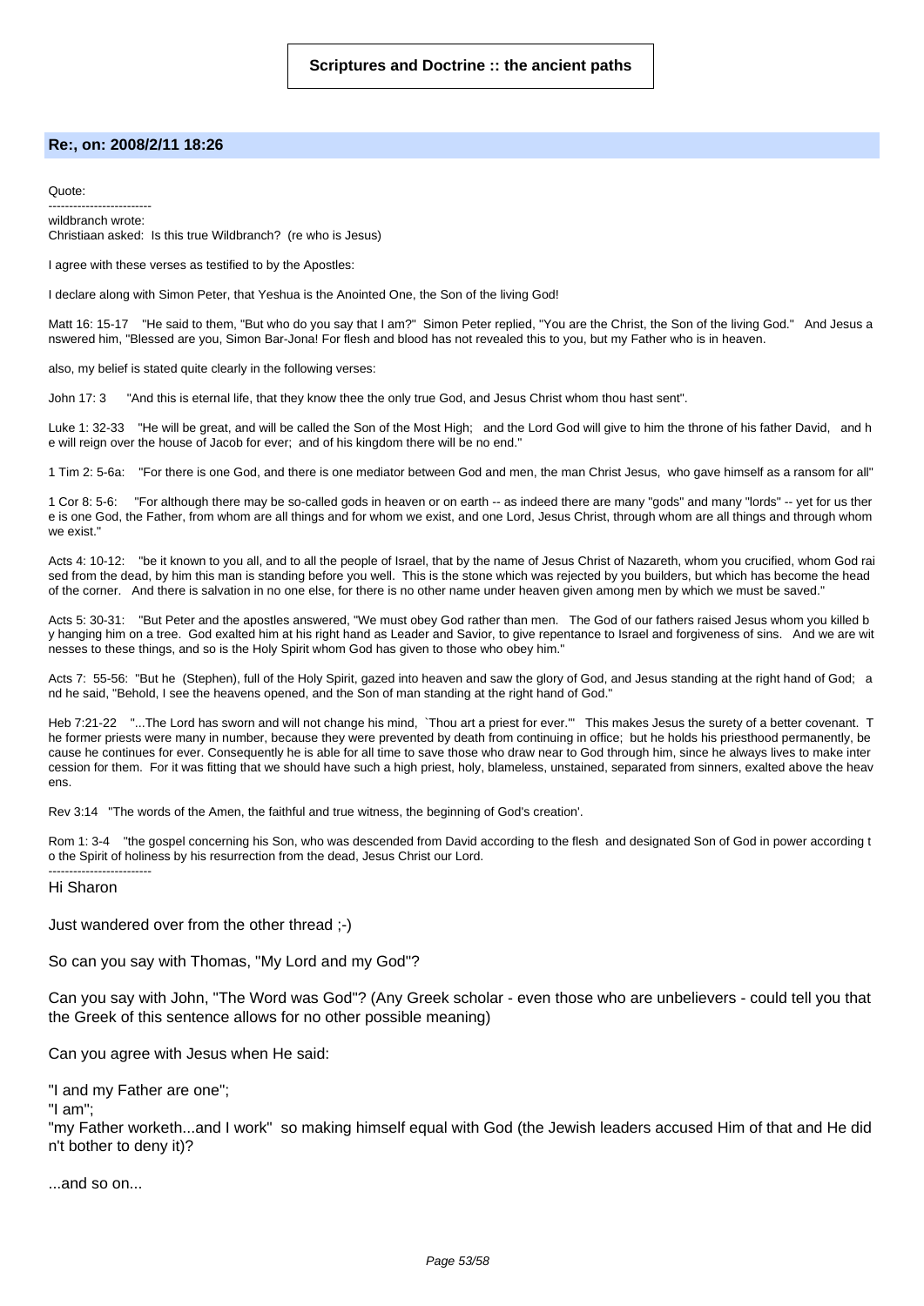**Scriptures and Doctrine :: the ancient paths**

### Re:, on: 2008/2/11 18:26

Quote:

-------------------------
wildbranch wrote:
Christiaan asked: Is this true Wildbranch? (re who is Jesus)

I agree with these verses as testified to by the Apostles:

I declare along with Simon Peter, that Yeshua is the Anointed One, the Son of the living God!

Matt 16: 15-17 "He said to them, "But who do you say that I am?" Simon Peter replied, "You are the Christ, the Son of the living God." And Jesus answered him, "Blessed are you, Simon Bar-Jona! For flesh and blood has not revealed this to you, but my Father who is in heaven.

also, my belief is stated quite clearly in the following verses:

John 17: 3 "And this is eternal life, that they know thee the only true God, and Jesus Christ whom thou hast sent".

Luke 1: 32-33 "He will be great, and will be called the Son of the Most High; and the Lord God will give to him the throne of his father David, and he will reign over the house of Jacob for ever; and of his kingdom there will be no end."

1 Tim 2: 5-6a: "For there is one God, and there is one mediator between God and men, the man Christ Jesus, who gave himself as a ransom for all"

1 Cor 8: 5-6: "For although there may be so-called gods in heaven or on earth -- as indeed there are many "gods" and many "lords" -- yet for us there is one God, the Father, from whom are all things and for whom we exist, and one Lord, Jesus Christ, through whom are all things and through whom we exist."

Acts 4: 10-12: "be it known to you all, and to all the people of Israel, that by the name of Jesus Christ of Nazareth, whom you crucified, whom God raised from the dead, by him this man is standing before you well. This is the stone which was rejected by you builders, but which has become the head of the corner. And there is salvation in no one else, for there is no other name under heaven given among men by which we must be saved."

Acts 5: 30-31: "But Peter and the apostles answered, "We must obey God rather than men. The God of our fathers raised Jesus whom you killed by hanging him on a tree. God exalted him at his right hand as Leader and Savior, to give repentance to Israel and forgiveness of sins. And we are witnesses to these things, and so is the Holy Spirit whom God has given to those who obey him."

Acts 7: 55-56: "But he (Stephen), full of the Holy Spirit, gazed into heaven and saw the glory of God, and Jesus standing at the right hand of God; and he said, "Behold, I see the heavens opened, and the Son of man standing at the right hand of God."

Heb 7:21-22 "...The Lord has sworn and will not change his mind, `Thou art a priest for ever.'" This makes Jesus the surety of a better covenant. The former priests were many in number, because they were prevented by death from continuing in office; but he holds his priesthood permanently, because he continues for ever. Consequently he is able for all time to save those who draw near to God through him, since he always lives to make intercession for them. For it was fitting that we should have such a high priest, holy, blameless, unstained, separated from sinners, exalted above the heavens.

Rev 3:14 "The words of the Amen, the faithful and true witness, the beginning of God's creation'.

Rom 1: 3-4 "the gospel concerning his Son, who was descended from David according to the flesh and designated Son of God in power according to the Spirit of holiness by his resurrection from the dead, Jesus Christ our Lord.

-------------------------

Hi Sharon

Just wandered over from the other thread ;-)

So can you say with Thomas, "My Lord and my God"?

Can you say with John, "The Word was God"? (Any Greek scholar - even those who are unbelievers - could tell you that the Greek of this sentence allows for no other possible meaning)

Can you agree with Jesus when He said:

"I and my Father are one";
"I am";
"my Father worketh...and I work" so making himself equal with God (the Jewish leaders accused Him of that and He didn't bother to deny it)?

...and so on...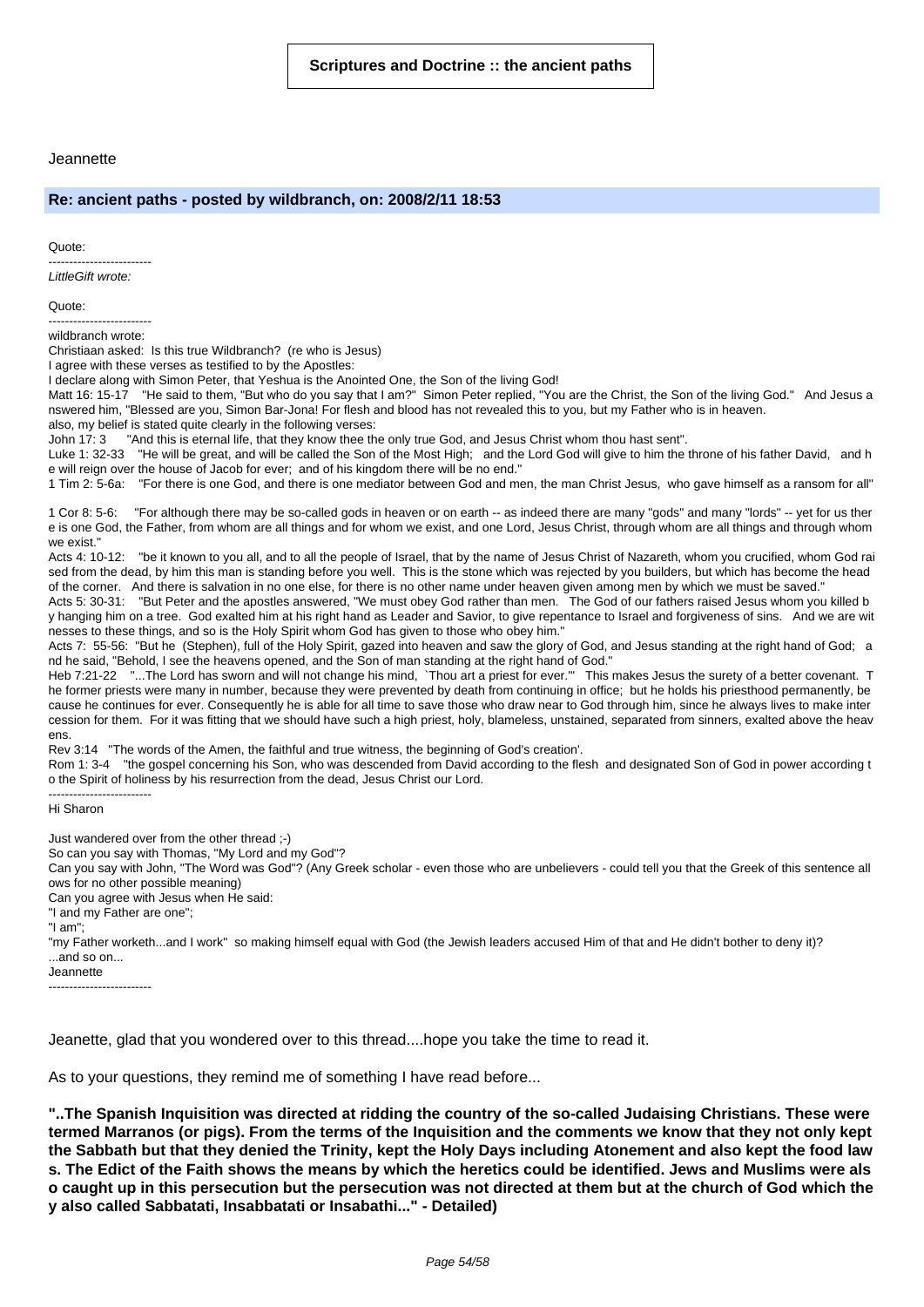Jeannette

## Re: ancient paths - posted by wildbranch, on: 2008/2/11 18:53

Quote:

-------------------------

*LittleGift wrote:*

Quote:

-------------------------

wildbranch wrote:

Christiaan asked: Is this true Wildbranch? (re who is Jesus)

I agree with these verses as testified to by the Apostles:

I declare along with Simon Peter, that Yeshua is the Anointed One, the Son of the living God!

Matt 16: 15-17 "He said to them, "But who do you say that I am?" Simon Peter replied, "You are the Christ, the Son of the living God." And Jesus answered him, "Blessed are you, Simon Bar-Jona! For flesh and blood has not revealed this to you, but my Father who is in heaven.

also, my belief is stated quite clearly in the following verses:

John 17: 3 "And this is eternal life, that they know thee the only true God, and Jesus Christ whom thou hast sent".

Luke 1: 32-33 "He will be great, and will be called the Son of the Most High; and the Lord God will give to him the throne of his father David, and he will reign over the house of Jacob for ever; and of his kingdom there will be no end."

1 Tim 2: 5-6a: "For there is one God, and there is one mediator between God and men, the man Christ Jesus, who gave himself as a ransom for all"

1 Cor 8: 5-6: "For although there may be so-called gods in heaven or on earth -- as indeed there are many "gods" and many "lords" -- yet for us there is one God, the Father, from whom are all things and for whom we exist, and one Lord, Jesus Christ, through whom are all things and through whom we exist."

Acts 4: 10-12: "be it known to you all, and to all the people of Israel, that by the name of Jesus Christ of Nazareth, whom you crucified, whom God raised from the dead, by him this man is standing before you well. This is the stone which was rejected by you builders, but which has become the head of the corner. And there is salvation in no one else, for there is no other name under heaven given among men by which we must be saved."

Acts 5: 30-31: "But Peter and the apostles answered, "We must obey God rather than men. The God of our fathers raised Jesus whom you killed by hanging him on a tree. God exalted him at his right hand as Leader and Savior, to give repentance to Israel and forgiveness of sins. And we are witnesses to these things, and so is the Holy Spirit whom God has given to those who obey him."

Acts 7: 55-56: "But he (Stephen), full of the Holy Spirit, gazed into heaven and saw the glory of God, and Jesus standing at the right hand of God; and he said, "Behold, I see the heavens opened, and the Son of man standing at the right hand of God."

Heb 7:21-22 "...The Lord has sworn and will not change his mind, `Thou art a priest for ever.'" This makes Jesus the surety of a better covenant. The former priests were many in number, because they were prevented by death from continuing in office; but he holds his priesthood permanently, because he continues for ever. Consequently he is able for all time to save those who draw near to God through him, since he always lives to make intercession for them. For it was fitting that we should have such a high priest, holy, blameless, unstained, separated from sinners, exalted above the heavens.

Rev 3:14 "The words of the Amen, the faithful and true witness, the beginning of God's creation'.

Rom 1: 3-4 "the gospel concerning his Son, who was descended from David according to the flesh and designated Son of God in power according to the Spirit of holiness by his resurrection from the dead, Jesus Christ our Lord.

-------------------------

Hi Sharon

Just wandered over from the other thread ;-)

So can you say with Thomas, "My Lord and my God"?

Can you say with John, "The Word was God"? (Any Greek scholar - even those who are unbelievers - could tell you that the Greek of this sentence allows for no other possible meaning)

Can you agree with Jesus when He said:

"I and my Father are one";

"I am";

"my Father worketh...and I work" so making himself equal with God (the Jewish leaders accused Him of that and He didn't bother to deny it)?

...and so on...

Jeannette

-------------------------

Jeanette, glad that you wondered over to this thread....hope you take the time to read it.

As to your questions, they remind me of something I have read before...

**"..The Spanish Inquisition was directed at ridding the country of the so-called Judaising Christians. These were termed Marranos (or pigs). From the terms of the Inquisition and the comments we know that they not only kept the Sabbath but that they denied the Trinity, kept the Holy Days including Atonement and also kept the food laws. The Edict of the Faith shows the means by which the heretics could be identified. Jews and Muslims were also caught up in this persecution but the persecution was not directed at them but at the church of God which they also called Sabbatati, Insabbatati or Insabathi..." - Detailed)**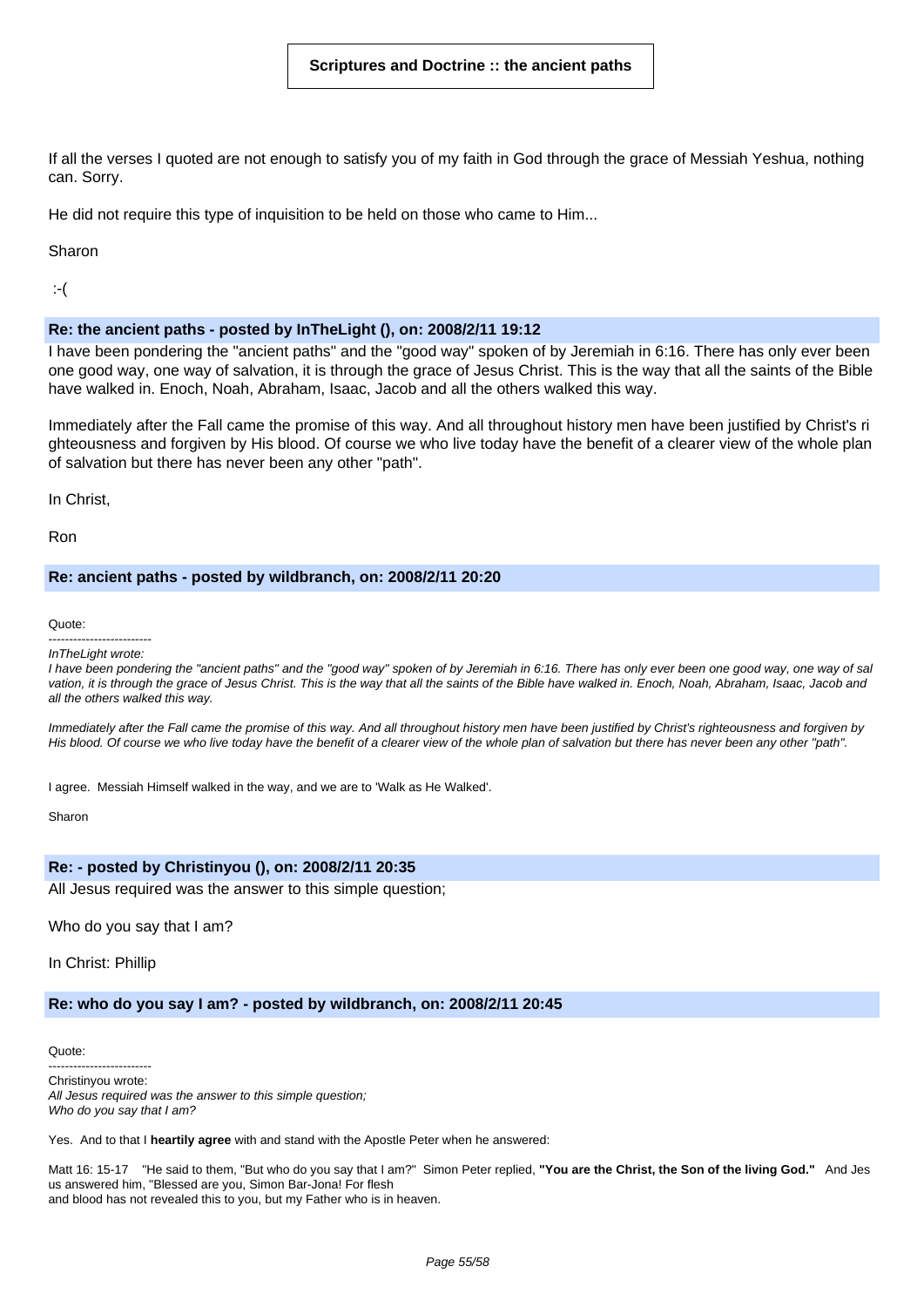If all the verses I quoted are not enough to satisfy you of my faith in God through the grace of Messiah Yeshua, nothing can. Sorry.

He did not require this type of inquisition to be held on those who came to Him...

Sharon

:-(

**Re: the ancient paths - posted by InTheLight (), on: 2008/2/11 19:12**

I have been pondering the "ancient paths" and the "good way" spoken of by Jeremiah in 6:16. There has only ever been one good way, one way of salvation, it is through the grace of Jesus Christ. This is the way that all the saints of the Bible have walked in. Enoch, Noah, Abraham, Isaac, Jacob and all the others walked this way.

Immediately after the Fall came the promise of this way. And all throughout history men have been justified by Christ's righteousness and forgiven by His blood. Of course we who live today have the benefit of a clearer view of the whole plan of salvation but there has never been any other "path".

In Christ,

Ron

**Re: ancient paths - posted by wildbranch, on: 2008/2/11 20:20**

Quote:
-------------------------
*InTheLight wrote:*
*I have been pondering the "ancient paths" and the "good way" spoken of by Jeremiah in 6:16. There has only ever been one good way, one way of salvation, it is through the grace of Jesus Christ. This is the way that all the saints of the Bible have walked in. Enoch, Noah, Abraham, Isaac, Jacob and all the others walked this way.*

*Immediately after the Fall came the promise of this way. And all throughout history men have been justified by Christ's righteousness and forgiven by His blood. Of course we who live today have the benefit of a clearer view of the whole plan of salvation but there has never been any other "path".*

I agree. Messiah Himself walked in the way, and we are to 'Walk as He Walked'.

Sharon

**Re: - posted by Christinyou (), on: 2008/2/11 20:35**

All Jesus required was the answer to this simple question;

Who do you say that I am?

In Christ: Phillip

**Re: who do you say I am? - posted by wildbranch, on: 2008/2/11 20:45**

Quote:
-------------------------
Christinyou wrote:
*All Jesus required was the answer to this simple question;*
*Who do you say that I am?*

Yes. And to that I **heartily agree** with and stand with the Apostle Peter when he answered:

Matt 16: 15-17 "He said to them, "But who do you say that I am?" Simon Peter replied, **"You are the Christ, the Son of the living God."** And Jesus answered him, "Blessed are you, Simon Bar-Jona! For flesh and blood has not revealed this to you, but my Father who is in heaven.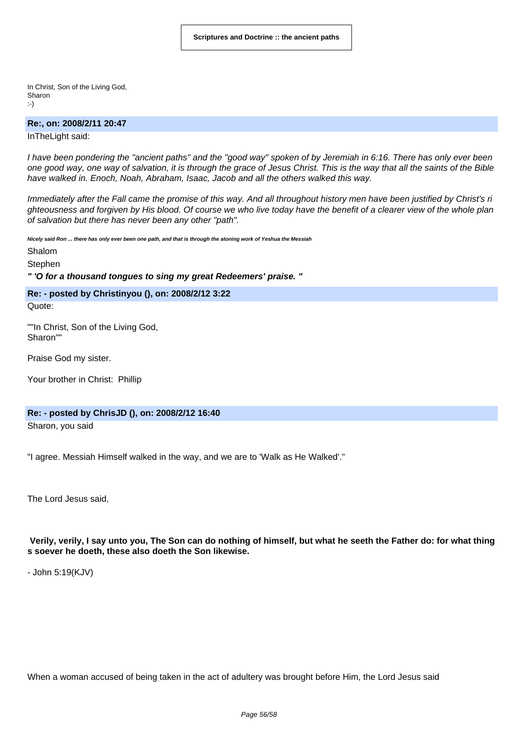In Christ, Son of the Living God,
Sharon
:-)

**Re:, on: 2008/2/11 20:47**

InTheLight said:

*I have been pondering the "ancient paths" and the "good way" spoken of by Jeremiah in 6:16. There has only ever been one good way, one way of salvation, it is through the grace of Jesus Christ. This is the way that all the saints of the Bible have walked in. Enoch, Noah, Abraham, Isaac, Jacob and all the others walked this way.*

*Immediately after the Fall came the promise of this way. And all throughout history men have been justified by Christ's righteousness and forgiven by His blood. Of course we who live today have the benefit of a clearer view of the whole plan of salvation but there has never been any other "path".*

***Nicely said Ron ... there has only ever been one path, and that is through the atoning work of Yeshua the Messiah***

Shalom

Stephen

***" 'O for a thousand tongues to sing my great Redeemers' praise. "***

**Re: - posted by Christinyou (), on: 2008/2/12 3:22**

Quote:

""In Christ, Son of the Living God,
Sharon""

Praise God my sister.

Your brother in Christ: Phillip

**Re: - posted by ChrisJD (), on: 2008/2/12 16:40**

Sharon, you said

"I agree. Messiah Himself walked in the way, and we are to 'Walk as He Walked'."

The Lord Jesus said,

**Verily, verily, I say unto you, The Son can do nothing of himself, but what he seeth the Father do: for what things soever he doeth, these also doeth the Son likewise.**

- John 5:19(KJV)

When a woman accused of being taken in the act of adultery was brought before Him, the Lord Jesus said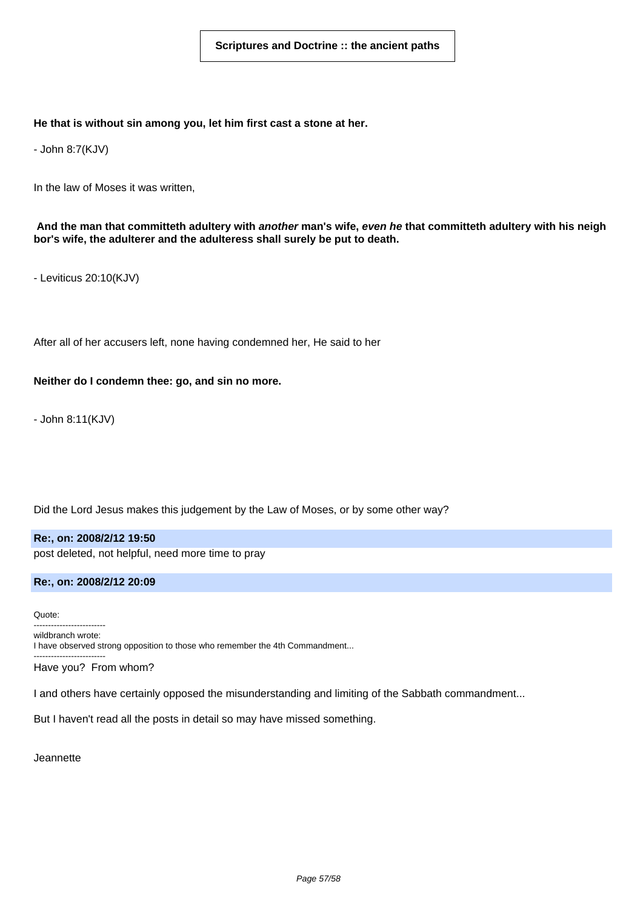**Scriptures and Doctrine :: the ancient paths**

**He that is without sin among you, let him first cast a stone at her.**

- John 8:7(KJV)

In the law of Moses it was written,

**And the man that committeth adultery with *another* man's wife, *even he* that committeth adultery with his neighbor's wife, the adulterer and the adulteress shall surely be put to death.**

- Leviticus 20:10(KJV)

After all of her accusers left, none having condemned her, He said to her

**Neither do I condemn thee: go, and sin no more.**

- John 8:11(KJV)

Did the Lord Jesus makes this judgement by the Law of Moses, or by some other way?

**Re:, on: 2008/2/12 19:50**

post deleted, not helpful, need more time to pray

**Re:, on: 2008/2/12 20:09**

Quote:

-------------------------

wildbranch wrote:

I have observed strong opposition to those who remember the 4th Commandment...

-------------------------

Have you? From whom?

I and others have certainly opposed the misunderstanding and limiting of the Sabbath commandment...

But I haven't read all the posts in detail so may have missed something.

Jeannette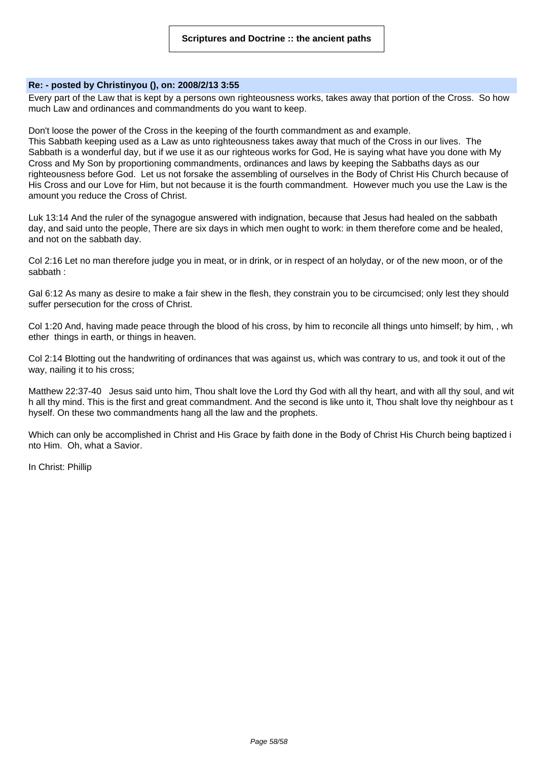**Re: - posted by Christinyou (), on: 2008/2/13 3:55**

Every part of the Law that is kept by a persons own righteousness works, takes away that portion of the Cross. So how much Law and ordinances and commandments do you want to keep.

Don't loose the power of the Cross in the keeping of the fourth commandment as and example.
This Sabbath keeping used as a Law as unto righteousness takes away that much of the Cross in our lives. The Sabbath is a wonderful day, but if we use it as our righteous works for God, He is saying what have you done with My Cross and My Son by proportioning commandments, ordinances and laws by keeping the Sabbaths days as our righteousness before God. Let us not forsake the assembling of ourselves in the Body of Christ His Church because of His Cross and our Love for Him, but not because it is the fourth commandment. However much you use the Law is the amount you reduce the Cross of Christ.

Luk 13:14 And the ruler of the synagogue answered with indignation, because that Jesus had healed on the sabbath day, and said unto the people, There are six days in which men ought to work: in them therefore come and be healed, and not on the sabbath day.

Col 2:16 Let no man therefore judge you in meat, or in drink, or in respect of an holyday, or of the new moon, or of the sabbath :

Gal 6:12 As many as desire to make a fair shew in the flesh, they constrain you to be circumcised; only lest they should suffer persecution for the cross of Christ.

Col 1:20 And, having made peace through the blood of his cross, by him to reconcile all things unto himself; by him, , wh ether things in earth, or things in heaven.

Col 2:14 Blotting out the handwriting of ordinances that was against us, which was contrary to us, and took it out of the way, nailing it to his cross;

Matthew 22:37-40 Jesus said unto him, Thou shalt love the Lord thy God with all thy heart, and with all thy soul, and wit h all thy mind. This is the first and great commandment. And the second is like unto it, Thou shalt love thy neighbour as t hyself. On these two commandments hang all the law and the prophets.

Which can only be accomplished in Christ and His Grace by faith done in the Body of Christ His Church being baptized i nto Him. Oh, what a Savior.

In Christ: Phillip